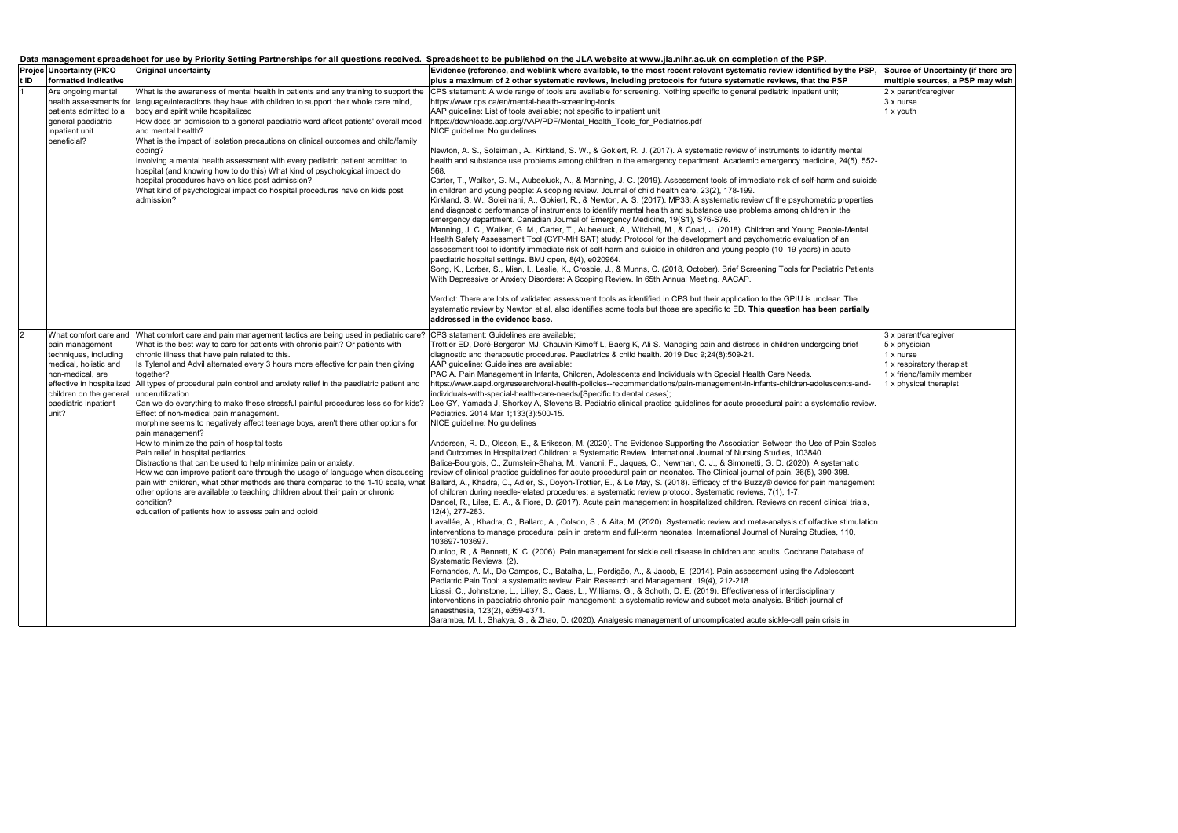**Data management spreadsheet for use by Priority Setting Partnerships for all questions received. Spreadsheet to be published on the JLA website at www.jla.nihr.ac.uk on completion of the PSP.**

| Project ID | Uncertainty (PICO formatted indicative | Original uncertainty | Evidence (reference, and weblink where available, to the most recent relevant systematic review identified by the PSP, plus a maximum of 2 other systematic reviews, including protocols for future systematic reviews, that the PSP | Source of Uncertainty (if there are multiple sources, a PSP may wish |
|---|---|---|---|---|
| 1 | Are ongoing mental health assessments for patients admitted to a general paediatric inpatient unit beneficial? | What is the awareness of mental health in patients and any training to support the language/interactions they have with children to support their whole care mind, body and spirit while hospitalized<br>How does an admission to a general paediatric ward affect patients' overall mood and mental health?<br>What is the impact of isolation precautions on clinical outcomes and child/family coping?<br>Involving a mental health assessment with every pediatric patient admitted to hospital (and knowing how to do this) What kind of psychological impact do hospital procedures have on kids post admission?<br>What kind of psychological impact do hospital procedures have on kids post admission? | CPS statement: A wide range of tools are available for screening. Nothing specific to general pediatric inpatient unit;<br>https://www.cps.ca/en/mental-health-screening-tools;<br>AAP guideline: List of tools available; not specific to inpatient unit<br>https://downloads.aap.org/AAP/PDF/Mental_Health_Tools_for_Pediatrics.pdf<br>NICE guideline: No guidelines<br><br>Newton, A. S., Soleimani, A., Kirkland, S. W., & Gokiert, R. J. (2017). A systematic review of instruments to identify mental health and substance use problems among children in the emergency department. Academic emergency medicine, 24(5), 552-568.<br>Carter, T., Walker, G. M., Aubeeluck, A., & Manning, J. C. (2019). Assessment tools of immediate risk of self-harm and suicide in children and young people: A scoping review. Journal of child health care, 23(2), 178-199.<br>Kirkland, S. W., Soleimani, A., Gokiert, R., & Newton, A. S. (2017). MP33: A systematic review of the psychometric properties and diagnostic performance of instruments to identify mental health and substance use problems among children in the emergency department. Canadian Journal of Emergency Medicine, 19(S1), S76-S76.<br>Manning, J. C., Walker, G. M., Carter, T., Aubeeluck, A., Witchell, M., & Coad, J. (2018). Children and Young People-Mental Health Safety Assessment Tool (CYP-MH SAT) study: Protocol for the development and psychometric evaluation of an assessment tool to identify immediate risk of self-harm and suicide in children and young people (10–19 years) in acute paediatric hospital settings. BMJ open, 8(4), e020964.<br>Song, K., Lorber, S., Mian, I., Leslie, K., Crosbie, J., & Munns, C. (2018, October). Brief Screening Tools for Pediatric Patients With Depressive or Anxiety Disorders: A Scoping Review. In 65th Annual Meeting. AACAP.<br><br>Verdict: There are lots of validated assessment tools as identified in CPS but their application to the GPIU is unclear. The systematic review by Newton et al, also identifies some tools but those are specific to ED. **This question has been partially addressed in the evidence base.** | 2 x parent/caregiver<br>3 x nurse<br>1 x youth |
| 2 | What comfort care and pain management techniques, including medical, holistic and non-medical, are effective in hospitalized children on the general paediatric inpatient unit? | What comfort care and pain management tactics are being used in pediatric care?<br>What is the best way to care for patients with chronic pain? Or patients with chronic illness that have pain related to this.<br>Is Tylenol and Advil alternated every 3 hours more effective for pain then giving together?<br>All types of procedural pain control and anxiety relief in the paediatric patient and underutilization<br>Can we do everything to make these stressful painful procedures less so for kids?<br>Effect of non-medical pain management.<br>morphine seems to negatively affect teenage boys, aren't there other options for pain management?<br>How to minimize the pain of hospital tests<br>Pain relief in hospital pediatrics.<br>Distractions that can be used to help minimize pain or anxiety,<br>How we can improve patient care through the usage of language when discussing pain with children, what other methods are there compared to the 1-10 scale, what other options are available to teaching children about their pain or chronic condition?<br>education of patients how to assess pain and opioid | CPS statement: Guidelines are available;<br>Trottier ED, Doré-Bergeron MJ, Chauvin-Kimoff L, Baerg K, Ali S. Managing pain and distress in children undergoing brief diagnostic and therapeutic procedures. Paediatrics & child health. 2019 Dec 9;24(8):509-21.<br>AAP guideline: Guidelines are available:<br>PAC A. Pain Management in Infants, Children, Adolescents and Individuals with Special Health Care Needs.<br>https://www.aapd.org/research/oral-health-policies--recommendations/pain-management-in-infants-children-adolescents-and-individuals-with-special-health-care-needs/[Specific to dental cases];<br>Lee GY, Yamada J, Shorkey A, Stevens B. Pediatric clinical practice guidelines for acute procedural pain: a systematic review. Pediatrics. 2014 Mar 1;133(3):500-15.<br>NICE guideline: No guidelines<br><br>Andersen, R. D., Olsson, E., & Eriksson, M. (2020). The Evidence Supporting the Association Between the Use of Pain Scales and Outcomes in Hospitalized Children: a Systematic Review. International Journal of Nursing Studies, 103840.<br>Balice-Bourgois, C., Zumstein-Shaha, M., Vanoni, F., Jaques, C., Newman, C. J., & Simonetti, G. D. (2020). A systematic review of clinical practice guidelines for acute procedural pain on neonates. The Clinical journal of pain, 36(5), 390-398.<br>Ballard, A., Khadra, C., Adler, S., Doyon-Trottier, E., & Le May, S. (2018). Efficacy of the Buzzy® device for pain management of children during needle-related procedures: a systematic review protocol. Systematic reviews, 7(1), 1-7.<br>Dancel, R., Liles, E. A., & Fiore, D. (2017). Acute pain management in hospitalized children. Reviews on recent clinical trials, 12(4), 277-283.<br>Lavallée, A., Khadra, C., Ballard, A., Colson, S., & Aita, M. (2020). Systematic review and meta-analysis of olfactive stimulation interventions to manage procedural pain in preterm and full-term neonates. International Journal of Nursing Studies, 110, 103697-103697.<br>Dunlop, R., & Bennett, K. C. (2006). Pain management for sickle cell disease in children and adults. Cochrane Database of Systematic Reviews, (2).<br>Fernandes, A. M., De Campos, C., Batalha, L., Perdigão, A., & Jacob, E. (2014). Pain assessment using the Adolescent Pediatric Pain Tool: a systematic review. Pain Research and Management, 19(4), 212-218.<br>Liossi, C., Johnstone, L., Lilley, S., Caes, L., Williams, G., & Schoth, D. E. (2019). Effectiveness of interdisciplinary interventions in paediatric chronic pain management: a systematic review and subset meta-analysis. British journal of anaesthesia, 123(2), e359-e371.<br>Saramba, M. I., Shakya, S., & Zhao, D. (2020). Analgesic management of uncomplicated acute sickle-cell pain crisis in | 3 x parent/caregiver<br>5 x physician<br>1 x nurse<br>1 x respiratory therapist<br>1 x friend/family member<br>1 x physical therapist |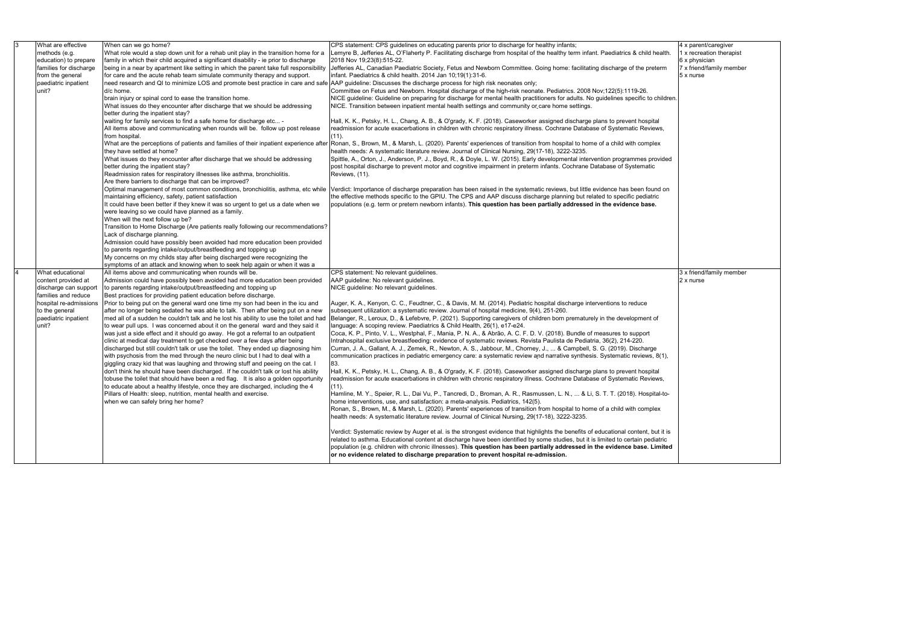| | | | | |
|---|---|---|---|---|
| 3 | What are effective methods (e.g. education) to prepare families for discharge from the general paediatric inpatient unit? | When can we go home?<br>What role would a step down unit for a rehab unit play in the transition home for a family in which their child acquired a significant disability - ie prior to discharge being in a near by apartment like setting in which the parent take full responsibility for care and the acute rehab team simulate community therapy and support.<br>need research and QI to minimize LOS and promote best practice in care and safe d/c home.<br>brain injury or spinal cord to ease the transition home.<br>What issues do they encounter after discharge that we should be addressing better during the inpatient stay?<br>waiting for family services to find a safe home for discharge etc... -<br>All items above and communicating when rounds will be. follow up post release from hospital.<br>What are the perceptions of patients and families of their inpatient experience after they have settled at home?<br>What issues do they encounter after discharge that we should be addressing better during the inpatient stay?<br>Readmission rates for respiratory illnesses like asthma, bronchiolitis.<br>Are there barriers to discharge that can be improved?<br>Optimal management of most common conditions, bronchiolitis, asthma, etc while maintaining efficiency, safety, patient satisfaction<br>It could have been better if they knew it was so urgent to get us a date when we were leaving so we could have planned as a family.<br>When will the next follow up be?<br>Transition to Home Discharge (Are patients really following our recommendations?<br>Lack of discharge planning.<br>Admission could have possibly been avoided had more education been provided to parents regarding intake/output/breastfeeding and topping up<br>My concerns on my childs stay after being discharged were recognizing the symptoms of an attack and knowing when to seek help again or when it was a | CPS statement: CPS guidelines on educating parents prior to discharge for healthy infants;<br>Lemyre B, Jefferies AL, O'Flaherty P. Facilitating discharge from hospital of the healthy term infant. Paediatrics & child health. 2018 Nov 19;23(8):515-22.<br>Jefferies AL, Canadian Paediatric Society, Fetus and Newborn Committee. Going home: facilitating discharge of the preterm infant. Paediatrics & child health. 2014 Jan 10;19(1):31-6.<br>AAP guideline: Discusses the discharge process for high risk neonates only;<br>Committee on Fetus and Newborn. Hospital discharge of the high-risk neonate. Pediatrics. 2008 Nov;122(5):1119-26.<br>NICE guideline: Guideline on preparing for discharge for mental health practitioners for adults. No guidelines specific to children.<br>NICE. Transition between inpatient mental health settings and community or care home settings.<br><br>Hall, K. K., Petsky, H. L., Chang, A. B., & O'grady, K. F. (2018). Caseworker assigned discharge plans to prevent hospital readmission for acute exacerbations in children with chronic respiratory illness. Cochrane Database of Systematic Reviews, (11).<br>Ronan, S., Brown, M., & Marsh, L. (2020). Parents' experiences of transition from hospital to home of a child with complex health needs: A systematic literature review. Journal of Clinical Nursing, 29(17-18), 3222-3235.<br>Spittle, A., Orton, J., Anderson, P. J., Boyd, R., & Doyle, L. W. (2015). Early developmental intervention programmes provided post hospital discharge to prevent motor and cognitive impairment in preterm infants. Cochrane Database of Systematic Reviews, (11).<br><br>Verdict: Importance of discharge preparation has been raised in the systematic reviews, but little evidence has been found on the effective methods specific to the GPIU. The CPS and AAP discuss discharge planning but related to specific pediatric populations (e.g. term or pretern newborn infants). **This question has been partially addressed in the evidence base.** | 4 x parent/caregiver<br>1 x recreation therapist<br>6 x physician<br>7 x friend/family member<br>5 x nurse |
| 4 | What educational content provided at discharge can support families and reduce hospital re-admissions to the general paediatric inpatient unit? | All items above and communicating when rounds will be.<br>Admission could have possibly been avoided had more education been provided to parents regarding intake/output/breastfeeding and topping up<br>Best practices for providing patient education before discharge.<br>Prior to being put on the general ward one time my son had been in the icu and after no longer being sedated he was able to talk. Then after being put on a new med all of a sudden he couldn't talk and he lost his ability to use the toilet and had to wear pull ups. I was concerned about it on the general ward and they said it was just a side effect and it should go away. He got a referral to an outpatient clinic at medical day treatment to get checked over a few days after being discharged but still couldn't talk or use the toilet. They ended up diagnosing him with psychosis from the med through the neuro clinic but I had to deal with a giggling crazy kid that was laughing and throwing stuff and peeing on the cat. I don't think he should have been discharged. If he couldn't talk or lost his ability tobuse the toilet that should have been a red flag. It is also a golden opportunity to educate about a healthy lifestyle, once they are discharged, including the 4 Pillars of Health: sleep, nutrition, mental health and exercise.<br>when we can safely bring her home? | CPS statement: No relevant guidelines.<br>AAP guideline: No relevant guidelines.<br>NICE guideline: No relevant guidelines.<br><br>Auger, K. A., Kenyon, C. C., Feudtner, C., & Davis, M. M. (2014). Pediatric hospital discharge interventions to reduce subsequent utilization: a systematic review. Journal of hospital medicine, 9(4), 251-260.<br>Belanger, R., Leroux, D., & Lefebvre, P. (2021). Supporting caregivers of children born prematurely in the development of language: A scoping review. Paediatrics & Child Health, 26(1), e17-e24.<br>Coca, K. P., Pinto, V. L., Westphal, F., Mania, P. N. A., & Abrão, A. C. F. D. V. (2018). Bundle of measures to support Intrahospital exclusive breastfeeding: evidence of systematic reviews. Revista Paulista de Pediatria, 36(2), 214-220.<br>Curran, J. A., Gallant, A. J., Zemek, R., Newton, A. S., Jabbour, M., Chorney, J., ... & Campbell, S. G. (2019). Discharge communication practices in pediatric emergency care: a systematic review and narrative synthesis. Systematic reviews, 8(1), 83.<br>Hall, K. K., Petsky, H. L., Chang, A. B., & O'grady, K. F. (2018). Caseworker assigned discharge plans to prevent hospital readmission for acute exacerbations in children with chronic respiratory illness. Cochrane Database of Systematic Reviews, (11).<br>Hamline, M. Y., Speier, R. L., Dai Vu, P., Tancredi, D., Broman, A. R., Rasmussen, L. N., ... & Li, S. T. T. (2018). Hospital-to-home interventions, use, and satisfaction: a meta-analysis. Pediatrics, 142(5).<br>Ronan, S., Brown, M., & Marsh, L. (2020). Parents' experiences of transition from hospital to home of a child with complex health needs: A systematic literature review. Journal of Clinical Nursing, 29(17-18), 3222-3235.<br><br>Verdict: Systematic review by Auger et al. is the strongest evidence that highlights the benefits of educational content, but it is related to asthma. Educational content at discharge have been identified by some studies, but it is limited to certain pediatric population (e.g. children with chronic illnesses). **This question has been partially addressed in the evidence base. Limited or no evidence related to discharge preparation to prevent hospital re-admission.** | 3 x friend/family member<br>2 x nurse |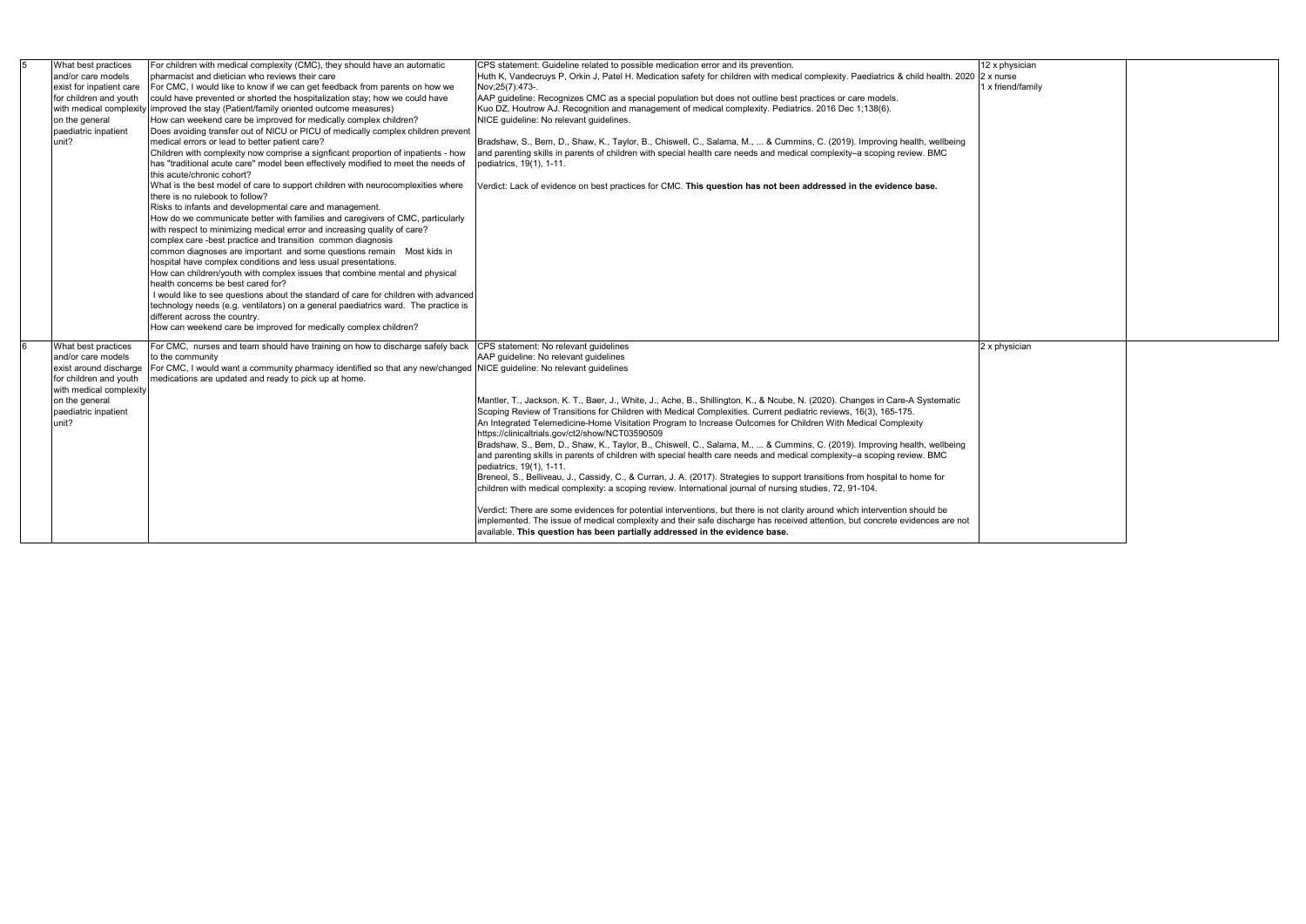| 5 | What best practices and/or care models exist for inpatient care for children and youth with medical complexity on the general paediatric inpatient unit? | For children with medical complexity (CMC), they should have an automatic pharmacist and dietician who reviews their care<br>For CMC, I would like to know if we can get feedback from parents on how we could have prevented or shorted the hospitalization stay; how we could have improved the stay (Patient/family oriented outcome measures)<br>How can weekend care be improved for medically complex children?<br>Does avoiding transfer out of NICU or PICU of medically complex children prevent medical errors or lead to better patient care?<br>Children with complexity now comprise a signficant proportion of inpatients - how has "traditional acute care" model been effectively modified to meet the needs of this acute/chronic cohort?<br>What is the best model of care to support children with neurocomplexities where there is no rulebook to follow?<br>Risks to infants and developmental care and management.<br>How do we communicate better with families and caregivers of CMC, particularly with respect to minimizing medical error and increasing quality of care?<br>complex care -best practice and transition common diagnosis<br>common diagnoses are important and some questions remain Most kids in hospital have complex conditions and less usual presentations.<br>How can children/youth with complex issues that combine mental and physical health concerns be best cared for?<br>I would like to see questions about the standard of care for children with advanced technology needs (e.g. ventilators) on a general paediatrics ward. The practice is different across the country.<br>How can weekend care be improved for medically complex children? | CPS statement: Guideline related to possible medication error and its prevention.<br>Huth K, Vandecruys P, Orkin J, Patel H. Medication safety for children with medical complexity. Paediatrics & child health. 2020 Nov;25(7):473-.<br>AAP guideline: Recognizes CMC as a special population but does not outline best practices or care models.<br>Kuo DZ, Houtrow AJ. Recognition and management of medical complexity. Pediatrics. 2016 Dec 1;138(6).<br>NICE guideline: No relevant guidelines.<br><br>Bradshaw, S., Bem, D., Shaw, K., Taylor, B., Chiswell, C., Salama, M., ... & Cummins, C. (2019). Improving health, wellbeing and parenting skills in parents of children with special health care needs and medical complexity–a scoping review. BMC pediatrics, 19(1), 1-11.<br><br>Verdict: Lack of evidence on best practices for CMC. **This question has not been addressed in the evidence base.** | 12 x physician<br>2 x nurse<br>1 x friend/family | |
|---|---|---|---|---|---|
| 6 | What best practices and/or care models exist around discharge for children and youth with medical complexity on the general paediatric inpatient unit? | For CMC, nurses and team should have training on how to discharge safely back to the community<br>For CMC, I would want a community pharmacy identified so that any new/changed medications are updated and ready to pick up at home. | CPS statement: No relevant guidelines<br>AAP guideline: No relevant guidelines<br>NICE guideline: No relevant guidelines<br><br>Mantler, T., Jackson, K. T., Baer, J., White, J., Ache, B., Shillington, K., & Ncube, N. (2020). Changes in Care-A Systematic Scoping Review of Transitions for Children with Medical Complexities. Current pediatric reviews, 16(3), 165-175.<br>An Integrated Telemedicine-Home Visitation Program to Increase Outcomes for Children With Medical Complexity https://clinicaltrials.gov/ct2/show/NCT03590509<br>Bradshaw, S., Bem, D., Shaw, K., Taylor, B., Chiswell, C., Salama, M., ... & Cummins, C. (2019). Improving health, wellbeing and parenting skills in parents of children with special health care needs and medical complexity–a scoping review. BMC pediatrics, 19(1), 1-11.<br>Breneol, S., Belliveau, J., Cassidy, C., & Curran, J. A. (2017). Strategies to support transitions from hospital to home for children with medical complexity: a scoping review. International journal of nursing studies, 72, 91-104.<br><br>Verdict: There are some evidences for potential interventions, but there is not clarity around which intervention should be implemented. The issue of medical complexity and their safe discharge has received attention, but concrete evidences are not available. **This question has been partially addressed in the evidence base.** | 2 x physician | |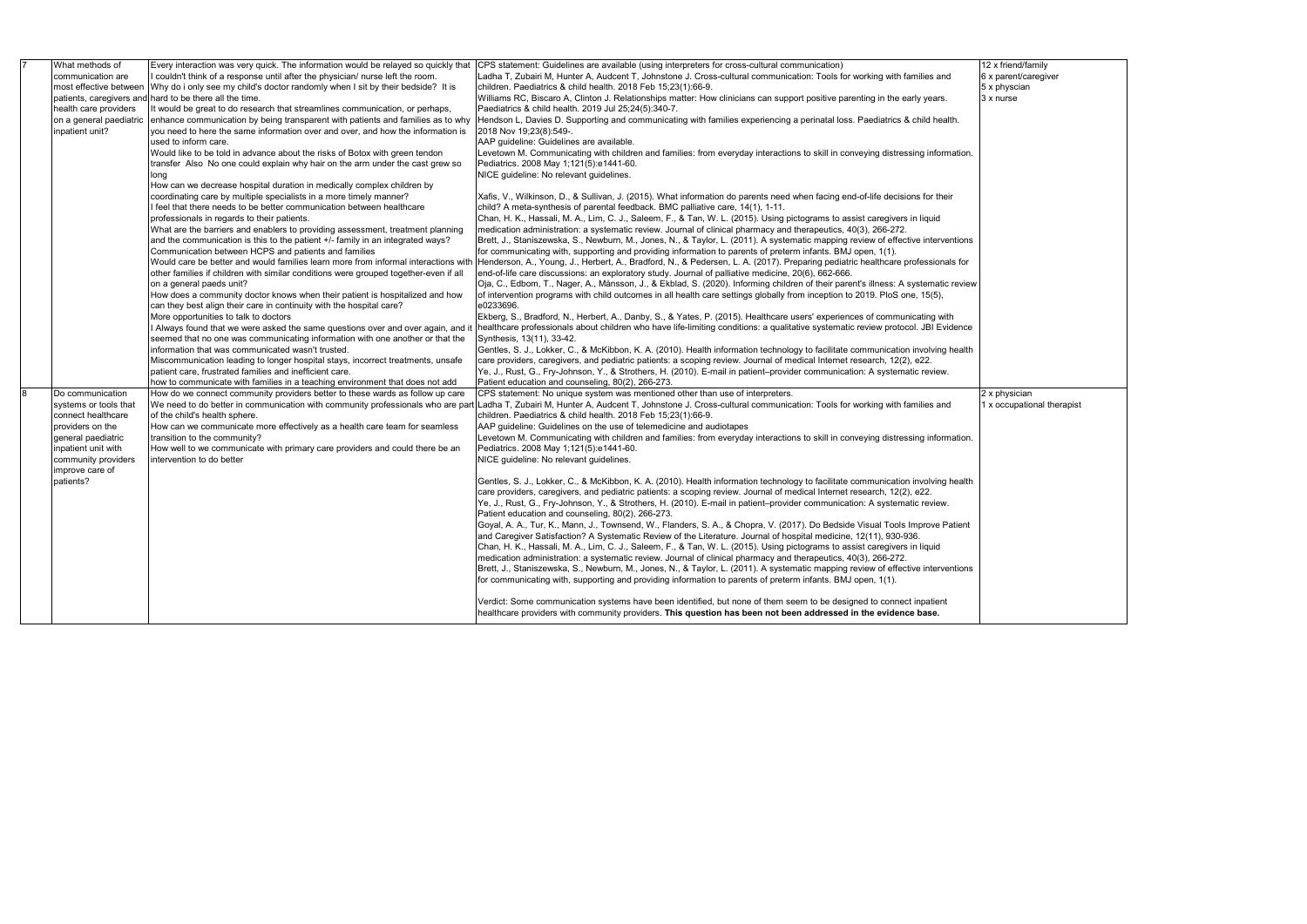| 7 | What methods of communication are most effective between patients, caregivers and health care providers on a general paediatric inpatient unit? | Every interaction was very quick. The information would be relayed so quickly that I couldn't think of a response until after the physician/ nurse left the room.<br>Why do i only see my child's doctor randomly when I sit by their bedside? It is hard to be there all the time.<br>It would be great to do research that streamlines communication, or perhaps, enhance communication by being transparent with patients and families as to why you need to here the same information over and over, and how the information is used to inform care.<br>Would like to be told in advance about the risks of Botox with green tendon transfer Also No one could explain why my hair on the arm under the cast grew so long<br>How can we decrease hospital duration in medically complex children by coordinating care by multiple specialists in a more timely manner?<br>I feel that there needs to be better communication between healthcare professionals in regards to their patients.<br>What are the barriers and enablers to providing assessment, treatment planning and the communication is this to the patient +/- family in an integrated ways?<br>Communication between HCPS and patients and families<br>Would care be better and would families learn more from informal interactions with other families if children with similar conditions were grouped together-even if all on a general paeds unit?<br>How does a community doctor knows when their patient is hospitalized and how can they best align their care in continuity with the hospital care?<br>More opportunities to talk to doctors<br>I Always found that we were asked the same questions over and over again, and it seemed that no one was communicating information with one another or that the information that was communicated wasn't trusted.<br>Miscommunication leading to longer hospital stays, incorrect treatments, unsafe patient care, frustrated families and inefficient care.<br>how to communicate with families in a teaching environment that does not add | CPS statement: Guidelines are available (using interpreters for cross-cultural communication)<br>Ladha T, Zubairi M, Hunter A, Audcent T, Johnstone J. Cross-cultural communication: Tools for working with families and children. Paediatrics & child health. 2018 Feb 15;23(1):66-9.<br>Williams RC, Biscaro A, Clinton J. Relationships matter: How clinicians can support positive parenting in the early years. Paediatrics & child health. 2019 Jul 25;24(5):340-7.<br>Hendson L, Davies D. Supporting and communicating with families experiencing a perinatal loss. Paediatrics & child health. 2018 Nov 19;23(8):549-.<br>AAP guideline: Guidelines are available.<br>Levetown M. Communicating with children and families: from everyday interactions to skill in conveying distressing information. Pediatrics. 2008 May 1;121(5):e1441-60.<br>NICE guideline: No relevant guidelines.<br><br>Xafis, V., Wilkinson, D., & Sullivan, J. (2015). What information do parents need when facing end-of-life decisions for their child? A meta-synthesis of parental feedback. BMC palliative care, 14(1), 1-11.<br>Chan, H. K., Hassali, M. A., Lim, C. J., Saleem, F., & Tan, W. L. (2015). Using pictograms to assist caregivers in liquid medication administration: a systematic review. Journal of clinical pharmacy and therapeutics, 40(3), 266-272.<br>Brett, J., Staniszewska, S., Newburn, M., Jones, N., & Taylor, L. (2011). A systematic mapping review of effective interventions for communicating with, supporting and providing information to parents of preterm infants. BMJ open, 1(1).<br>Henderson, A., Young, J., Herbert, A., Bradford, N., & Pedersen, L. A. (2017). Preparing pediatric healthcare professionals for end-of-life care discussions: an exploratory study. Journal of palliative medicine, 20(6), 662-666.<br>Oja, C., Edbom, T., Nager, A., Månsson, J., & Ekblad, S. (2020). Informing children of their parent's illness: A systematic review of intervention programs with child outcomes in all health care settings globally from inception to 2019. PloS one, 15(5), e0233696.<br>Ekberg, S., Bradford, N., Herbert, A., Danby, S., & Yates, P. (2015). Healthcare users' experiences of communicating with healthcare professionals about children who have life-limiting conditions: a qualitative systematic review protocol. JBI Evidence Synthesis, 13(11), 33-42.<br>Gentles, S. J., Lokker, C., & McKibbon, K. A. (2010). Health information technology to facilitate communication involving health care providers, caregivers, and pediatric patients: a scoping review. Journal of medical Internet research, 12(2), e22.<br>Ye, J., Rust, G., Fry-Johnson, Y., & Strothers, H. (2010). E-mail in patient–provider communication: A systematic review. Patient education and counseling, 80(2), 266-273. | 12 x friend/family<br>6 x parent/caregiver<br>5 x physcian<br>3 x nurse |
|---|---|---|---|---|
| 8 | Do communication systems or tools that connect healthcare providers on the general paediatric inpatient unit with community providers improve care of patients? | How do we connect community providers better to these wards as follow up care<br>We need to do better in communication with community professionals who are part of the child's health sphere.<br>How can we communicate more effectively as a health care team for seamless transition to the community?<br>How well to we communicate with primary care providers and could there be an intervention to do better | CPS statement: No unique system was mentioned other than use of interpreters.<br>Ladha T, Zubairi M, Hunter A, Audcent T, Johnstone J. Cross-cultural communication: Tools for working with families and children. Paediatrics & child health. 2018 Feb 15;23(1):66-9.<br>AAP guideline: Guidelines on the use of telemedicine and audiotapes<br>Levetown M. Communicating with children and families: from everyday interactions to skill in conveying distressing information. Pediatrics. 2008 May 1;121(5):e1441-60.<br>NICE guideline: No relevant guidelines.<br><br>Gentles, S. J., Lokker, C., & McKibbon, K. A. (2010). Health information technology to facilitate communication involving health care providers, caregivers, and pediatric patients: a scoping review. Journal of medical Internet research, 12(2), e22.<br>Ye, J., Rust, G., Fry-Johnson, Y., & Strothers, H. (2010). E-mail in patient–provider communication: A systematic review. Patient education and counseling, 80(2), 266-273.<br>Goyal, A. A., Tur, K., Mann, J., Townsend, W., Flanders, S. A., & Chopra, V. (2017). Do Bedside Visual Tools Improve Patient and Caregiver Satisfaction? A Systematic Review of the Literature. Journal of hospital medicine, 12(11), 930-936.<br>Chan, H. K., Hassali, M. A., Lim, C. J., Saleem, F., & Tan, W. L. (2015). Using pictograms to assist caregivers in liquid medication administration: a systematic review. Journal of clinical pharmacy and therapeutics, 40(3), 266-272.<br>Brett, J., Staniszewska, S., Newburn, M., Jones, N., & Taylor, L. (2011). A systematic mapping review of effective interventions for communicating with, supporting and providing information to parents of preterm infants. BMJ open, 1(1).<br><br>Verdict: Some communication systems have been identified, but none of them seem to be designed to connect inpatient healthcare providers with community providers. **This question has been not been addressed in the evidence base.** | 2 x physician<br>1 x occupational therapist |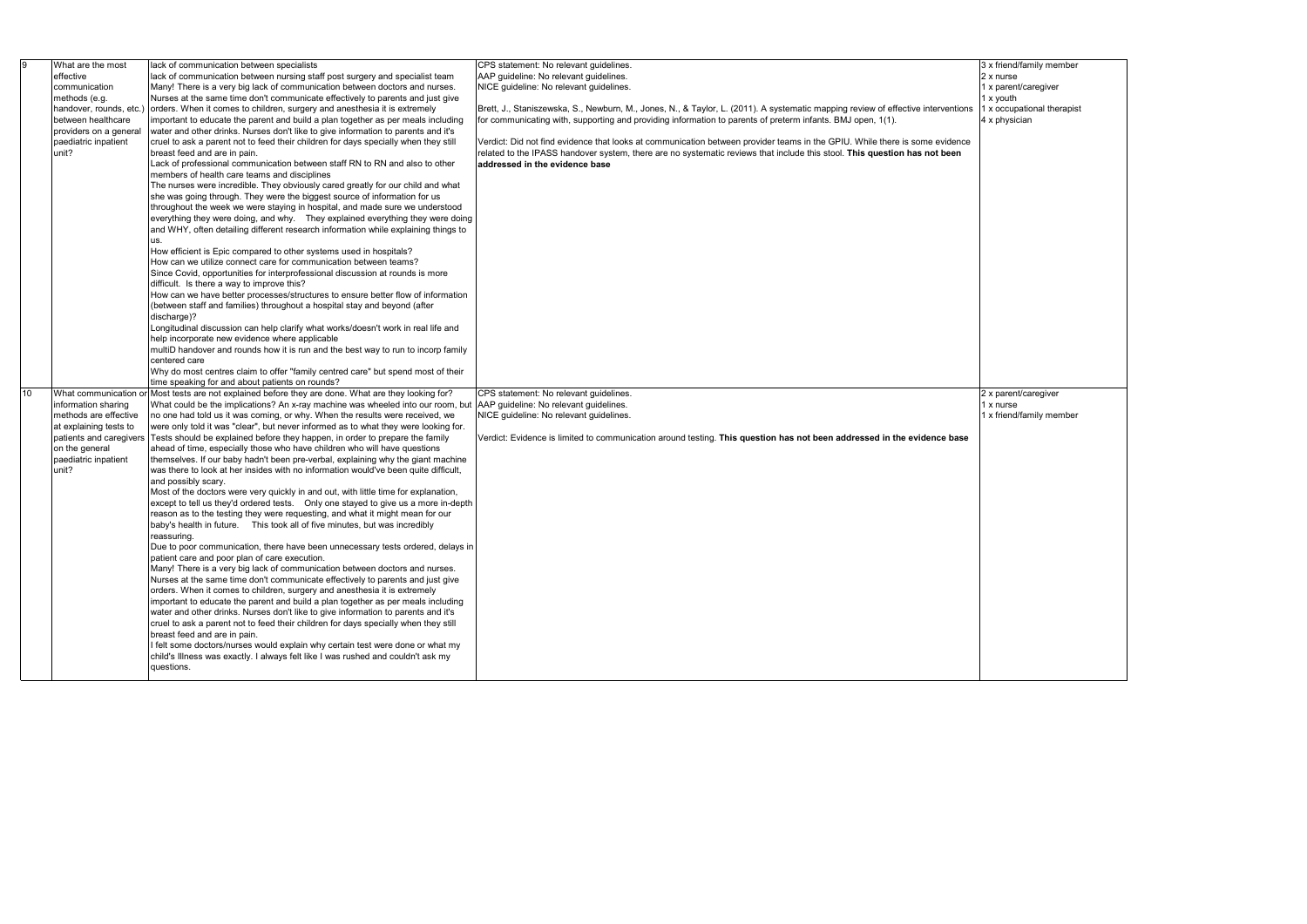| 9 | What are the most effective communication methods (e.g. handover, rounds, etc.) between healthcare providers on a general paediatric inpatient unit? | lack of communication between specialists<br>lack of communication between nursing staff post surgery and specialist team<br>Many! There is a very big lack of communication between doctors and nurses. Nurses at the same time don't communicate effectively to parents and just give orders. When it comes to children, surgery and anesthesia it is extremely important to educate the parent and build a plan together as per meals including water and other drinks. Nurses don't like to give information to parents and it's cruel to ask a parent not to feed their children for days specially when they still breast feed and are in pain.<br>Lack of professional communication between staff RN to RN and also to other members of health care teams and disciplines<br>The nurses were incredible. They obviously cared greatly for our child and what she was going through. They were the biggest source of information for us throughout the week we were staying in hospital, and made sure we understood everything they were doing, and why. They explained everything they were doing and WHY, often detailing different research information while explaining things to us.<br>How efficient is Epic compared to other systems used in hospitals?<br>How can we utilize connect care for communication between teams?<br>Since Covid, opportunities for interprofessional discussion at rounds is more difficult. Is there a way to improve this?<br>How can we have better processes/structures to ensure better flow of information (between staff and families) throughout a hospital stay and beyond (after discharge)?<br>Longitudinal discussion can help clarify what works/doesn't work in real life and help incorporate new evidence where applicable<br>multiD handover and rounds how it is run and the best way to run to incorp family centered care<br>Why do most centres claim to offer "family centred care" but spend most of their time speaking for and about patients on rounds? | CPS statement: No relevant guidelines.<br>AAP guideline: No relevant guidelines.<br>NICE guideline: No relevant guidelines.<br><br>Brett, J., Staniszewska, S., Newburn, M., Jones, N., & Taylor, L. (2011). A systematic mapping review of effective interventions for communicating with, supporting and providing information to parents of preterm infants. BMJ open, 1(1).<br><br>Verdict: Did not find evidence that looks at communication between provider teams in the GPIU. While there is some evidence related to the IPASS handover system, there are no systematic reviews that include this stool. **This question has not been addressed in the evidence base** | 3 x friend/family member<br>2 x nurse<br>1 x parent/caregiver<br>1 x youth<br>1 x occupational therapist<br>4 x physician |
|---|---|---|---|---|
| 10 | What communication or information sharing methods are effective at explaining tests to patients and caregivers on the general paediatric inpatient unit? | Most tests are not explained before they are done. What are they looking for? What could be the implications? An x-ray machine was wheeled into our room, but no one had told us it was coming, or why. When the results were received, we were only told it was "clear", but never informed as to what they were looking for. Tests should be explained before they happen, in order to prepare the family ahead of time, especially those who have children who will have questions themselves. If our baby hadn't been pre-verbal, explaining why the giant machine was there to look at her insides with no information would've been quite difficult, and possibly scary.<br>Most of the doctors were very quickly in and out, with little time for explanation, except to tell us they'd ordered tests. Only one stayed to give us a more in-depth reason as to the testing they were requesting, and what it might mean for our baby's health in future. This took all of five minutes, but was incredibly reassuring.<br>Due to poor communication, there have been unnecessary tests ordered, delays in patient care and poor plan of care execution.<br>Many! There is a very big lack of communication between doctors and nurses. Nurses at the same time don't communicate effectively to parents and just give orders. When it comes to children, surgery and anesthesia it is extremely important to educate the parent and build a plan together as per meals including water and other drinks. Nurses don't like to give information to parents and it's cruel to ask a parent not to feed their children for days specially when they still breast feed and are in pain.<br>I felt some doctors/nurses would explain why certain test were done or what my child's Illness was exactly. I always felt like I was rushed and couldn't ask my questions. | CPS statement: No relevant guidelines.<br>AAP guideline: No relevant guidelines.<br>NICE guideline: No relevant guidelines.<br><br>Verdict: Evidence is limited to communication around testing. **This question has not been addressed in the evidence base** | 2 x parent/caregiver<br>1 x nurse<br>1 x friend/family member |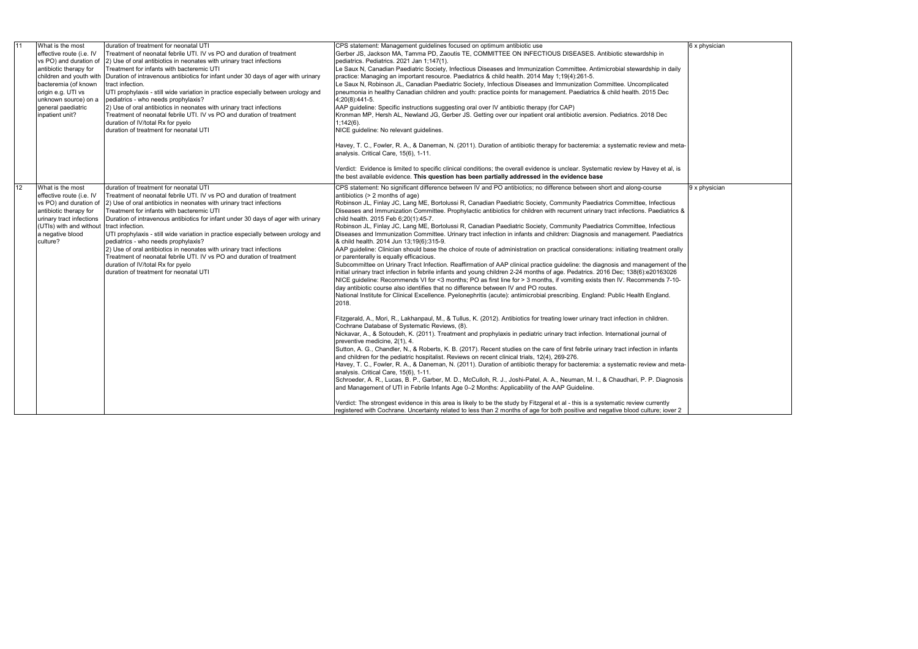| 11 | What is the most effective route (i.e. IV vs PO) and duration of antibiotic therapy for children and youth with bacteremia (of known origin e.g. UTI vs unknown source) on a general paediatric inpatient unit? | duration of treatment for neonatal UTI<br>Treatment of neonatal febrile UTI. IV vs PO and duration of treatment<br>2) Use of oral antibiotics in neonates with urinary tract infections<br>Treatment for infants with bacteremic UTI<br>Duration of intravenous antibiotics for infant under 30 days of ager with urinary tract infection.<br>UTI prophylaxis - still wide variation in practice especially between urology and pediatrics - who needs prophylaxis?<br>2) Use of oral antibiotics in neonates with urinary tract infections<br>Treatment of neonatal febrile UTI. IV vs PO and duration of treatment<br>duration of IV/total Rx for pyelo<br>duration of treatment for neonatal UTI | CPS statement: Management guidelines focused on optimum antibiotic use<br>Gerber JS, Jackson MA, Tamma PD, Zaoutis TE, COMMITTEE ON INFECTIOUS DISEASES. Antibiotic stewardship in pediatrics. Pediatrics. 2021 Jan 1;147(1).<br>Le Saux N, Canadian Paediatric Society, Infectious Diseases and Immunization Committee. Antimicrobial stewardship in daily practice: Managing an important resource. Paediatrics & child health. 2014 May 1;19(4):261-5.<br>Le Saux N, Robinson JL, Canadian Paediatric Society, Infectious Diseases and Immunization Committee. Uncomplicated pneumonia in healthy Canadian children and youth: practice points for management. Paediatrics & child health. 2015 Dec 4;20(8):441-5.<br>AAP guideline: Specific instructions suggesting oral over IV antibiotic therapy (for CAP)<br>Kronman MP, Hersh AL, Newland JG, Gerber JS. Getting over our inpatient oral antibiotic aversion. Pediatrics. 2018 Dec 1;142(6).<br>NICE guideline: No relevant guidelines.<br><br>Havey, T. C., Fowler, R. A., & Daneman, N. (2011). Duration of antibiotic therapy for bacteremia: a systematic review and meta-analysis. Critical Care, 15(6), 1-11.<br><br>Verdict: Evidence is limited to specific clinical conditions; the overall evidence is unclear. Systematic review by Havey et al, is the best available evidence. **This question has been partially addressed in the evidence base** | 6 x physician |
|---|---|---|---|---|
| 12 | What is the most effective route (i.e. IV vs PO) and duration of antibiotic therapy for urinary tract infections (UTIs) with and without a negative blood culture? | duration of treatment for neonatal UTI<br>Treatment of neonatal febrile UTI. IV vs PO and duration of treatment<br>2) Use of oral antibiotics in neonates with urinary tract infections<br>Treatment for infants with bacteremic UTI<br>Duration of intravenous antibiotics for infant under 30 days of ager with urinary tract infection.<br>UTI prophylaxis - still wide variation in practice especially between urology and pediatrics - who needs prophylaxis?<br>2) Use of oral antibiotics in neonates with urinary tract infections<br>Treatment of neonatal febrile UTI. IV vs PO and duration of treatment<br>duration of IV/total Rx for pyelo<br>duration of treatment for neonatal UTI | CPS statement: No significant difference between IV and PO antibiotics; no difference between short and along-course antibiotics (> 2 months of age)<br>Robinson JL, Finlay JC, Lang ME, Bortolussi R, Canadian Paediatric Society, Community Paediatrics Committee, Infectious Diseases and Immunization Committee. Prophylactic antibiotics for children with recurrent urinary tract infections. Paediatrics & child health. 2015 Feb 6;20(1):45-7.<br>Robinson JL, Finlay JC, Lang ME, Bortolussi R, Canadian Paediatric Society, Community Paediatrics Committee, Infectious Diseases and Immunization Committee. Urinary tract infection in infants and children: Diagnosis and management. Paediatrics & child health. 2014 Jun 13;19(6):315-9.<br>AAP guideline: Clinician should base the choice of route of administration on practical considerations: initiating treatment orally or parenterally is equally efficacious.<br>Subcommittee on Urinary Tract Infection. Reaffirmation of AAP clinical practice guideline: the diagnosis and management of the initial urinary tract infection in febrile infants and young children 2-24 months of age. Pedatrics. 2016 Dec; 138(6):e20163026<br>NICE guideline: Recommends VI for <3 months; PO as first line for > 3 months, if vomiting exists then IV. Recommends 7-10-day antibiotic course also identifies that no difference between IV and PO routes.<br>National Institute for Clinical Excellence. Pyelonephritis (acute): antimicrobial prescribing. England: Public Health England. 2018.<br><br>Fitzgerald, A., Mori, R., Lakhanpaul, M., & Tullus, K. (2012). Antibiotics for treating lower urinary tract infection in children. Cochrane Database of Systematic Reviews, (8).<br>Nickavar, A., & Sotoudeh, K. (2011). Treatment and prophylaxis in pediatric urinary tract infection. International journal of preventive medicine, 2(1), 4.<br>Sutton, A. G., Chandler, N., & Roberts, K. B. (2017). Recent studies on the care of first febrile urinary tract infection in infants and children for the pediatric hospitalist. Reviews on recent clinical trials, 12(4), 269-276.<br>Havey, T. C., Fowler, R. A., & Daneman, N. (2011). Duration of antibiotic therapy for bacteremia: a systematic review and meta-analysis. Critical Care, 15(6), 1-11.<br>Schroeder, A. R., Lucas, B. P., Garber, M. D., McCulloh, R. J., Joshi-Patel, A. A., Neuman, M. I., & Chaudhari, P. P. Diagnosis and Management of UTI in Febrile Infants Age 0–2 Months: Applicability of the AAP Guideline.<br><br>Verdict: The strongest evidence in this area is likely to be the study by Fitzgeral et al - this is a systematic review currently registered with Cochrane. Uncertainty related to less than 2 months of age for both positive and negative blood culture; iover 2 | 9 x physician |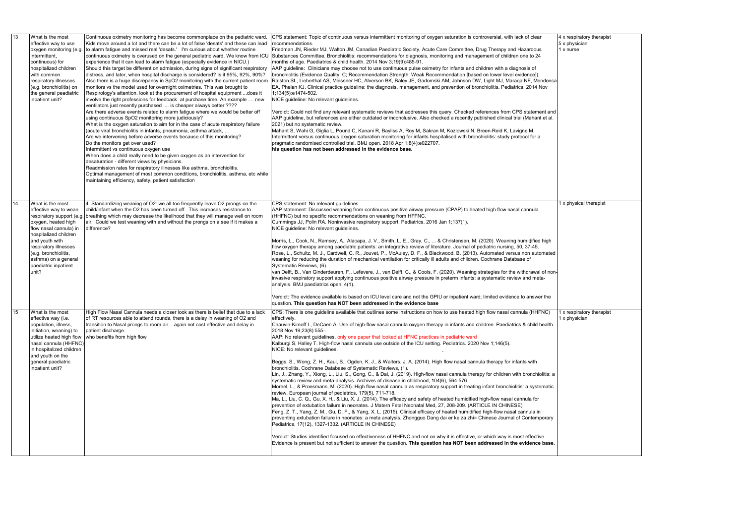| 13 | What is the most effective way to use oxygen monitoring (e.g. intermittent, continuous) for hospitalized children with common respiratory illnesses (e.g. bronchiolitis) on the general peadiatric inpatient unit? | Continuous oximetry monitoring has become commonplace on the pediatric ward. Kids move around a lot and there can be a lot of false 'desats' and these can lead to alarm fatigue and missed real 'desats.' I'm curious about whether routine continuous oximetry is overused on the general pediatric ward. We know from ICU experience that it can lead to alarm fatigue (especially evidence in NICU.)<br>Should this target be different on admission, during signs of significant respiratory distress, and later, when hospital discharge is considered? Is it 95%, 92%, 90%?<br>Also there is a huge discrepancy in SpO2 monitoring with the current patient room monitors vs the model used for overnight oximetries. This was brought to Respirology's attention. look at the procurement of hospital equipment ...does it involve the right professions for feedback at purchase time. An example .... new ventilators just recently purchased .... is cheaper always better ????<br>Are there adverse events related to alarm fatigue where we would be better off using continuous SpO2 monitoring more judiciously?<br>What is the oxygen saturation to aim for in the case of acute respiratory failure (acute viral bronchiolitis in infants, pneumonia, asthma attack, ...<br>Are we intervening before adverse events because of this monitoring?<br>Do the monitors get over used?<br>Intermittent vs continuous oxygen use<br>When does a child really need to be given oxygen as an intervention for desaturation - different views by physicians.<br>Readmission rates for respiratory illnesses like asthma, bronchiolitis.<br>Optimal management of most common conditions, bronchiolitis, asthma, etc while maintaining efficiency, safety, patient satisfaction | CPS statement: Topic of continuous versus intermittent monitoring of oxygen saturation is controversial, with lack of clear recommendations.<br>Friedman JN, Rieder MJ, Walton JM, Canadian Paediatric Society, Acute Care Committee, Drug Therapy and Hazardous Substances Committee. Bronchiolitis: recommendations for diagnosis, monitoring and management of children one to 24 months of age. Paediatrics & child health. 2014 Nov 3;19(9):485-91.<br>AAP guideline: Clinicians may choose not to use continuous pulse oximetry for infants and children with a diagnosis of bronchiolitis (Evidence Quality: C; Recommendation Strength: Weak Recommendation [based on lower level evidence]).<br>Ralston SL, Lieberthal AS, Meissner HC, Alverson BK, Baley JE, Gadomski AM, Johnson DW, Light MJ, Maraqa NF, Mendonca EA, Phelan KJ. Clinical practice guideline: the diagnosis, management, and prevention of bronchiolitis. Pediatrics. 2014 Nov 1;134(5):e1474-502.<br>NICE guideline: No relevant guidelines.<br><br>Verdict: Could not find any relevant systematic reviews that addresses this query. Checked references from CPS statement and AAP guideline, but references are either outdated or inconclusive. Also checked a recently published clinical trial (Mahant et al. 2021) but no systematic review.<br>Mahant S, Wahi G, Giglia L, Pound C, Kanani R, Bayliss A, Roy M, Sakran M, Kozlowski N, Breen-Reid K, Lavigne M. Intermittent versus continuous oxygen saturation monitoring for infants hospitalised with bronchiolitis: study protocol for a pragmatic randomised controlled trial. BMJ open. 2018 Apr 1;8(4):e022707.<br>**his question has not been addressed in the evidence base.** | 4 x respiratory therapist<br>5 x physician<br>1 x nurse |
|---|---|---|---|---|
| 14 | What is the most effective way to wean respiratory support (e.g. oxygen, heated high flow nasal cannula) in hospitalized children and youth with respiratory illnesses (e.g. bronchiolitis, asthma) on a general paediatric inpatient unit? | 4. Standardizing weaning of O2: we all too frequently leave O2 prongs on the child/infant when the O2 has been turned off. This increases resistance to breathing which may decrease the likelihood that they will manage well on room air. Could we test weaning with and without the prongs on a see if it makes a difference? | CPS statement: No relevant guidelines.<br>AAP statement: Discussed weaning from continuous positive airway pressure (CPAP) to heated high flow nasal cannula (HHFNC) but no specific recommendations on weaning from HFFNC.<br>Cummings JJ, Polin RA. Noninvasive respiratory support. Pediatrics. 2016 Jan 1;137(1).<br>NICE guideline: No relevant guidelines.<br><br>Morris, L., Cook, N., Ramsey, A., Alacapa, J. V., Smith, L. E., Gray, C., ... & Christensen, M. (2020). Weaning humidified high flow oxygen therapy among paediatric patients: an integrative review of literature. Journal of pediatric nursing, 50, 37-45.<br>Rose, L., Schultz, M. J., Cardwell, C. R., Jouvet, P., McAuley, D. F., & Blackwood, B. (2013). Automated versus non automated weaning for reducing the duration of mechanical ventilation for critically ill adults and children. Cochrane Database of Systematic Reviews, (6).<br>van Delft, B., Van Ginderdeuren, F., Lefevere, J., van Delft, C., & Cools, F. (2020). Weaning strategies for the withdrawal of non-invasive respiratory support applying continuous positive airway pressure in preterm infants: a systematic review and meta-analysis. BMJ paediatrics open, 4(1).<br><br>Verdict: The evidence available is based on ICU level care and not the GPIU or inpatient ward; limited evidence to answer the question. **This question has NOT been addressed in the evidence base** | 1 x physical therapist |
| 15 | What is the most effective way (i.e. population, illness, initiation, weaning) to utilize heated high flow nasal cannula (HHFNC) in hospitalized children and youth on the general paediatric inpatient unit? | High Flow Nasal Cannula needs a closer look as there is belief that due to a lack of RT resources able to attend rounds, there is a delay in weaning of O2 and transition to Nasal prongs to room air....again not cost effective and delay in patient discharge.<br>who benefits from high flow | CPS: There is one guideline available that outlines some instructions on how to use heated high flow nasal cannula (HHFNC) effectively.<br>Chauvin-Kimoff L, DeCaen A. Use of high-flow nasal cannula oxygen therapy in infants and children. Paediatrics & child health. 2018 Nov 19;23(8):555-.<br>AAP: No relevant guidelines. only one paper that looked at HFNC practices in pediatric ward<br>Kalburgi S, Halley T. High-flow nasal cannula use outside of the ICU setting. Pediatrics. 2020 Nov 1;146(5).<br>NICE: No relevant guidelines.<br><br>Beggs, S., Wong, Z. H., Kaul, S., Ogden, K. J., & Walters, J. A. (2014). High flow nasal cannula therapy for infants with bronchiolitis. Cochrane Database of Systematic Reviews, (1).<br>Lin, J., Zhang, Y., Xiong, L., Liu, S., Gong, C., & Dai, J. (2019). High-flow nasal cannula therapy for children with bronchiolitis: a systematic review and meta-analysis. Archives of disease in childhood, 104(6), 564-576.<br>Moreel, L., & Proesmans, M. (2020). High flow nasal cannula as respiratory support in treating infant bronchiolitis: a systematic review. European journal of pediatrics, 179(5), 711-718.<br>Ma, L., Liu, C. Q., Gu, X. H., & Liu, X. J. (2014). The efficacy and safety of heated humidified high-flow nasal cannula for prevention of extubation failure in neonates. J Matern Fetal Neonatal Med, 27, 208-209. (ARTICLE IN CHINESE)<br>Feng, Z. T., Yang, Z. M., Gu, D. F., & Yang, X. L. (2015). Clinical efficacy of heated humidified high-flow nasal cannula in preventing extubation failure in neonates: a meta analysis. Zhongguo Dang dai er ke za zhi= Chinese Journal of Contemporary Pediatrics, 17(12), 1327-1332. (ARTICLE IN CHINESE)<br><br>Verdict: Studies identified focused on effectiveness of HHFNC and not on why it is effective, or which way is most effective. Evidence is present but not sufficient to answer the question. **This question has NOT been addressed in the evidence base.** | 1 x respiratory therapist<br>1 x physician |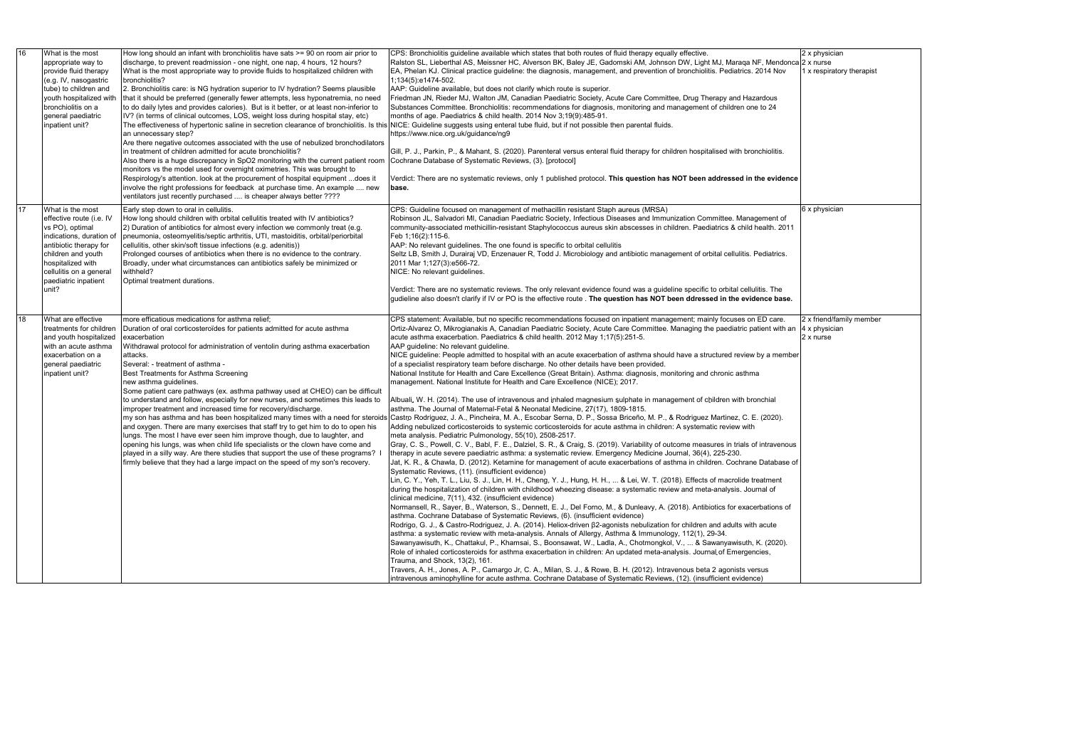| 16 | What is the most appropriate way to provide fluid therapy (e.g. IV, nasogastric tube) to children and youth hospitalized with bronchiolitis on a general paediatric inpatient unit? | How long should an infant with bronchiolitis have sats >= 90 on room air prior to discharge, to prevent readmission - one night, one nap, 4 hours, 12 hours?<br>What is the most appropriate way to provide fluids to hospitalized children with bronchiolitis?<br>2. Bronchiolitis care: is NG hydration superior to IV hydration? Seems plausible that it should be preferred (generally fewer attempts, less hyponatremia, no need to do daily lytes and provides calories). But is it better, or at least non-inferior to IV? (in terms of clinical outcomes, LOS, weight loss during hospital stay, etc)<br>The effectiveness of hypertonic saline in secretion clearance of bronchiolitis. Is this an unnecessary step?<br>Are there negative outcomes associated with the use of nebulized bronchodilators in treatment of children admitted for acute bronchiolitis?<br>Also there is a huge discrepancy in SpO2 monitoring with the current patient room monitors vs the model used for overnight oximetries. This was brought to Respirology's attention. look at the procurement of hospital equipment ...does it involve the right professions for feedback at purchase time. An example .... new ventilators just recently purchased .... is cheaper always better ???? | CPS: Bronchiolitis guideline available which states that both routes of fluid therapy equally effective.<br>Ralston SL, Lieberthal AS, Meissner HC, Alverson BK, Baley JE, Gadomski AM, Johnson DW, Light MJ, Maraqa NF, Mendonca EA, Phelan KJ. Clinical practice guideline: the diagnosis, management, and prevention of bronchiolitis. Pediatrics. 2014 Nov 1;134(5):e1474-502.<br>AAP: Guideline available, but does not clarify which route is superior.<br>Friedman JN, Rieder MJ, Walton JM, Canadian Paediatric Society, Acute Care Committee, Drug Therapy and Hazardous Substances Committee. Bronchiolitis: recommendations for diagnosis, monitoring and management of children one to 24 months of age. Paediatrics & child health. 2014 Nov 3;19(9):485-91.<br>NICE: Guideline suggests using enteral tube fluid, but if not possible then parental fluids.<br>https://www.nice.org.uk/guidance/ng9<br><br>Gill, P. J., Parkin, P., & Mahant, S. (2020). Parenteral versus enteral fluid therapy for children hospitalised with bronchiolitis. Cochrane Database of Systematic Reviews, (3). [protocol]<br><br>Verdict: There are no systematic reviews, only 1 published protocol. **This question has NOT been addressed in the evidence base.** | 2 x physician<br>2 x nurse<br>1 x respiratory therapist |
|---|---|---|---|---|
| 17 | What is the most effective route (i.e. IV vs PO), optimal indications, duration of antibiotic therapy for children and youth hospitalized with cellulitis on a general paediatric inpatient unit? | Early step down to oral in cellulitis.<br>How long should children with orbital cellulitis treated with IV antibiotics?<br>2) Duration of antibiotics for almost every infection we commonly treat (e.g. pneumonia, osteomyelitis/septic arthritis, UTI, mastoiditis, orbital/periorbital cellulitis, other skin/soft tissue infections (e.g. adenitis))<br>Prolonged courses of antibiotics when there is no evidence to the contrary.<br>Broadly, under what circumstances can antibiotics safely be minimized or withheld?<br>Optimal treatment durations. | CPS: Guideline focused on management of methacillin resistant Staph aureus (MRSA)<br>Robinson JL, Salvadori MI, Canadian Paediatric Society, Infectious Diseases and Immunization Committee. Management of community-associated methicillin-resistant Staphylococcus aureus skin abscesses in children. Paediatrics & child health. 2011 Feb 1;16(2):115-6.<br>AAP: No relevant guidelines. The one found is specific to orbital cellulitis<br>Seltz LB, Smith J, Durairaj VD, Enzenauer R, Todd J. Microbiology and antibiotic management of orbital cellulitis. Pediatrics. 2011 Mar 1;127(3):e566-72.<br>NICE: No relevant guidelines.<br><br>Verdict: There are no systematic reviews. The only relevant evidence found was a guideline specific to orbital cellulitis. The gudieline also doesn't clarify if IV or PO is the effective route . **The question has NOT been ddressed in the evidence base.** | 6 x physician |
| 18 | What are effective treatments for children and youth hospitalized with an acute asthma exacerbation on a general paediatric inpatient unit? | more efficacious medications for asthma relief;<br>Duration of oral corticosteroïdes for patients admitted for acute asthma exacerbation<br>Withdrawal protocol for administration of ventolin during asthma exacerbation attacks.<br>Several: - treatment of asthma -<br>Best Treatments for Asthma Screening<br>new asthma guidelines.<br>Some patient care pathways (ex. asthma pathway used at CHEO) can be difficult to understand and follow, especially for new nurses, and sometimes this leads to improper treatment and increased time for recovery/discharge.<br>my son has asthma and has been hospitalized many times with a need for steroids and oxygen. There are many exercises that staff try to get him to do to open his lungs. The most I have ever seen him improve though, due to laughter, and opening his lungs, was when child life specialists or the clown have come and played in a silly way. Are there studies that support the use of these programs? I firmly believe that they had a large impact on the speed of my son's recovery. | CPS statement: Available, but no specific recommendations focused on inpatient management; mainly focuses on ED care.<br>Ortiz-Alvarez O, Mikrogianakis A, Canadian Paediatric Society, Acute Care Committee. Managing the paediatric patient with an acute asthma exacerbation. Paediatrics & child health. 2012 May 1;17(5):251-5.<br>AAP guideline: No relevant guideline.<br>NICE guideline: People admitted to hospital with an acute exacerbation of asthma should have a structured review by a member of a specialist respiratory team before discharge. No other details have been provided.<br>National Institute for Health and Care Excellence (Great Britain). Asthma: diagnosis, monitoring and chronic asthma management. National Institute for Health and Care Excellence (NICE); 2017.<br><br>Albuali, W. H. (2014). The use of intravenous and inhaled magnesium sulphate in management of children with bronchial asthma. The Journal of Maternal-Fetal & Neonatal Medicine, 27(17), 1809-1815.<br>Castro Rodriguez, J. A., Pincheira, M. A., Escobar Serna, D. P., Sossa Briceño, M. P., & Rodriguez Martinez, C. E. (2020). Adding nebulized corticosteroids to systemic corticosteroids for acute asthma in children: A systematic review with meta analysis. Pediatric Pulmonology, 55(10), 2508-2517.<br>Gray, C. S., Powell, C. V., Babl, F. E., Dalziel, S. R., & Craig, S. (2019). Variability of outcome measures in trials of intravenous therapy in acute severe paediatric asthma: a systematic review. Emergency Medicine Journal, 36(4), 225-230.<br>Jat, K. R., & Chawla, D. (2012). Ketamine for management of acute exacerbations of asthma in children. Cochrane Database of Systematic Reviews, (11). (insufficient evidence)<br>Lin, C. Y., Yeh, T. L., Liu, S. J., Lin, H. H., Cheng, Y. J., Hung, H. H., ... & Lei, W. T. (2018). Effects of macrolide treatment during the hospitalization of children with childhood wheezing disease: a systematic review and meta-analysis. Journal of clinical medicine, 7(11), 432. (insufficient evidence)<br>Normansell, R., Sayer, B., Waterson, S., Dennett, E. J., Del Forno, M., & Dunleavy, A. (2018). Antibiotics for exacerbations of asthma. Cochrane Database of Systematic Reviews, (6). (insufficient evidence)<br>Rodrigo, G. J., & Castro-Rodriguez, J. A. (2014). Heliox-driven β2-agonists nebulization for children and adults with acute asthma: a systematic review with meta-analysis. Annals of Allergy, Asthma & Immunology, 112(1), 29-34.<br>Sawanyawisuth, K., Chattakul, P., Khamsai, S., Boonsawat, W., Ladla, A., Chotmongkol, V., ... & Sawanyawisuth, K. (2020). Role of inhaled corticosteroids for asthma exacerbation in children: An updated meta-analysis. Journal of Emergencies, Trauma, and Shock, 13(2), 161.<br>Travers, A. H., Jones, A. P., Camargo Jr, C. A., Milan, S. J., & Rowe, B. H. (2012). Intravenous beta 2 agonists versus intravenous aminophylline for acute asthma. Cochrane Database of Systematic Reviews, (12). (insufficient evidence) | 2 x friend/family member<br>4 x physician<br>2 x nurse |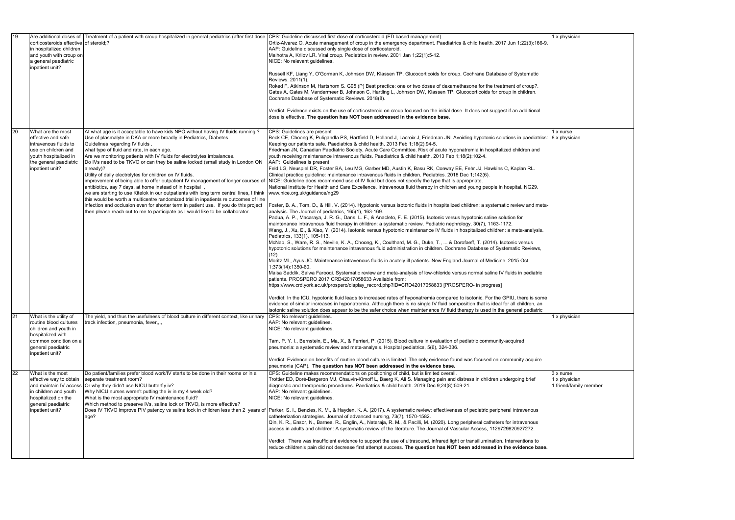| 19 | Are additional doses of corticosteroids effective in hospitalized children and youth with croup on a general paediatric inpatient unit? | Treatment of a patient with croup hospitalized in general pediatrics (after first dose of steroid;? | CPS: Guideline discussed first dose of corticosteroid (ED based management)<br>Ortiz-Alvarez O. Acute management of croup in the emergency department. Paediatrics & child health. 2017 Jun 1;22(3):166-9.<br>AAP: Guideline discussed only single dose of corticosteroid.<br>Malhotra A, Krilov LR. Viral croup. Pediatrics in review. 2001 Jan 1;22(1):5-12.<br>NICE: No relevant guidelines.<br><br>Russell KF, Liang Y, O'Gorman K, Johnson DW, Klassen TP. Glucocorticoids for croup. Cochrane Database of Systematic Reviews. 2011(1).<br>Roked F, Atkinson M, Hartshorn S. G95 (P) Best practice: one or two doses of dexamethasone for the treatment of croup?.<br>Gates A, Gates M, Vandermeer B, Johnson C, Hartling L, Johnson DW, Klassen TP. Glucocorticoids for croup in children. Cochrane Database of Systematic Reviews. 2018(8).<br><br>Verdict: Evidence exists on the use of corticosteroid on croup focused on the initial dose. It does not suggest if an additional dose is effective. **The question has NOT been addressed in the evidence base.** | 1 x physician |
|---|---|---|---|---|
| 20 | What are the most effective and safe intravenous fluids to use on children and youth hospitalized in the general paediatric inpatient unit? | At what age is it acceptable to have kids NPO without having IV fluids running ?<br>Use of plasmalyte in DKA or more broadly in Pediatrics, Diabetes<br>Guidelines regarding IV fluids .<br>what type of fluid and rate, in each age.<br>Are we monitoring patients with IV fluids for electrolytes imbalances.<br>Do IVs need to be TKVO or can they be saline locked (small study in London ON already)?<br>Utility of daily electrolytes for children on IV fluids.<br>improvement of being able to offer outpatient IV management of longer courses of antibiotics, say 7 days, at home instead of in hospital ,<br>we are starting to use Kitelok in our outpatients with long term central lines, I think this would be worth a multicentre randomized trial in inpatients re outcomes of line infection and occlusion even for shorter term in patient use. If you do this project then please reach out to me to participate as I would like to be collaborator. | CPS: Guidelines are present<br>Beck CE, Choong K, Puligandla PS, Hartfield D, Holland J, Lacroix J, Friedman JN. Avoiding hypotonic solutions in paediatrics: Keeping our patients safe. Paediatrics & child health. 2013 Feb 1;18(2):94-5.<br>Friedman JN, Canadian Paediatric Society, Acute Care Committee. Risk of acute hyponatremia in hospitalized children and youth receiving maintenance intravenous fluids. Paediatrics & child health. 2013 Feb 1;18(2):102-4.<br>AAP: Guidelines is present<br>Feld LG, Neuspiel DR, Foster BA, Leu MG, Garber MD, Austin K, Basu RK, Conway EE, Fehr JJ, Hawkins C, Kaplan RL. Clinical practice guideline: maintenance intravenous fluids in children. Pediatrics. 2018 Dec 1;142(6).<br>NICE: Guideline does recommend use of IV fluid but does not specify the type that is appropriate.<br>National Institute for Health and Care Excellence. Intravenous fluid therapy in children and young people in hospital. NG29. www.nice.org.uk/guidance/ng29<br><br>Foster, B. A., Tom, D., & Hill, V. (2014). Hypotonic versus isotonic fluids in hospitalized children: a systematic review and meta-analysis. The Journal of pediatrics, 165(1), 163-169.<br>Padua, A. P., Macaraya, J. R. G., Dans, L. F., & Anacleto, F. E. (2015). Isotonic versus hypotonic saline solution for maintenance intravenous fluid therapy in children: a systematic review. Pediatric nephrology, 30(7), 1163-1172.<br>Wang, J., Xu, E., & Xiao, Y. (2014). Isotonic versus hypotonic maintenance IV fluids in hospitalized children: a meta-analysis. Pediatrics, 133(1), 105-113.<br>McNab, S., Ware, R. S., Neville, K. A., Choong, K., Coulthard, M. G., Duke, T., ... & Dorofaeff, T. (2014). Isotonic versus hypotonic solutions for maintenance intravenous fluid administration in children. Cochrane Database of Systematic Reviews, (12).<br>Moritz ML, Ayus JC. Maintenance intravenous fluids in acutely ill patients. New England Journal of Medicine. 2015 Oct 1;373(14):1350-60.<br>Maisa Saddik, Salwa Farooqi. Systematic review and meta-analysis of low-chloride versus normal saline IV fluids in pediatric patients. PROSPERO 2017 CRD42017058633 Available from: https://www.crd.york.ac.uk/prospero/display_record.php?ID=CRD42017058633 [PROSPERO- in progress]<br><br>Verdict: In the ICU, hypotonic fluid leads to increased rates of hyponatremia compared to isotonic. For the GPIU, there is some evidence of similar increases in hyponatremia. Although there is no single IV fluid composition that is ideal for all children, an isotonic saline solution does appear to be the safer choice when maintenance IV fluid therapy is used in the general pediatric | 1 x nurse<br>8 x physician |
| 21 | What is the utility of routine blood cultures children and youth in hospitalized with common condition on a general paediatric inpatient unit? | The yield, and thus the usefulness of blood culture in different context, like urinary track infection, pneumonia, fever,,,, | CPS: No relevant guidelines.<br>AAP: No relevant guidelines.<br>NICE: No relevant guidelines.<br><br>Tam, P. Y. I., Bernstein, E., Ma, X., & Ferrieri, P. (2015). Blood culture in evaluation of pediatric community-acquired pneumonia: a systematic review and meta-analysis. Hospital pediatrics, 5(6), 324-336.<br><br>Verdict: Evidence on benefits of routine blood culture is limited. The only evidence found was focused on community acquire pneumonia (CAP). **The question has NOT been addressed in the evidence base.** | 1 x physician |
| 22 | What is the most effective way to obtain and maintain IV access in children and youth hospitalized on the general paediatric inpatient unit? | Do patient/families prefer blood work/IV starts to be done in their rooms or in a separate treatment room?<br>Or why they didn't use NICU butterfly iv?<br>Why NICU nurses weren't putting the iv in my 4 week old?<br>What is the most appropriate IV maintenance fluid?<br>Which method to preserve IVs, saline lock or TKVO, is more effective?<br>Does IV TKVO improve PIV patency vs saline lock in children less than 2 years of age? | CPS: Guideline makes recommendations on positioning of child, but is limited overall.<br>Trottier ED, Doré-Bergeron MJ, Chauvin-Kimoff L, Baerg K, Ali S. Managing pain and distress in children undergoing brief diagnostic and therapeutic procedures. Paediatrics & child health. 2019 Dec 9;24(8):509-21.<br>AAP: No relevant guidelines.<br>NICE: No relevant guidelines.<br><br>Parker, S. I., Benzies, K. M., & Hayden, K. A. (2017). A systematic review: effectiveness of pediatric peripheral intravenous catheterization strategies. Journal of advanced nursing, 73(7), 1570-1582.<br>Qin, K. R., Ensor, N., Barnes, R., Englin, A., Nataraja, R. M., & Pacilli, M. (2020). Long peripheral catheters for intravenous access in adults and children: A systematic review of the literature. The Journal of Vascular Access, 1129729820927272.<br><br>Verdict: There was insufficient evidence to support the use of ultrasound, infrared light or transillumination. Interventions to reduce children's pain did not decrease first attempt success. **The question has NOT been addressed in the evidence base.** | 3 x nurse<br>1 x physician<br>1 friend/family member |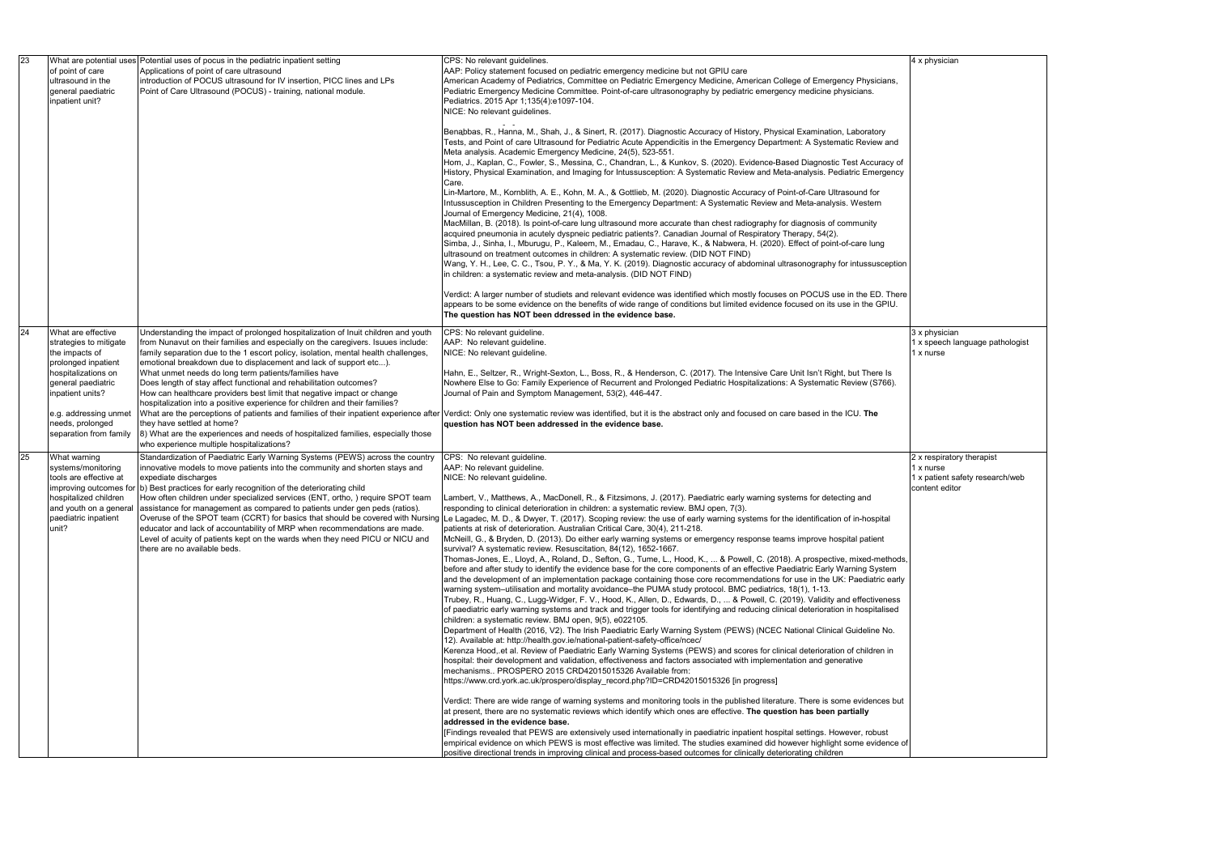| 23 | What are potential uses of point of care ultrasound in the general paediatric inpatient unit? | Potential uses of pocus in the pediatric inpatient setting<br>Applications of point of care ultrasound<br>introduction of POCUS ultrasound for IV insertion, PICC lines and LPs<br>Point of Care Ultrasound (POCUS) - training, national module. | CPS: No relevant guidelines.<br>AAP: Policy statement focused on pediatric emergency medicine but not GPIU care<br>American Academy of Pediatrics, Committee on Pediatric Emergency Medicine, American College of Emergency Physicians, Pediatric Emergency Medicine Committee. Point-of-care ultrasonography by pediatric emergency medicine physicians. Pediatrics. 2015 Apr 1;135(4):e1097-104.<br>NICE: No relevant guidelines.<br><br>Benabbas, R., Hanna, M., Shah, J., & Sinert, R. (2017). Diagnostic Accuracy of History, Physical Examination, Laboratory Tests, and Point of care Ultrasound for Pediatric Acute Appendicitis in the Emergency Department: A Systematic Review and Meta analysis. Academic Emergency Medicine, 24(5), 523-551.<br>Hom, J., Kaplan, C., Fowler, S., Messina, C., Chandran, L., & Kunkov, S. (2020). Evidence-Based Diagnostic Test Accuracy of History, Physical Examination, and Imaging for Intussusception: A Systematic Review and Meta-analysis. Pediatric Emergency Care.<br>Lin-Martore, M., Kornblith, A. E., Kohn, M. A., & Gottlieb, M. (2020). Diagnostic Accuracy of Point-of-Care Ultrasound for Intussusception in Children Presenting to the Emergency Department: A Systematic Review and Meta-analysis. Western Journal of Emergency Medicine, 21(4), 1008.<br>MacMillan, B. (2018). Is point-of-care lung ultrasound more accurate than chest radiography for diagnosis of community acquired pneumonia in acutely dyspneic pediatric patients?. Canadian Journal of Respiratory Therapy, 54(2).<br>Simba, J., Sinha, I., Mburugu, P., Kaleem, M., Emadau, C., Harave, K., & Nabwera, H. (2020). Effect of point-of-care lung ultrasound on treatment outcomes in children: A systematic review. (DID NOT FIND)<br>Wang, Y. H., Lee, C. C., Tsou, P. Y., & Ma, Y. K. (2019). Diagnostic accuracy of abdominal ultrasonography for intussusception in children: a systematic review and meta-analysis. (DID NOT FIND)<br><br>Verdict: A larger number of studiets and relevant evidence was identified which mostly focuses on POCUS use in the ED. There appears to be some evidence on the benefits of wide range of conditions but limited evidence focused on its use in the GPIU. **The question has NOT been ddressed in the evidence base.** | 4 x physician |
|---|---|---|---|---|
| 24 | What are effective strategies to mitigate the impacts of prolonged inpatient hospitalizations on general paediatric inpatient units?<br><br>e.g. addressing unmet needs, prolonged separation from family | Understanding the impact of prolonged hospitalization of Inuit children and youth from Nunavut on their families and especially on the caregivers. Isuues include: family separation due to the 1 escort policy, isolation, mental health challenges, emotional breakdown due to displacement and lack of support etc...).<br>What unmet needs do long term patients/families have<br>Does length of stay affect functional and rehabilitation outcomes?<br>How can healthcare providers best limit that negative impact or change hospitalization into a positive experience for children and their families?<br>What are the perceptions of patients and families of their inpatient experience after they have settled at home?<br>8) What are the experiences and needs of hospitalized families, especially those who experience multiple hospitalizations? | CPS: No relevant guideline.<br>AAP: No relevant guideline.<br>NICE: No relevant guideline.<br><br>Hahn, E., Seltzer, R., Wright-Sexton, L., Boss, R., & Henderson, C. (2017). The Intensive Care Unit Isn't Right, but There Is Nowhere Else to Go: Family Experience of Recurrent and Prolonged Pediatric Hospitalizations: A Systematic Review (S766). Journal of Pain and Symptom Management, 53(2), 446-447.<br><br>Verdict: Only one systematic review was identified, but it is the abstract only and focused on care based in the ICU. **The question has NOT been addressed in the evidence base.** | 3 x physician<br>1 x speech language pathologist<br>1 x nurse |
| 25 | What warning systems/monitoring tools are effective at improving outcomes for hospitalized children and youth on a general paediatric inpatient unit? | Standardization of Paediatric Early Warning Systems (PEWS) across the country innovative models to move patients into the community and shorten stays and expediate discharges<br>b) Best practices for early recognition of the deteriorating child<br>How often children under specialized services (ENT, ortho, ) require SPOT team assistance for management as compared to patients under gen peds (ratios).<br>Overuse of the SPOT team (CCRT) for basics that should be covered with Nursing educator and lack of accountability of MRP when recommendations are made.<br>Level of acuity of patients kept on the wards when they need PICU or NICU and there are no available beds. | CPS: No relevant guideline.<br>AAP: No relevant guideline.<br>NICE: No relevant guideline.<br><br>Lambert, V., Matthews, A., MacDonell, R., & Fitzsimons, J. (2017). Paediatric early warning systems for detecting and responding to clinical deterioration in children: a systematic review. BMJ open, 7(3).<br>Le Lagadec, M. D., & Dwyer, T. (2017). Scoping review: the use of early warning systems for the identification of in-hospital patients at risk of deterioration. Australian Critical Care, 30(4), 211-218.<br>McNeill, G., & Bryden, D. (2013). Do either early warning systems or emergency response teams improve hospital patient survival? A systematic review. Resuscitation, 84(12), 1652-1667.<br>Thomas-Jones, E., Lloyd, A., Roland, D., Sefton, G., Tume, L., Hood, K., ... & Powell, C. (2018). A prospective, mixed-methods, before and after study to identify the evidence base for the core components of an effective Paediatric Early Warning System and the development of an implementation package containing those core recommendations for use in the UK: Paediatric early warning system–utilisation and mortality avoidance–the PUMA study protocol. BMC pediatrics, 18(1), 1-13.<br>Trubey, R., Huang, C., Lugg-Widger, F. V., Hood, K., Allen, D., Edwards, D., ... & Powell, C. (2019). Validity and effectiveness of paediatric early warning systems and track and trigger tools for identifying and reducing clinical deterioration in hospitalised children: a systematic review. BMJ open, 9(5), e022105.<br>Department of Health (2016, V2). The Irish Paediatric Early Warning System (PEWS) (NCEC National Clinical Guideline No. 12). Available at: http://health.gov.ie/national-patient-safety-office/ncec/<br>Kerenza Hood,.et al. Review of Paediatric Early Warning Systems (PEWS) and scores for clinical deterioration of children in hospital: their development and validation, effectiveness and factors associated with implementation and generative mechanisms.. PROSPERO 2015 CRD42015015326 Available from: https://www.crd.york.ac.uk/prospero/display_record.php?ID=CRD42015015326 [in progress]<br><br>Verdict: There are wide range of warning systems and monitoring tools in the published literature. There is some evidences but at present, there are no systematic reviews which identify which ones are effective. **The question has been partially addressed in the evidence base.**<br>[Findings revealed that PEWS are extensively used internationally in paediatric inpatient hospital settings. However, robust empirical evidence on which PEWS is most effective was limited. The studies examined did however highlight some evidence of positive directional trends in improving clinical and process-based outcomes for clinically deteriorating children | 2 x respiratory therapist<br>1 x nurse<br>1 x patient safety research/web content editor |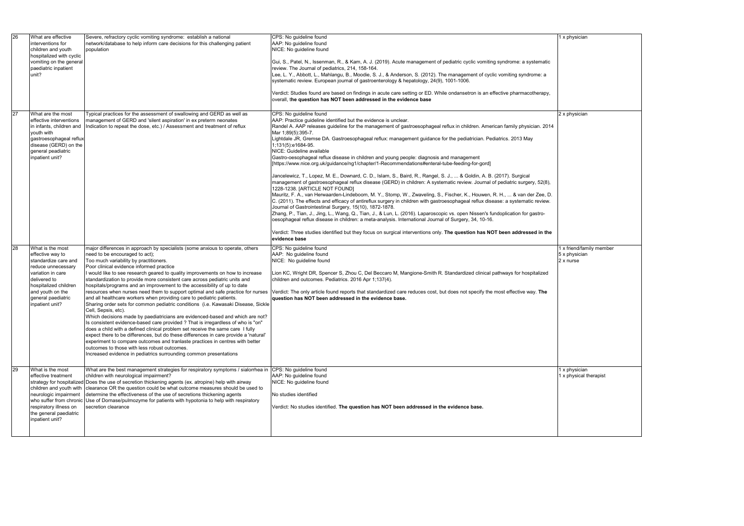| 26 | What are effective interventions for children and youth hospitalized with cyclic vomiting on the general paediatric inpatient unit? | Severe, refractory cyclic vomiting syndrome: establish a national network/database to help inform care decisions for this challenging patient population | CPS: No guideline found<br>AAP: No guideline found<br>NICE: No guideline found<br><br>Gui, S., Patel, N., Issenman, R., & Kam, A. J. (2019). Acute management of pediatric cyclic vomiting syndrome: a systematic review. The Journal of pediatrics, 214, 158-164.<br>Lee, L. Y., Abbott, L., Mahlangu, B., Moodie, S. J., & Anderson, S. (2012). The management of cyclic vomiting syndrome: a systematic review. European journal of gastroenterology & hepatology, 24(9), 1001-1006.<br><br>Verdict: Studies found are based on findings in acute care setting or ED. While ondansetron is an effective pharmacotherapy, overall, **the question has NOT been addressed in the evidence base** | 1 x physician |
|---|---|---|---|---|
| 27 | What are the most effective interventions in infants, children and youth with gastroesophageal reflux disease (GERD) on the general peadiatric inpatient unit? | Typical practices for the assessment of swallowing and GERD as well as management of GERD and 'silent aspiration' in ex preterm neonates<br>Indication to repeat the dose, etc.) / Assessment and treatment of reflux | CPS: No guideline found<br>AAP: Practice guideline identified but the evidence is unclear.<br>Randel A. AAP releases guideline for the management of gastroesophageal reflux in children. American family physician. 2014 Mar 1;89(5):395-7.<br>Lightdale JR, Gremse DA. Gastroesophageal reflux: management guidance for the pediatrician. Pediatrics. 2013 May 1;131(5):e1684-95.<br>NICE: Guideline available<br>Gastro-oesophageal reflux disease in children and young people: diagnosis and management [https://www.nice.org.uk/guidance/ng1/chapter/1-Recommendations#enteral-tube-feeding-for-gord]<br><br>Jancelewicz, T., Lopez, M. E., Downard, C. D., Islam, S., Baird, R., Rangel, S. J., ... & Goldin, A. B. (2017). Surgical management of gastroesophageal reflux disease (GERD) in children: A systematic review. Journal of pediatric surgery, 52(8), 1228-1238. [ARTICLE NOT FOUND]<br>Mauritz, F. A., van Herwaarden-Lindeboom, M. Y., Stomp, W., Zwaveling, S., Fischer, K., Houwen, R. H., ... & van der Zee, D. C. (2011). The effects and efficacy of antireflux surgery in children with gastroesophageal reflux disease: a systematic review. Journal of Gastrointestinal Surgery, 15(10), 1872-1878.<br>Zhang, P., Tian, J., Jing, L., Wang, Q., Tian, J., & Lun, L. (2016). Laparoscopic vs. open Nissen's fundoplication for gastro-oesophageal reflux disease in children: a meta-analysis. International Journal of Surgery, 34, 10-16.<br><br>Verdict: Three studies identified but they focus on surgical interventions only. **The question has NOT been addressed in the evidence base** | 2 x physician |
| 28 | What is the most effective way to standardize care and reduce unnecessary variation in care delivered to hospitalized children and youth on the general paediatric inpatient unit? | major differences in approach by specialists (some anxious to operate, others need to be encouraged to act);<br>Too much variability by practitioners.<br>Poor clinical evidence informed practice<br>I would like to see research geared to quality improvements on how to increase standardization to provide more consistent care across pediatric units and hospitals/programs and an improvement to the accessibility of up to date resources when nurses need them to support optimal and safe practice for nurses and all healthcare workers when providing care to pediatric patients.<br>Sharing order sets for common pediatric conditions (i.e. Kawasaki Disease, Sickle Cell, Sepsis, etc).<br>Which decisions made by paediatricians are evidenced-based and which are not? Is consistent evidence-based care provided ? That is irregardless of who is "on" does a child with a defined clinical problem set receive the same care I fully expect there to be differences, but do these differences in care provide a 'natural' experiment to compare outcomes and tranlaste practices in centres with better outcomes to those with less robust outcomes.<br>Increased evidence in pediatrics surrounding common presentations | CPS: No guideline found<br>AAP: No guideline found<br>NICE: No guideline found<br><br>Lion KC, Wright DR, Spencer S, Zhou C, Del Beccaro M, Mangione-Smith R. Standardized clinical pathways for hospitalized children and outcomes. Pediatrics. 2016 Apr 1;137(4).<br><br>Verdict: The only article found reports that standardized care reduces cost, but does not specify the most effective way. **The question has NOT been addressed in the evidence base.** | 1 x friend/family member<br>5 x physician<br>2 x nurse |
| 29 | What is the most effective treatment strategy for hospitalized children and youth with neurologic impairment who suffer from chronic respiratory illness on the general paediatric inpatient unit? | What are the best management strategies for respiratory symptoms / sialorrhea in children with neurological impairment?<br>Does the use of secretion thickening agents (ex. atropine) help with airway clearance OR the question could be what outcome measures should be used to determine the effectiveness of the use of secretions thickening agents<br>Use of Dornase/pulmozyme for patients with hypotonia to help with respiratory secretion clearance | CPS: No guideline found<br>AAP: No guideline found<br>NICE: No guideline found<br><br>No studies identified<br><br>Verdict: No studies identified. **The question has NOT been addressed in the evidence base.** | 1 x physician<br>1 x physical therapist |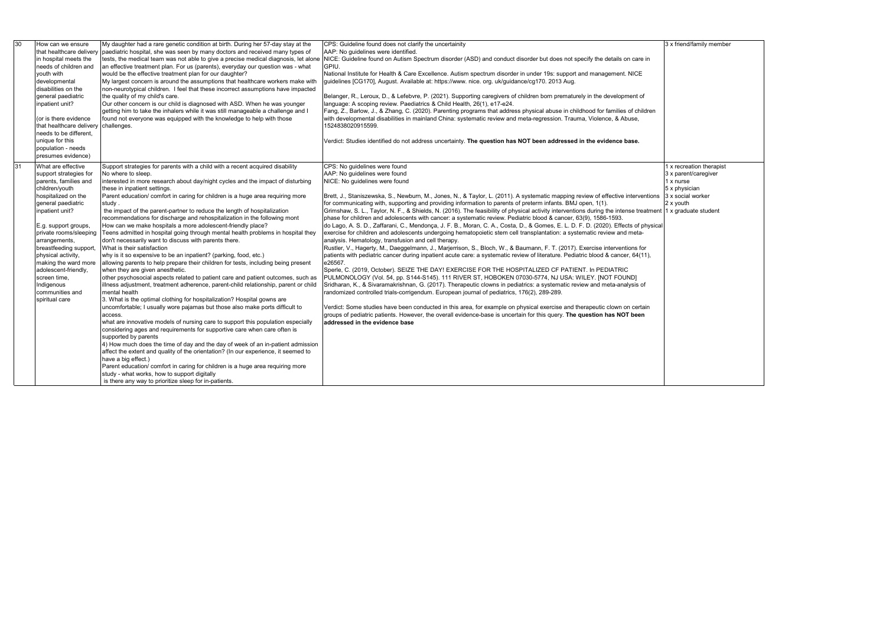| 30 | How can we ensure that healthcare delivery in hospital meets the needs of children and youth with developmental disabilities on the general paediatric inpatient unit?<br><br>(or is there evidence that healthcare delivery needs to be different, unique for this population - needs presumes evidence) | My daughter had a rare genetic condition at birth. During her 57-day stay at the paediatric hospital, she was seen by many doctors and received many types of tests, the medical team was not able to give a precise medical diagnosis, let alone an effective treatment plan. For us (parents), everyday our question was - what would be the effective treatment plan for our daughter?<br>My largest concern is around the assumptions that healthcare workers make with non-neurotypical children. I feel that these incorrect assumptions have impacted the quality of my child's care.<br>Our other concern is our child is diagnosed with ASD. When he was younger getting him to take the inhalers while it was still manageable a challenge and I found not everyone was equipped with the knowledge to help with those challenges. | CPS: Guideline found does not clarify the uncertainity<br>AAP: No guidelines were identified.<br>NICE: Guideline found on Autism Spectrum disorder (ASD) and conduct disorder but does not specify the details on care in GPIU.<br>National Institute for Health & Care Excellence. Autism spectrum disorder in under 19s: support and management. NICE guidelines [CG170], August. Available at: https://www. nice. org. uk/guidance/cg170. 2013 Aug.<br><br>Belanger, R., Leroux, D., & Lefebvre, P. (2021). Supporting caregivers of children born prematurely in the development of language: A scoping review. Paediatrics & Child Health, 26(1), e17-e24.<br>Fang, Z., Barlow, J., & Zhang, C. (2020). Parenting programs that address physical abuse in childhood for families of children with developmental disabilities in mainland China: systematic review and meta-regression. Trauma, Violence, & Abuse, 1524838020915599.<br><br>Verdict: Studies identified do not address uncertainty. **The question has NOT been addressed in the evidence base.** | 3 x friend/family member |
|---|---|---|---|---|
| 31 | What are effective support strategies for parents, families and children/youth hospitalized on the general paediatric inpatient unit?<br><br>E.g. support groups, private rooms/sleeping arrangements, breastfeeding support, physical activity, making the ward more adolescent-friendly, screen time, Indigenous communities and spiritual care | Support strategies for parents with a child with a recent acquired disability<br>No where to sleep.<br>interested in more research about day/night cycles and the impact of disturbing these in inpatient settings.<br>Parent education/ comfort in caring for children is a huge area requiring more study .<br>the impact of the parent-partner to reduce the length of hospitalization recommendations for discharge and rehospitalization in the following mont<br>How can we make hospitals a more adolescent-friendly place?<br>Teens admitted in hospital going through mental health problems in hospital they don't necessarily want to discuss with parents there.<br>What is their satisfaction<br>why is it so expensive to be an inpatient? (parking, food, etc.)<br>allowing parents to help prepare their children for tests, including being present when they are given anesthetic.<br>other psychosocial aspects related to patient care and patient outcomes, such as illness adjustment, treatment adherence, parent-child relationship, parent or child mental health<br>3. What is the optimal clothing for hospitalization? Hospital gowns are uncomfortable; I usually wore pajamas but those also make ports difficult to access.<br>what are innovative models of nursing care to support this population especially considering ages and requirements for supportive care when care often is supported by parents<br>4) How much does the time of day and the day of week of an in-patient admission affect the extent and quality of the orientation? (In our experience, it seemed to have a big effect.)<br>Parent education/ comfort in caring for children is a huge area requiring more study - what works, how to support digitally<br>is there any way to prioritize sleep for in-patients. | CPS: No guidelines were found<br>AAP: No guidelines were found<br>NICE: No guidelines were found<br><br>Brett, J., Staniszewska, S., Newburn, M., Jones, N., & Taylor, L. (2011). A systematic mapping review of effective interventions for communicating with, supporting and providing information to parents of preterm infants. BMJ open, 1(1).<br>Grimshaw, S. L., Taylor, N. F., & Shields, N. (2016). The feasibility of physical activity interventions during the intense treatment phase for children and adolescents with cancer: a systematic review. Pediatric blood & cancer, 63(9), 1586-1593.<br>do Lago, A. S. D., Zaffarani, C., Mendonça, J. F. B., Moran, C. A., Costa, D., & Gomes, E. L. D. F. D. (2020). Effects of physical exercise for children and adolescents undergoing hematopoietic stem cell transplantation: a systematic review and meta-analysis. Hematology, transfusion and cell therapy.<br>Rustler, V., Hagerty, M., Daeggelmann, J., Marjerrison, S., Bloch, W., & Baumann, F. T. (2017). Exercise interventions for patients with pediatric cancer during inpatient acute care: a systematic review of literature. Pediatric blood & cancer, 64(11), e26567.<br>Sperle, C. (2019, October). SEIZE THE DAY! EXERCISE FOR THE HOSPITALIZED CF PATIENT. In PEDIATRIC PULMONOLOGY (Vol. 54, pp. S144-S145). 111 RIVER ST, HOBOKEN 07030-5774, NJ USA: WILEY. [NOT FOUND]<br>Sridharan, K., & Sivaramakrishnan, G. (2017). Therapeutic clowns in pediatrics: a systematic review and meta-analysis of randomized controlled trials-corrigendum. European journal of pediatrics, 176(2), 289-289.<br><br>Verdict: Some studies have been conducted in this area, for example on physical exercise and therapeutic clown on certain groups of pediatric patients. However, the overall evidence-base is uncertain for this query. **The question has NOT been addressed in the evidence base** | 1 x recreation therapist<br>3 x parent/caregiver<br>1 x nurse<br>5 x physician<br>3 x social worker<br>2 x youth<br>1 x graduate student |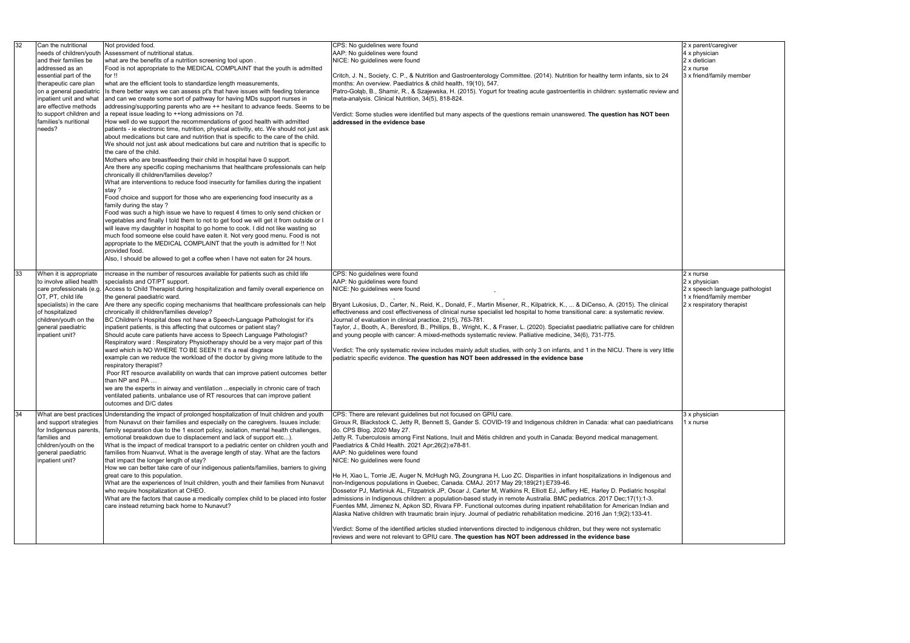| 32 | Can the nutritional needs of children/youth and their families be addressed as an essential part of the therapeutic care plan on a general paediatric inpatient unit and what are effective methods to support children and families's nutritional needs? | Not provided food.<br>Assessment of nutritional status.<br>what are the benefits of a nutrition screening tool upon .<br>Food is not appropriate to the MEDICAL COMPLAINT that the youth is admitted for !!<br>what are the efficient tools to standardize length measurements,<br>Is there better ways we can assess pt's that have issues with feeding tolerance and can we create some sort of pathway for having MDs support nurses in addressing/supporting parents who are ++ hesitant to advance feeds. Seems to be a repeat issue leading to ++long admissions on 7d.<br>How well do we support the recommendations of good health with admitted patients - ie electronic time, nutrition, physical activitiy, etc. We should not just ask about medications but care and nutrition that is specific to the care of the child.<br>We should not just ask about medications but care and nutrition that is specific to the care of the child.<br>Mothers who are breastfeeding their child in hospital have 0 support.<br>Are there any specific coping mechanisms that healthcare professionals can help chronically ill children/families develop?<br>What are interventions to reduce food insecurity for families during the inpatient stay ?<br>Food choice and support for those who are experiencing food insecurity as a family during the stay ?<br>Food was such a high issue we have to request 4 times to only send chicken or vegetables and finally I told them to not to get food we will get it from outside or I will leave my daughter in hospital to go home to cook. I did not like wasting so much food someone else could have eaten it. Not very good menu. Food is not appropriate to the MEDICAL COMPLAINT that the youth is admitted for !! Not provided food.<br>Also, I should be allowed to get a coffee when I have not eaten for 24 hours. | CPS: No guidelines were found<br>AAP: No guidelines were found<br>NICE: No guidelines were found<br><br>Critch, J. N., Society, C. P., & Nutrition and Gastroenterology Committee. (2014). Nutrition for healthy term infants, six to 24 months: An overview. Paediatrics & child health, 19(10), 547.<br>Patro-Gołąb, B., Shamir, R., & Szajewska, H. (2015). Yogurt for treating acute gastroenteritis in children: systematic review and meta-analysis. Clinical Nutrition, 34(5), 818-824.<br><br>Verdict: Some studies were identified but many aspects of the questions remain unanswered. **The question has NOT been addressed in the evidence base** | 2 x parent/caregiver<br>4 x physician<br>2 x dietician<br>2 x nurse<br>3 x friend/family member |
|---|---|---|---|---|
| 33 | When it is appropriate to involve allied health care professionals (e.g. OT, PT, child life specialists) in the care of hospitalized children/youth on the general paediatric inpatient unit? | increase in the number of resources available for patients such as child life specialists and OT/PT support.<br>Access to Child Therapist during hospitalization and family overall experience on the general paediatric ward.<br>Are there any specific coping mechanisms that healthcare professionals can help chronically ill children/families develop?<br>BC Children's Hospital does not have a Speech-Language Pathologist for it's inpatient patients, is this affecting that outcomes or patient stay?<br>Should acute care patients have access to Speech Language Pathologist?<br>Respiratory ward : Respiratory Physiotherapy should be a very major part of this ward which is NO WHERE TO BE SEEN !! it's a real disgrace<br>example can we reduce the workload of the doctor by giving more latitude to the respiratory therapist?<br>Poor RT resource availability on wards that can improve patient outcomes better than NP and PA ...<br>we are the experts in airway and ventilation ...especially in chronic care of trach ventilated patients. unbalance use of RT resources that can improve patient outcomes and D/C dates | CPS: No guidelines were found<br>AAP: No guidelines were found<br>NICE: No guidelines were found<br><br>Bryant Lukosius, D., Carter, N., Reid, K., Donald, F., Martin Misener, R., Kilpatrick, K., ... & DiCenso, A. (2015). The clinical effectiveness and cost effectiveness of clinical nurse specialist led hospital to home transitional care: a systematic review. Journal of evaluation in clinical practice, 21(5), 763-781.<br>Taylor, J., Booth, A., Beresford, B., Phillips, B., Wright, K., & Fraser, L. (2020). Specialist paediatric palliative care for children and young people with cancer: A mixed-methods systematic review. Palliative medicine, 34(6), 731-775.<br><br>Verdict: The only systematic review includes mainly adult studies, with only 3 on infants, and 1 in the NICU. There is very little pediatric specific evidence. **The question has NOT been addressed in the evidence base** | 2 x nurse<br>2 x physician<br>2 x speech language pathologist<br>1 x friend/family member<br>2 x respiratory therapist |
| 34 | What are best practices and support strategies for Indigenous parents, families and children/youth on the general paediatric inpatient unit? | Understanding the impact of prolonged hospitalization of Inuit children and youth from Nunavut on their families and especially on the caregivers. Isuues include: family separation due to the 1 escort policy, isolation, mental health challenges, emotional breakdown due to displacement and lack of support etc...).<br>What is the impact of medical transport to a pediatric center on children youth and families from Nuanvut. What is the average length of stay. What are the factors that impact the longer length of stay?<br>How we can better take care of our indigenous patients/families, barriers to giving great care to this population.<br>What are the experiences of Inuit children, youth and their families from Nunavut who require hospitalization at CHEO.<br>What are the factors that cause a medically complex child to be placed into foster care instead returning back home to Nunavut? | CPS: There are relevant guidelines but not focused on GPIU care.<br>Giroux R, Blackstock C, Jetty R, Bennett S, Gander S. COVID-19 and Indigenous children in Canada: what can paediatricans do. CPS Blog. 2020 May 27.<br>Jetty R. Tuberculosis among First Nations, Inuit and Métis children and youth in Canada: Beyond medical management. Paediatrics & Child Health. 2021 Apr;26(2):e78-81.<br>AAP: No guidelines were found<br>NICE: No guidelines were found<br><br>He H, Xiao L, Torrie JE, Auger N, McHugh NG, Zoungrana H, Luo ZC. Disparities in infant hospitalizations in Indigenous and non-Indigenous populations in Quebec, Canada. CMAJ. 2017 May 29;189(21):E739-46.<br>Dossetor PJ, Martiniuk AL, Fitzpatrick JP, Oscar J, Carter M, Watkins R, Elliott EJ, Jeffery HE, Harley D. Pediatric hospital admissions in Indigenous children: a population-based study in remote Australia. BMC pediatrics. 2017 Dec;17(1):1-3.<br>Fuentes MM, Jimenez N, Apkon SD, Rivara FP. Functional outcomes during inpatient rehabilitation for American Indian and Alaska Native children with traumatic brain injury. Journal of pediatric rehabilitation medicine. 2016 Jan 1;9(2):133-41.<br><br>Verdict: Some of the identified articles studied interventions directed to indigenous children, but they were not systematic reviews and were not relevant to GPIU care. **The question has NOT been addressed in the evidence base** | 3 x physician<br>1 x nurse |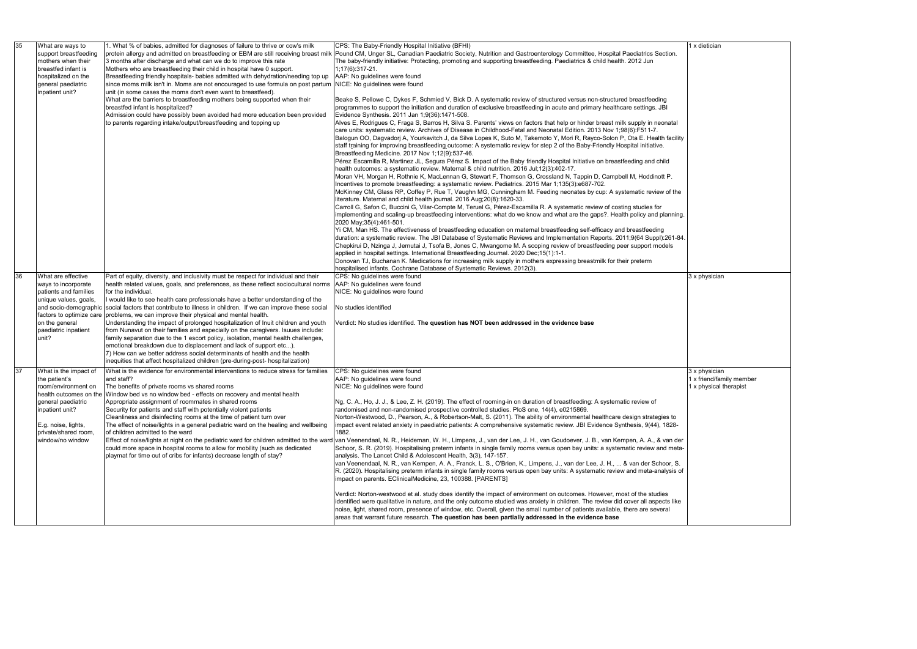| 35 | What are ways to support breastfeeding mothers when their breastfed infant is hospitalized on the general paediatric inpatient unit? | 1. What % of babies, admitted for diagnoses of failure to thrive or cow's milk protein allergy and admitted on breastfeeding or EBM are still receiving breast milk 3 months after discharge and what can we do to improve this rate<br>Mothers who are breastfeeding their child in hospital have 0 support.<br>Breastfeeding friendly hospitals- babies admitted with dehydration/needing top up since moms milk isn't in. Moms are not encouraged to use formula on post partum unit (in some cases the moms don't even want to breastfeed).<br>What are the barriers to breastfeeding mothers being supported when their breastfed infant is hospitalized?<br>Admission could have possibly been avoided had more education been provided to parents regarding intake/output/breastfeeding and topping up | CPS: The Baby-Friendly Hospital Initiative (BFHI)<br>Pound CM, Unger SL, Canadian Paediatric Society, Nutrition and Gastroenterology Committee, Hospital Paediatrics Section. The baby-friendly initiative: Protecting, promoting and supporting breastfeeding. Paediatrics & child health. 2012 Jun 1;17(6):317-21.<br>AAP: No guidelines were found<br>NICE: No guidelines were found<br><br>Beake S, Pellowe C, Dykes F, Schmied V, Bick D. A systematic review of structured versus non-structured breastfeeding programmes to support the initiation and duration of exclusive breastfeeding in acute and primary healthcare settings. JBI Evidence Synthesis. 2011 Jan 1;9(36):1471-508.<br>Alves E, Rodrigues C, Fraga S, Barros H, Silva S. Parents' views on factors that help or hinder breast milk supply in neonatal care units: systematic review. Archives of Disease in Childhood-Fetal and Neonatal Edition. 2013 Nov 1;98(6):F511-7.<br>Balogun OO, Dagvadorj A, Yourkavitch J, da Silva Lopes K, Suto M, Takemoto Y, Mori R, Rayco-Solon P, Ota E. Health facility staff training for improving breastfeeding outcome: A systematic review for step 2 of the Baby-Friendly Hospital initiative. Breastfeeding Medicine. 2017 Nov 1;12(9):537-46.<br>Pérez Escamilla R, Martinez JL, Segura Pérez S. Impact of the Baby friendly Hospital Initiative on breastfeeding and child health outcomes: a systematic review. Maternal & child nutrition. 2016 Jul;12(3):402-17.<br>Moran VH, Morgan H, Rothnie K, MacLennan G, Stewart F, Thomson G, Crossland N, Tappin D, Campbell M, Hoddinott P. Incentives to promote breastfeeding: a systematic review. Pediatrics. 2015 Mar 1;135(3):e687-702.<br>McKinney CM, Glass RP, Coffey P, Rue T, Vaughn MG, Cunningham M. Feeding neonates by cup: A systematic review of the literature. Maternal and child health journal. 2016 Aug;20(8):1620-33.<br>Carroll G, Safon C, Buccini G, Vilar-Compte M, Teruel G, Pérez-Escamilla R. A systematic review of costing studies for implementing and scaling-up breastfeeding interventions: what do we know and what are the gaps?. Health policy and planning. 2020 May;35(4):461-501.<br>Yi CM, Man HS. The effectiveness of breastfeeding education on maternal breastfeeding self-efficacy and breastfeeding duration: a systematic review. The JBI Database of Systematic Reviews and Implementation Reports. 2011;9(64 Suppl):261-84.<br>Chepkirui D, Nzinga J, Jemutai J, Tsofa B, Jones C, Mwangome M. A scoping review of breastfeeding peer support models applied in hospital settings. International Breastfeeding Journal. 2020 Dec;15(1):1-1.<br>Donovan TJ, Buchanan K. Medications for increasing milk supply in mothers expressing breastmilk for their preterm hospitalised infants. Cochrane Database of Systematic Reviews. 2012(3). | 1 x dietician |
| 36 | What are effective ways to incorporate patients and families unique values, goals, and socio-demographic factors to optimize care on the general paediatric inpatient unit? | Part of equity, diversity, and inclusivity must be respect for individual and their health related values, goals, and preferences, as these reflect sociocultural norms for the individual.<br>I would like to see health care professionals have a better understanding of the social factors that contribute to illness in children. If we can improve these social problems, we can improve their physical and mental health.<br>Understanding the impact of prolonged hospitalization of Inuit children and youth from Nunavut on their families and especially on the caregivers. Isuues include: family separation due to the 1 escort policy, isolation, mental health challenges, emotional breakdown due to displacement and lack of support etc...).<br>7) How can we better address social determinants of health and the health inequities that affect hospitalized children (pre-during-post- hospitalization) | CPS: No guidelines were found<br>AAP: No guidelines were found<br>NICE: No guidelines were found<br><br>No studies identified<br><br>Verdict: No studies identified. **The question has NOT been addressed in the evidence base** | 3 x physician |
| 37 | What is the impact of the patient's room/environment on health outcomes on the general paediatric inpatient unit?<br><br>E.g. noise, lights, private/shared room, window/no window | What is the evidence for environmental interventions to reduce stress for families and staff?<br>The benefits of private rooms vs shared rooms<br>Window bed vs no window bed - effects on recovery and mental health<br>Appropriate assignment of roommates in shared rooms<br>Security for patients and staff with potentially violent patients<br>Cleanliness and disinfecting rooms at the time of patient turn over<br>The effect of noise/lights in a general pediatric ward on the healing and wellbeing of children admitted to the ward<br>Effect of noise/lights at night on the pediatric ward for children admitted to the ward could more space in hospital rooms to allow for mobility (such as dedicated playmat for time out of cribs for infants) decrease length of stay? | CPS: No guidelines were found<br>AAP: No guidelines were found<br>NICE: No guidelines were found<br><br>Ng, C. A., Ho, J. J., & Lee, Z. H. (2019). The effect of rooming-in on duration of breastfeeding: A systematic review of randomised and non-randomised prospective controlled studies. PloS one, 14(4), e0215869.<br>Norton-Westwood, D., Pearson, A., & Robertson-Malt, S. (2011). The ability of environmental healthcare design strategies to impact event related anxiety in paediatric patients: A comprehensive systematic review. JBI Evidence Synthesis, 9(44), 1828-1882.<br>van Veenendaal, N. R., Heideman, W. H., Limpens, J., van der Lee, J. H., van Goudoever, J. B., van Kempen, A. A., & van der Schoor, S. R. (2019). Hospitalising preterm infants in single family rooms versus open bay units: a systematic review and meta-analysis. The Lancet Child & Adolescent Health, 3(3), 147-157.<br>van Veenendaal, N. R., van Kempen, A. A., Franck, L. S., O'Brien, K., Limpens, J., van der Lee, J. H., ... & van der Schoor, S. R. (2020). Hospitalising preterm infants in single family rooms versus open bay units: A systematic review and meta-analysis of impact on parents. EClinicalMedicine, 23, 100388. [PARENTS]<br><br>Verdict: Norton-westwood et al. study does identify the impact of environment on outcomes. However, most of the studies identified were qualitative in nature, and the only outcome studied was anxiety in children. The review did cover all aspects like noise, light, shared room, presence of window, etc. Overall, given the small number of patients available, there are several areas that warrant future research. **The question has been partially addressed in the evidence base** | 3 x physician<br>1 x friend/family member<br>1 x physical therapist |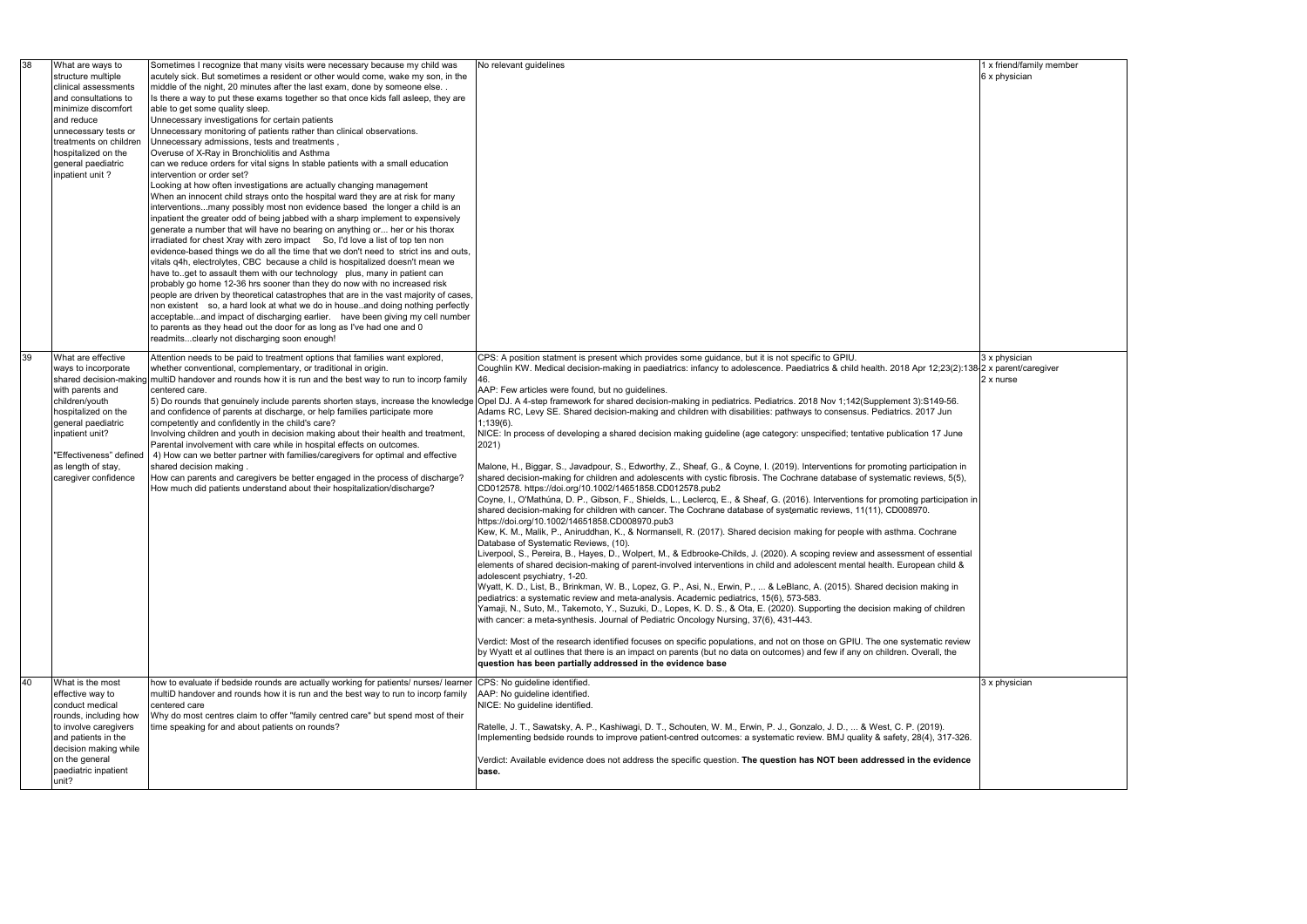| 38 | What are ways to structure multiple clinical assessments and consultations to minimize discomfort and reduce unnecessary tests or treatments on children hospitalized on the general paediatric inpatient unit ? | Sometimes I recognize that many visits were necessary because my child was acutely sick. But sometimes a resident or other would come, wake my son, in the middle of the night, 20 minutes after the last exam, done by someone else. . Is there a way to put these exams together so that once kids fall asleep, they are able to get some quality sleep.<br>Unnecessary investigations for certain patients<br>Unnecessary monitoring of patients rather than clinical observations.<br>Unnecessary admissions, tests and treatments ,<br>Overuse of X-Ray in Bronchiolitis and Asthma<br>can we reduce orders for vital signs In stable patients with a small education intervention or order set?<br>Looking at how often investigations are actually changing management<br>When an innocent child strays onto the hospital ward they are at risk for many interventions...many possibly most non evidence based the longer a child is an inpatient the greater odd of being jabbed with a sharp implement to expensively generate a number that will have no bearing on anything or... her or his thorax irradiated for chest Xray with zero impact So, I'd love a list of top ten non evidence-based things we do all the time that we don't need to strict ins and outs, vitals q4h, electrolytes, CBC because a child is hospitalized doesn't mean we have to..get to assault them with our technology plus, many in patient can probably go home 12-36 hrs sooner than they do now with no increased risk people are driven by theoretical catastrophes that are in the vast majority of cases, non existent so, a hard look at what we do in house..and doing nothing perfectly acceptable...and impact of discharging earlier. have been giving my cell number to parents as they head out the door for as long as I've had one and 0 readmits...clearly not discharging soon enough! | No relevant guidelines | 1 x friend/family member<br>6 x physician |
|---|---|---|---|---|
| 39 | What are effective ways to incorporate shared decision-making with parents and children/youth hospitalized on the general paediatric inpatient unit?<br><br>"Effectiveness" defined as length of stay, caregiver confidence | Attention needs to be paid to treatment options that families want explored, whether conventional, complementary, or traditional in origin.<br>multiD handover and rounds how it is run and the best way to run to incorp family centered care.<br>5) Do rounds that genuinely include parents shorten stays, increase the knowledge and confidence of parents at discharge, or help families participate more competently and confidently in the child's care?<br>Involving children and youth in decision making about their health and treatment, Parental involvement with care while in hospital effects on outcomes.<br>4) How can we better partner with families/caregivers for optimal and effective shared decision making .<br>How can parents and caregivers be better engaged in the process of discharge?<br>How much did patients understand about their hospitalization/discharge? | CPS: A position statment is present which provides some guidance, but it is not specific to GPIU.<br>Coughlin KW. Medical decision-making in paediatrics: infancy to adolescence. Paediatrics & child health. 2018 Apr 12;23(2):138-46.<br>AAP: Few articles were found, but no guidelines.<br>Opel DJ. A 4-step framework for shared decision-making in pediatrics. Pediatrics. 2018 Nov 1;142(Supplement 3):S149-56.<br>Adams RC, Levy SE. Shared decision-making and children with disabilities: pathways to consensus. Pediatrics. 2017 Jun 1;139(6).<br>NICE: In process of developing a shared decision making guideline (age category: unspecified; tentative publication 17 June 2021)<br><br>Malone, H., Biggar, S., Javadpour, S., Edworthy, Z., Sheaf, G., & Coyne, I. (2019). Interventions for promoting participation in shared decision-making for children and adolescents with cystic fibrosis. The Cochrane database of systematic reviews, 5(5), CD012578. https://doi.org/10.1002/14651858.CD012578.pub2<br>Coyne, I., O'Mathúna, D. P., Gibson, F., Shields, L., Leclercq, E., & Sheaf, G. (2016). Interventions for promoting participation in shared decision-making for children with cancer. The Cochrane database of systematic reviews, 11(11), CD008970. https://doi.org/10.1002/14651858.CD008970.pub3<br>Kew, K. M., Malik, P., Aniruddhan, K., & Normansell, R. (2017). Shared decision making for people with asthma. Cochrane Database of Systematic Reviews, (10).<br>Liverpool, S., Pereira, B., Hayes, D., Wolpert, M., & Edbrooke-Childs, J. (2020). A scoping review and assessment of essential elements of shared decision-making of parent-involved interventions in child and adolescent mental health. European child & adolescent psychiatry, 1-20.<br>Wyatt, K. D., List, B., Brinkman, W. B., Lopez, G. P., Asi, N., Erwin, P., ... & LeBlanc, A. (2015). Shared decision making in pediatrics: a systematic review and meta-analysis. Academic pediatrics, 15(6), 573-583.<br>Yamaji, N., Suto, M., Takemoto, Y., Suzuki, D., Lopes, K. D. S., & Ota, E. (2020). Supporting the decision making of children with cancer: a meta-synthesis. Journal of Pediatric Oncology Nursing, 37(6), 431-443.<br><br>Verdict: Most of the research identified focuses on specific populations, and not on those on GPIU. The one systematic review by Wyatt et al outlines that there is an impact on parents (but no data on outcomes) and few if any on children. Overall, the **question has been partially addressed in the evidence base** | 3 x physician<br>2 x parent/caregiver<br>2 x nurse |
| 40 | What is the most effective way to conduct medical rounds, including how to involve caregivers and patients in the decision making while on the general paediatric inpatient unit? | how to evaluate if bedside rounds are actually working for patients/ nurses/ learner<br>multiD handover and rounds how it is run and the best way to run to incorp family centered care<br>Why do most centres claim to offer "family centred care" but spend most of their time speaking for and about patients on rounds? | CPS: No guideline identified.<br>AAP: No guideline identified.<br>NICE: No guideline identified.<br><br>Ratelle, J. T., Sawatsky, A. P., Kashiwagi, D. T., Schouten, W. M., Erwin, P. J., Gonzalo, J. D., ... & West, C. P. (2019). Implementing bedside rounds to improve patient-centred outcomes: a systematic review. BMJ quality & safety, 28(4), 317-326.<br><br>Verdict: Available evidence does not address the specific question. **The question has NOT been addressed in the evidence base.** | 3 x physician |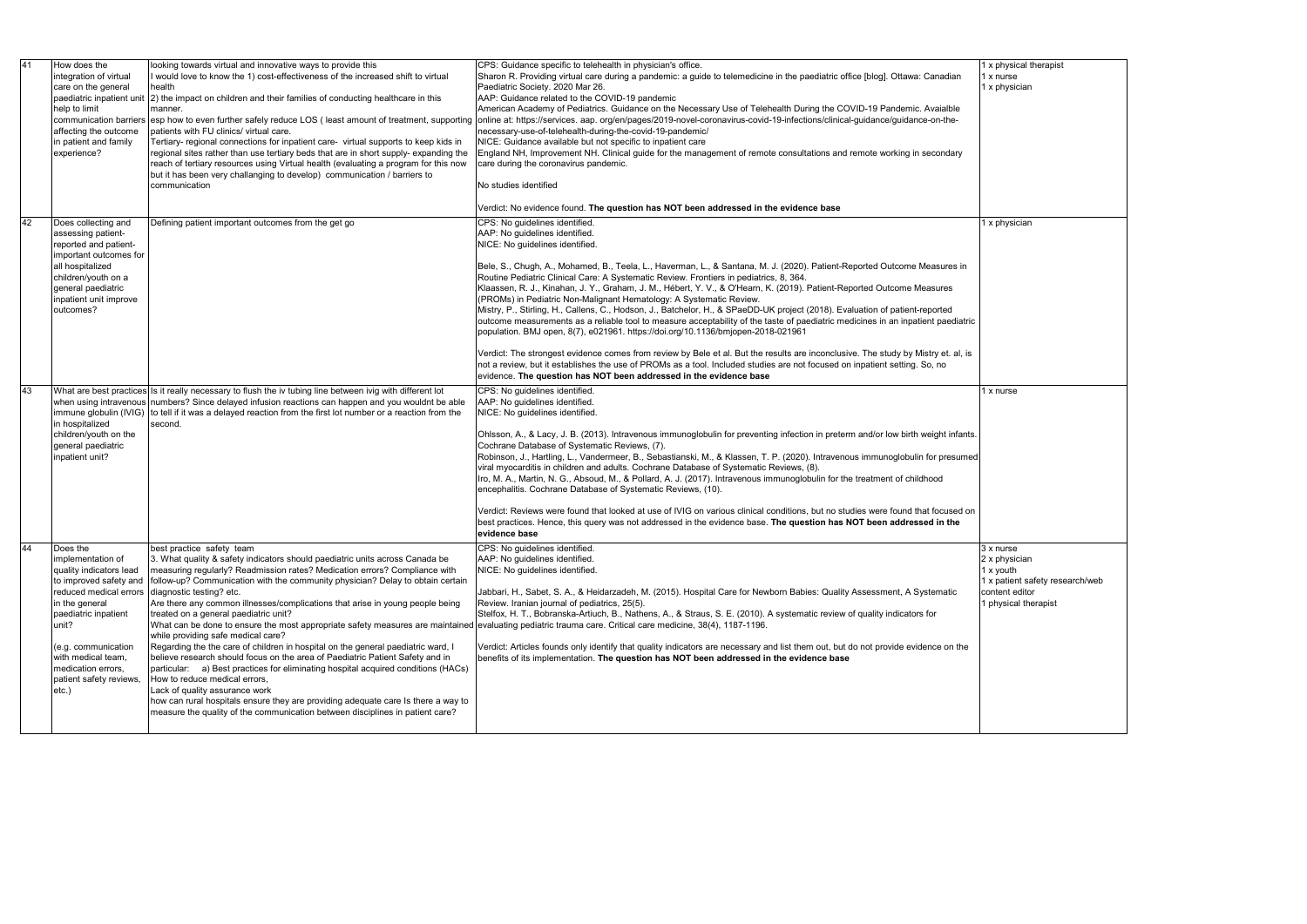| 41 | How does the integration of virtual care on the general paediatric inpatient unit help to limit communication barriers affecting the outcome in patient and family experience? | looking towards virtual and innovative ways to provide this<br>I would love to know the 1) cost-effectiveness of the increased shift to virtual health<br>2) the impact on children and their families of conducting healthcare in this manner.<br>esp how to even further safely reduce LOS ( least amount of treatment, supporting patients with FU clinics/ virtual care.<br>Tertiary- regional connections for inpatient care- virtual supports to keep kids in regional sites rather than use tertiary beds that are in short supply- expanding the reach of tertiary resources using Virtual health (evaluating a program for this now but it has been very challanging to develop) communication / barriers to communication | CPS: Guidance specific to telehealth in physician's office.<br>Sharon R. Providing virtual care during a pandemic: a guide to telemedicine in the paediatric office [blog]. Ottawa: Canadian Paediatric Society. 2020 Mar 26.<br>AAP: Guidance related to the COVID-19 pandemic<br>American Academy of Pediatrics. Guidance on the Necessary Use of Telehealth During the COVID-19 Pandemic. Avaialble online at: https://services. aap. org/en/pages/2019-novel-coronavirus-covid-19-infections/clinical-guidance/guidance-on-the-necessary-use-of-telehealth-during-the-covid-19-pandemic/<br>NICE: Guidance available but not specific to inpatient care<br>England NH, Improvement NH. Clinical guide for the management of remote consultations and remote working in secondary care during the coronavirus pandemic.<br><br>No studies identified<br><br>Verdict: No evidence found. **The question has NOT been addressed in the evidence base** | 1 x physical therapist<br>1 x nurse<br>1 x physician |
|---|---|---|---|---|
| 42 | Does collecting and assessing patient-reported and patient-important outcomes for all hospitalized children/youth on a general paediatric inpatient unit improve outcomes? | Defining patient important outcomes from the get go | CPS: No guidelines identified.<br>AAP: No guidelines identified.<br>NICE: No guidelines identified.<br><br>Bele, S., Chugh, A., Mohamed, B., Teela, L., Haverman, L., & Santana, M. J. (2020). Patient-Reported Outcome Measures in Routine Pediatric Clinical Care: A Systematic Review. Frontiers in pediatrics, 8, 364.<br>Klaassen, R. J., Kinahan, J. Y., Graham, J. M., Hébert, Y. V., & O'Hearn, K. (2019). Patient-Reported Outcome Measures (PROMs) in Pediatric Non-Malignant Hematology: A Systematic Review.<br>Mistry, P., Stirling, H., Callens, C., Hodson, J., Batchelor, H., & SPaeDD-UK project (2018). Evaluation of patient-reported outcome measurements as a reliable tool to measure acceptability of the taste of paediatric medicines in an inpatient paediatric population. BMJ open, 8(7), e021961. https://doi.org/10.1136/bmjopen-2018-021961<br><br>Verdict: The strongest evidence comes from review by Bele et al. But the results are inconclusive. The study by Mistry et. al, is not a review, but it establishes the use of PROMs as a tool. Included studies are not focused on inpatient setting. So, no evidence. **The question has NOT been addressed in the evidence base** | 1 x physician |
| 43 | What are best practices when using intravenous immune globulin (IVIG) in hospitalized children/youth on the general paediatric inpatient unit? | Is it really necessary to flush the iv tubing line between ivig with different lot numbers? Since delayed infusion reactions can happen and you wouldnt be able to tell if it was a delayed reaction from the first lot number or a reaction from the second. | CPS: No guidelines identified.<br>AAP: No guidelines identified.<br>NICE: No guidelines identified.<br><br>Ohlsson, A., & Lacy, J. B. (2013). Intravenous immunoglobulin for preventing infection in preterm and/or low birth weight infants. Cochrane Database of Systematic Reviews, (7).<br>Robinson, J., Hartling, L., Vandermeer, B., Sebastianski, M., & Klassen, T. P. (2020). Intravenous immunoglobulin for presumed viral myocarditis in children and adults. Cochrane Database of Systematic Reviews, (8).<br>Iro, M. A., Martin, N. G., Absoud, M., & Pollard, A. J. (2017). Intravenous immunoglobulin for the treatment of childhood encephalitis. Cochrane Database of Systematic Reviews, (10).<br><br>Verdict: Reviews were found that looked at use of IVIG on various clinical conditions, but no studies were found that focused on best practices. Hence, this query was not addressed in the evidence base. **The question has NOT been addressed in the evidence base** | 1 x nurse |
| 44 | Does the implementation of quality indicators lead to improved safety and reduced medical errors in the general paediatric inpatient unit?<br><br>(e.g. communication with medical team, medication errors, patient safety reviews, etc.) | best practice safety team<br>3. What quality & safety indicators should paediatric units across Canada be measuring regularly? Readmission rates? Medication errors? Compliance with follow-up? Communication with the community physician? Delay to obtain certain diagnostic testing? etc.<br>Are there any common illnesses/complications that arise in young people being treated on a general paediatric unit?<br>What can be done to ensure the most appropriate safety measures are maintained while providing safe medical care?<br>Regarding the the care of children in hospital on the general paediatric ward, I believe research should focus on the area of Paediatric Patient Safety and in particular: a) Best practices for eliminating hospital acquired conditions (HACs)<br>How to reduce medical errors,<br>Lack of quality assurance work<br>how can rural hospitals ensure they are providing adequate care Is there a way to measure the quality of the communication between disciplines in patient care? | CPS: No guidelines identified.<br>AAP: No guidelines identified.<br>NICE: No guidelines identified.<br><br>Jabbari, H., Sabet, S. A., & Heidarzadeh, M. (2015). Hospital Care for Newborn Babies: Quality Assessment, A Systematic Review. Iranian journal of pediatrics, 25(5).<br>Stelfox, H. T., Bobranska-Artiuch, B., Nathens, A., & Straus, S. E. (2010). A systematic review of quality indicators for evaluating pediatric trauma care. Critical care medicine, 38(4), 1187-1196.<br><br>Verdict: Articles founds only identify that quality indicators are necessary and list them out, but do not provide evidence on the benefits of its implementation. **The question has NOT been addressed in the evidence base** | 3 x nurse<br>2 x physician<br>1 x youth<br>1 x patient safety research/web content editor<br>1 physical therapist |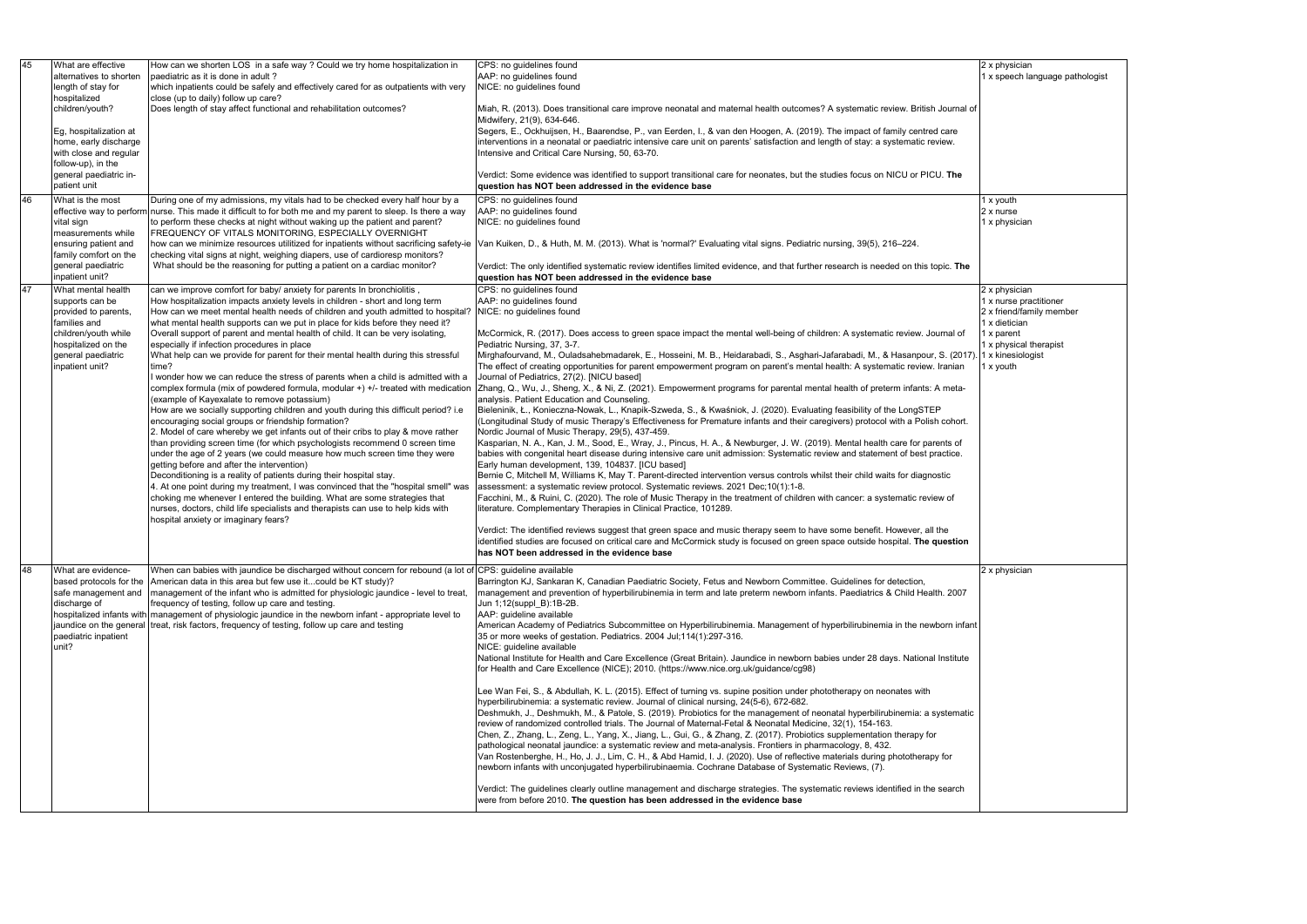| 45 | What are effective alternatives to shorten length of stay for hospitalized children/youth?<br><br>Eg, hospitalization at home, early discharge with close and regular follow-up), in the general paediatric in-patient unit | How can we shorten LOS in a safe way ? Could we try home hospitalization in paediatric as it is done in adult ?<br>which inpatients could be safely and effectively cared for as outpatients with very close (up to daily) follow up care?<br>Does length of stay affect functional and rehabilitation outcomes? | CPS: no guidelines found<br>AAP: no guidelines found<br>NICE: no guidelines found<br><br>Miah, R. (2013). Does transitional care improve neonatal and maternal health outcomes? A systematic review. British Journal of Midwifery, 21(9), 634-646.<br>Segers, E., Ockhuijsen, H., Baarendse, P., van Eerden, I., & van den Hoogen, A. (2019). The impact of family centred care interventions in a neonatal or paediatric intensive care unit on parents' satisfaction and length of stay: a systematic review. Intensive and Critical Care Nursing, 50, 63-70.<br><br>Verdict: Some evidence was identified to support transitional care for neonates, but the studies focus on NICU or PICU. **The question has NOT been addressed in the evidence base** | 2 x physician<br>1 x speech language pathologist |
|---|---|---|---|---|
| 46 | What is the most effective way to perform vital sign measurements while ensuring patient and family comfort on the general paediatric inpatient unit? | During one of my admissions, my vitals had to be checked every half hour by a nurse. This made it difficult to for both me and my parent to sleep. Is there a way to perform these checks at night without waking up the patient and parent?<br>FREQUENCY OF VITALS MONITORING, ESPECIALLY OVERNIGHT<br>how can we minimize resources utilitized for inpatients without sacrificing safety-ie checking vital signs at night, weighing diapers, use of cardioresp monitors?<br>What should be the reasoning for putting a patient on a cardiac monitor? | CPS: no guidelines found<br>AAP: no guidelines found<br>NICE: no guidelines found<br><br>Van Kuiken, D., & Huth, M. M. (2013). What is 'normal?' Evaluating vital signs. Pediatric nursing, 39(5), 216–224.<br><br>Verdict: The only identified systematic review identifies limited evidence, and that further research is needed on this topic. **The question has NOT been addressed in the evidence base** | 1 x youth<br>2 x nurse<br>1 x physician |
| 47 | What mental health supports can be provided to parents, families and children/youth while hospitalized on the general paediatric inpatient unit? | can we improve comfort for baby/ anxiety for parents In bronchiolitis ,<br>How hospitalization impacts anxiety levels in children - short and long term<br>How can we meet mental health needs of children and youth admitted to hospital?<br>what mental health supports can we put in place for kids before they need it?<br>Overall support of parent and mental health of child. It can be very isolating, especially if infection procedures in place<br>What help can we provide for parent for their mental health during this stressful time?<br>I wonder how we can reduce the stress of parents when a child is admitted with a complex formula (mix of powdered formula, modular +) +/- treated with medication (example of Kayexalate to remove potassium)<br>How are we socially supporting children and youth during this difficult period? i.e encouraging social groups or friendship formation?<br>2. Model of care whereby we get infants out of their cribs to play & move rather than providing screen time (for which psychologists recommend 0 screen time under the age of 2 years (we could measure how much screen time they were getting before and after the intervention)<br>Deconditioning is a reality of patients during their hospital stay.<br>4. At one point during my treatment, I was convinced that the "hospital smell" was choking me whenever I entered the building. What are some strategies that nurses, doctors, child life specialists and therapists can use to help kids with hospital anxiety or imaginary fears? | CPS: no guidelines found<br>AAP: no guidelines found<br>NICE: no guidelines found<br><br>McCormick, R. (2017). Does access to green space impact the mental well-being of children: A systematic review. Journal of Pediatric Nursing, 37, 3-7.<br>Mirghafourvand, M., Ouladsahebmadarek, E., Hosseini, M. B., Heidarabadi, S., Asghari-Jafarabadi, M., & Hasanpour, S. (2017). The effect of creating opportunities for parent empowerment program on parent's mental health: A systematic review. Iranian Journal of Pediatrics, 27(2). [NICU based]<br>Zhang, Q., Wu, J., Sheng, X., & Ni, Z. (2021). Empowerment programs for parental mental health of preterm infants: A meta-analysis. Patient Education and Counseling.<br>Bieleninik, Ł., Konieczna-Nowak, L., Knapik-Szweda, S., & Kwaśniok, J. (2020). Evaluating feasibility of the LongSTEP (Longitudinal Study of music Therapy's Effectiveness for Premature infants and their caregivers) protocol with a Polish cohort. Nordic Journal of Music Therapy, 29(5), 437-459.<br>Kasparian, N. A., Kan, J. M., Sood, E., Wray, J., Pincus, H. A., & Newburger, J. W. (2019). Mental health care for parents of babies with congenital heart disease during intensive care unit admission: Systematic review and statement of best practice. Early human development, 139, 104837. [ICU based]<br>Bernie C, Mitchell M, Williams K, May T. Parent-directed intervention versus controls whilst their child waits for diagnostic assessment: a systematic review protocol. Systematic reviews. 2021 Dec;10(1):1-8.<br>Facchini, M., & Ruini, C. (2020). The role of Music Therapy in the treatment of children with cancer: a systematic review of literature. Complementary Therapies in Clinical Practice, 101289.<br><br>Verdict: The identified reviews suggest that green space and music therapy seem to have some benefit. However, all the identified studies are focused on critical care and McCormick study is focused on green space outside hospital. **The question has NOT been addressed in the evidence base** | 2 x physician<br>1 x nurse practitioner<br>2 x friend/family member<br>1 x dietician<br>1 x parent<br>1 x physical therapist<br>1 x kinesiologist<br>1 x youth |
| 48 | What are evidence-based protocols for the safe management and discharge of hospitalized infants with jaundice on the general paediatric inpatient unit? | When can babies with jaundice be discharged without concern for rebound (a lot of American data in this area but few use it...could be KT study)?<br>management of the infant who is admitted for physiologic jaundice - level to treat, frequency of testing, follow up care and testing.<br>management of physiologic jaundice in the newborn infant - appropriate level to treat, risk factors, frequency of testing, follow up care and testing | CPS: guideline available<br>Barrington KJ, Sankaran K, Canadian Paediatric Society, Fetus and Newborn Committee. Guidelines for detection, management and prevention of hyperbilirubinemia in term and late preterm newborn infants. Paediatrics & Child Health. 2007 Jun 1;12(suppl_B):1B-2B.<br>AAP: guideline available<br>American Academy of Pediatrics Subcommittee on Hyperbilirubinemia. Management of hyperbilirubinemia in the newborn infant 35 or more weeks of gestation. Pediatrics. 2004 Jul;114(1):297-316.<br>NICE: guideline available<br>National Institute for Health and Care Excellence (Great Britain). Jaundice in newborn babies under 28 days. National Institute for Health and Care Excellence (NICE); 2010. (https://www.nice.org.uk/guidance/cg98)<br><br>Lee Wan Fei, S., & Abdullah, K. L. (2015). Effect of turning vs. supine position under phototherapy on neonates with hyperbilirubinemia: a systematic review. Journal of clinical nursing, 24(5-6), 672-682.<br>Deshmukh, J., Deshmukh, M., & Patole, S. (2019). Probiotics for the management of neonatal hyperbilirubinemia: a systematic review of randomized controlled trials. The Journal of Maternal-Fetal & Neonatal Medicine, 32(1), 154-163.<br>Chen, Z., Zhang, L., Zeng, L., Yang, X., Jiang, L., Gui, G., & Zhang, Z. (2017). Probiotics supplementation therapy for pathological neonatal jaundice: a systematic review and meta-analysis. Frontiers in pharmacology, 8, 432.<br>Van Rostenberghe, H., Ho, J. J., Lim, C. H., & Abd Hamid, I. J. (2020). Use of reflective materials during phototherapy for newborn infants with unconjugated hyperbilirubinaemia. Cochrane Database of Systematic Reviews, (7).<br><br>Verdict: The guidelines clearly outline management and discharge strategies. The systematic reviews identified in the search were from before 2010. **The question has been addressed in the evidence base** | 2 x physician |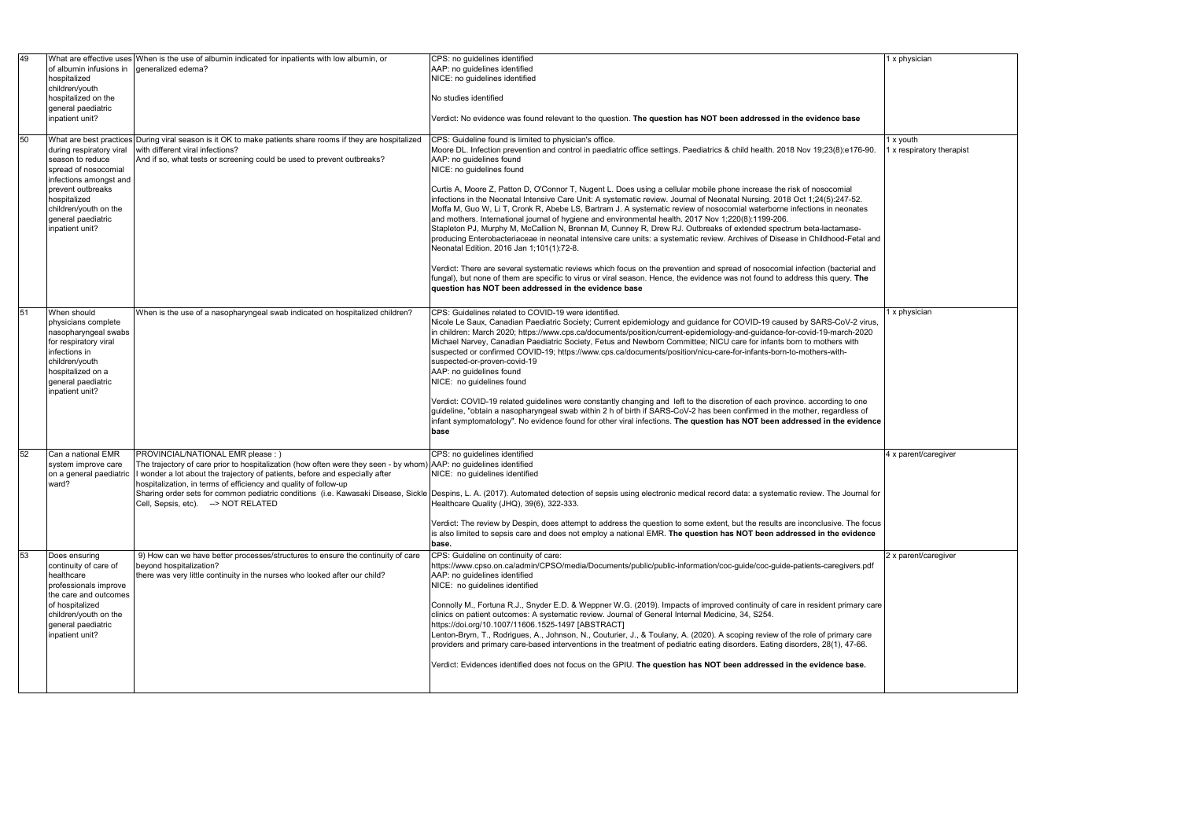| 49 | What are effective uses of albumin infusions in hospitalized children/youth hospitalized on the general paediatric inpatient unit? | When is the use of albumin indicated for inpatients with low albumin, or generalized edema? | CPS: no guidelines identified<br>AAP: no guidelines identified<br>NICE: no guidelines identified<br><br>No studies identified<br><br>Verdict: No evidence was found relevant to the question. **The question has NOT been addressed in the evidence base** | 1 x physician |
|---|---|---|---|---|
| 50 | What are best practices during respiratory viral season to reduce spread of nosocomial infections amongst and prevent outbreaks hospitalized children/youth on the general paediatric inpatient unit? | During viral season is it OK to make patients share rooms if they are hospitalized with different viral infections?<br>And if so, what tests or screening could be used to prevent outbreaks? | CPS: Guideline found is limited to physician's office.<br>Moore DL. Infection prevention and control in paediatric office settings. Paediatrics & child health. 2018 Nov 19;23(8):e176-90.<br>AAP: no guidelines found<br>NICE: no guidelines found<br><br>Curtis A, Moore Z, Patton D, O'Connor T, Nugent L. Does using a cellular mobile phone increase the risk of nosocomial infections in the Neonatal Intensive Care Unit: A systematic review. Journal of Neonatal Nursing. 2018 Oct 1;24(5):247-52.<br>Moffa M, Guo W, Li T, Cronk R, Abebe LS, Bartram J. A systematic review of nosocomial waterborne infections in neonates and mothers. International journal of hygiene and environmental health. 2017 Nov 1;220(8):1199-206.<br>Stapleton PJ, Murphy M, McCallion N, Brennan M, Cunney R, Drew RJ. Outbreaks of extended spectrum beta-lactamase-producing Enterobacteriaceae in neonatal intensive care units: a systematic review. Archives of Disease in Childhood-Fetal and Neonatal Edition. 2016 Jan 1;101(1):72-8.<br><br>Verdict: There are several systematic reviews which focus on the prevention and spread of nosocomial infection (bacterial and fungal), but none of them are specific to virus or viral season. Hence, the evidence was not found to address this query. **The question has NOT been addressed in the evidence base** | 1 x youth<br>1 x respiratory therapist |
| 51 | When should physicians complete nasopharyngeal swabs for respiratory viral infections in children/youth hospitalized on a general paediatric inpatient unit? | When is the use of a nasopharyngeal swab indicated on hospitalized children? | CPS: Guidelines related to COVID-19 were identified.<br>Nicole Le Saux, Canadian Paediatric Society; Current epidemiology and guidance for COVID-19 caused by SARS-CoV-2 virus, in children: March 2020; https://www.cps.ca/documents/position/current-epidemiology-and-guidance-for-covid-19-march-2020<br>Michael Narvey, Canadian Paediatric Society, Fetus and Newborn Committee; NICU care for infants born to mothers with suspected or confirmed COVID-19; https://www.cps.ca/documents/position/nicu-care-for-infants-born-to-mothers-with-suspected-or-proven-covid-19<br>AAP: no guidelines found<br>NICE: no guidelines found<br><br>Verdict: COVID-19 related guidelines were constantly changing and left to the discretion of each province. according to one guideline, "obtain a nasopharyngeal swab within 2 h of birth if SARS-CoV-2 has been confirmed in the mother, regardless of infant symptomatology". No evidence found for other viral infections. **The question has NOT been addressed in the evidence base** | 1 x physician |
| 52 | Can a national EMR system improve care on a general paediatric ward? | PROVINCIAL/NATIONAL EMR please : )<br>The trajectory of care prior to hospitalization (how often were they seen - by whom) I wonder a lot about the trajectory of patients, before and especially after hospitalization, in terms of efficiency and quality of follow-up<br>Sharing order sets for common pediatric conditions (i.e. Kawasaki Disease, Sickle Cell, Sepsis, etc). --> NOT RELATED | CPS: no guidelines identified<br>AAP: no guidelines identified<br>NICE: no guidelines identified<br><br>Despins, L. A. (2017). Automated detection of sepsis using electronic medical record data: a systematic review. The Journal for Healthcare Quality (JHQ), 39(6), 322-333.<br><br>Verdict: The review by Despin, does attempt to address the question to some extent, but the results are inconclusive. The focus is also limited to sepsis care and does not employ a national EMR. **The question has NOT been addressed in the evidence base.** | 4 x parent/caregiver |
| 53 | Does ensuring continuity of care of healthcare professionals improve the care and outcomes of hospitalized children/youth on the general paediatric inpatient unit? | 9) How can we have better processes/structures to ensure the continuity of care beyond hospitalization?<br>there was very little continuity in the nurses who looked after our child? | CPS: Guideline on continuity of care:<br>https://www.cpso.on.ca/admin/CPSO/media/Documents/public/public-information/coc-guide/coc-guide-patients-caregivers.pdf<br>AAP: no guidelines identified<br>NICE: no guidelines identified<br><br>Connolly M., Fortuna R.J., Snyder E.D. & Weppner W.G. (2019). Impacts of improved continuity of care in resident primary care clinics on patient outcomes: A systematic review. Journal of General Internal Medicine, 34, S254. https://doi.org/10.1007/11606.1525-1497 [ABSTRACT]<br>Lenton-Brym, T., Rodrigues, A., Johnson, N., Couturier, J., & Toulany, A. (2020). A scoping review of the role of primary care providers and primary care-based interventions in the treatment of pediatric eating disorders. Eating disorders, 28(1), 47-66.<br><br>Verdict: Evidences identified does not focus on the GPIU. **The question has NOT been addressed in the evidence base.** | 2 x parent/caregiver |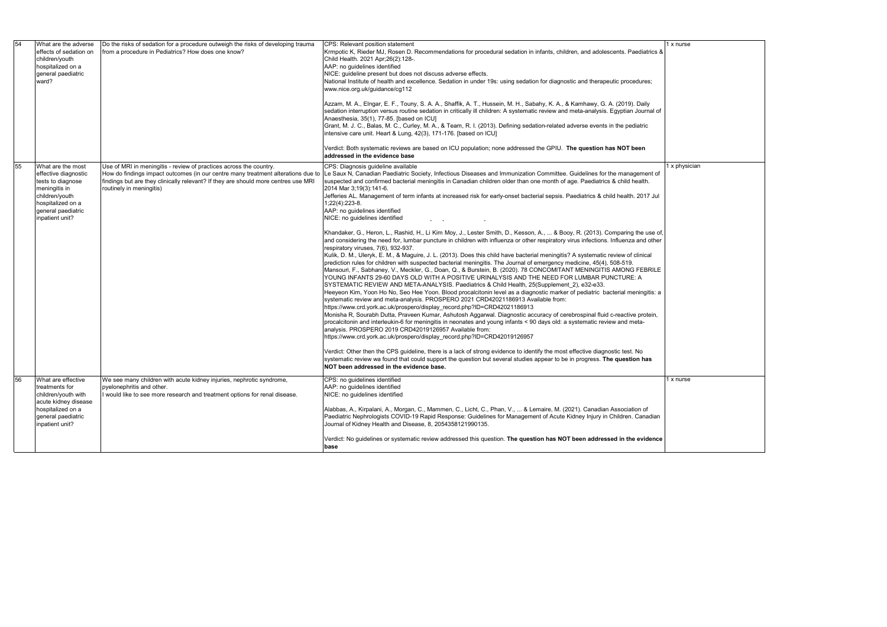| 54 | What are the adverse effects of sedation on children/youth hospitalized on a general paediatric ward? | Do the risks of sedation for a procedure outweigh the risks of developing trauma from a procedure in Pediatrics? How does one know? | CPS: Relevant position statement<br>Krmpotic K, Rieder MJ, Rosen D. Recommendations for procedural sedation in infants, children, and adolescents. Paediatrics & Child Health. 2021 Apr;26(2):128-.<br>AAP: no guidelines identified<br>NICE: guideline present but does not discuss adverse effects.<br>National Institute of health and excellence. Sedation in under 19s: using sedation for diagnostic and therapeutic procedures; www.nice.org.uk/guidance/cg112<br><br>Azzam, M. A., Elngar, E. F., Touny, S. A. A., Shaffik, A. T., Hussein, M. H., Sabahy, K. A., & Kamhawy, G. A. (2019). Daily sedation interruption versus routine sedation in critically ill children: A systematic review and meta-analysis. Egyptian Journal of Anaesthesia, 35(1), 77-85. [based on ICU]<br>Grant, M. J. C., Balas, M. C., Curley, M. A., & Team, R. I. (2013). Defining sedation-related adverse events in the pediatric intensive care unit. Heart & Lung, 42(3), 171-176. [based on ICU]<br><br>Verdict: Both systematic reviews are based on ICU population; none addressed the GPIU. **The question has NOT been addressed in the evidence base** | 1 x nurse |
|---|---|---|---|---|
| 55 | What are the most effective diagnostic tests to diagnose meningitis in children/youth hospitalized on a general paediatric inpatient unit? | Use of MRI in meningitis - review of practices across the country.<br>How do findings impact outcomes (in our centre many treatment alterations due to findings but are they clinically relevant? If they are should more centres use MRI routinely in meningitis) | CPS: Diagnosis guideline available<br>Le Saux N, Canadian Paediatric Society, Infectious Diseases and Immunization Committee. Guidelines for the management of suspected and confirmed bacterial meningitis in Canadian children older than one month of age. Paediatrics & child health. 2014 Mar 3;19(3):141-6.<br>Jefferies AL. Management of term infants at increased risk for early-onset bacterial sepsis. Paediatrics & child health. 2017 Jul 1;22(4):223-8.<br>AAP: no guidelines identified<br>NICE: no guidelines identified<br><br>Khandaker, G., Heron, L., Rashid, H., Li Kim Moy, J., Lester Smith, D., Kesson, A., ... & Booy, R. (2013). Comparing the use of, and considering the need for, lumbar puncture in children with influenza or other respiratory virus infections. Influenza and other respiratory viruses, 7(6), 932-937.<br>Kulik, D. M., Uleryk, E. M., & Maguire, J. L. (2013). Does this child have bacterial meningitis? A systematic review of clinical prediction rules for children with suspected bacterial meningitis. The Journal of emergency medicine, 45(4), 508-519.<br>Mansouri, F., Sabhaney, V., Meckler, G., Doan, Q., & Burstein, B. (2020). 78 CONCOMITANT MENINGITIS AMONG FEBRILE YOUNG INFANTS 29-60 DAYS OLD WITH A POSITIVE URINALYSIS AND THE NEED FOR LUMBAR PUNCTURE: A SYSTEMATIC REVIEW AND META-ANALYSIS. Paediatrics & Child Health, 25(Supplement_2), e32-e33.<br>Heeyeon Kim, Yoon Ho No, Seo Hee Yoon. Blood procalcitonin level as a diagnostic marker of pediatric bacterial meningitis: a systematic review and meta-analysis. PROSPERO 2021 CRD42021186913 Available from: https://www.crd.york.ac.uk/prospero/display_record.php?ID=CRD42021186913<br>Monisha R, Sourabh Dutta, Praveen Kumar, Ashutosh Aggarwal. Diagnostic accuracy of cerebrospinal fluid c-reactive protein, procalcitonin and interleukin-6 for meningitis in neonates and young infants < 90 days old: a systematic review and meta-analysis. PROSPERO 2019 CRD42019126957 Available from: https://www.crd.york.ac.uk/prospero/display_record.php?ID=CRD42019126957<br><br>Verdict: Other then the CPS guideline, there is a lack of strong evidence to identify the most effective diagnostic test. No systematic review wa found that could support the question but several studies appear to be in progress. **The question has NOT been addressed in the evidence base.** | 1 x physician |
| 56 | What are effective treatments for children/youth with acute kidney disease hospitalized on a general paediatric inpatient unit? | We see many children with acute kidney injuries, nephrotic syndrome, pyelonephritis and other.<br>I would like to see more research and treatment options for renal disease. | CPS: no guidelines identified<br>AAP: no guidelines identified<br>NICE: no guidelines identified<br><br>Alabbas, A., Kirpalani, A., Morgan, C., Mammen, C., Licht, C., Phan, V., ... & Lemaire, M. (2021). Canadian Association of Paediatric Nephrologists COVID-19 Rapid Response: Guidelines for Management of Acute Kidney Injury in Children. Canadian Journal of Kidney Health and Disease, 8, 2054358121990135.<br><br>Verdict: No guidelines or systematic review addressed this question. **The question has NOT been addressed in the evidence base** | 1 x nurse |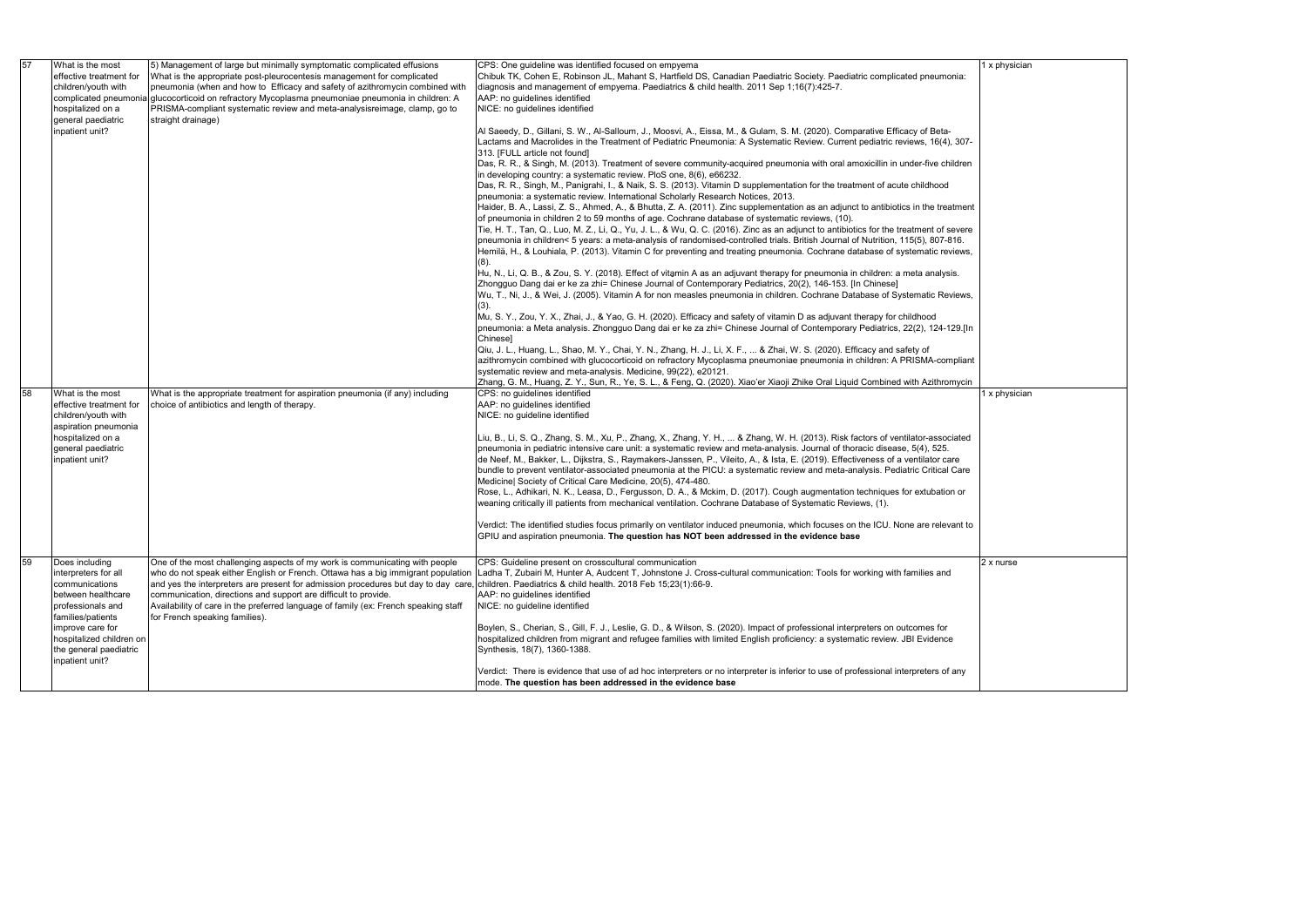| 57 | What is the most effective treatment for children/youth with complicated pneumonia hospitalized on a general paediatric inpatient unit? | 5) Management of large but minimally symptomatic complicated effusions What is the appropriate post-pleurocentesis management for complicated pneumonia (when and how to Efficacy and safety of azithromycin combined with glucocorticoid on refractory Mycoplasma pneumoniae pneumonia in children: A PRISMA-compliant systematic review and meta-analysisreimage, clamp, go to straight drainage) | CPS: One guideline was identified focused on empyema<br>Chibuk TK, Cohen E, Robinson JL, Mahant S, Hartfield DS, Canadian Paediatric Society. Paediatric complicated pneumonia: diagnosis and management of empyema. Paediatrics & child health. 2011 Sep 1;16(7):425-7.<br>AAP: no guidelines identified<br>NICE: no guidelines identified<br><br>Al Saeedy, D., Gillani, S. W., Al-Salloum, J., Moosvi, A., Eissa, M., & Gulam, S. M. (2020). Comparative Efficacy of Beta-Lactams and Macrolides in the Treatment of Pediatric Pneumonia: A Systematic Review. Current pediatric reviews, 16(4), 307-313. [FULL article not found]<br>Das, R. R., & Singh, M. (2013). Treatment of severe community-acquired pneumonia with oral amoxicillin in under-five children in developing country: a systematic review. PloS one, 8(6), e66232.<br>Das, R. R., Singh, M., Panigrahi, I., & Naik, S. S. (2013). Vitamin D supplementation for the treatment of acute childhood pneumonia: a systematic review. International Scholarly Research Notices, 2013.<br>Haider, B. A., Lassi, Z. S., Ahmed, A., & Bhutta, Z. A. (2011). Zinc supplementation as an adjunct to antibiotics in the treatment of pneumonia in children 2 to 59 months of age. Cochrane database of systematic reviews, (10).<br>Tie, H. T., Tan, Q., Luo, M. Z., Li, Q., Yu, J. L., & Wu, Q. C. (2016). Zinc as an adjunct to antibiotics for the treatment of severe pneumonia in children< 5 years: a meta-analysis of randomised-controlled trials. British Journal of Nutrition, 115(5), 807-816.<br>Hemilä, H., & Louhiala, P. (2013). Vitamin C for preventing and treating pneumonia. Cochrane database of systematic reviews, (8).<br>Hu, N., Li, Q. B., & Zou, S. Y. (2018). Effect of vitamin A as an adjuvant therapy for pneumonia in children: a meta analysis. Zhongguo Dang dai er ke za zhi= Chinese Journal of Contemporary Pediatrics, 20(2), 146-153. [In Chinese]<br>Wu, T., Ni, J., & Wei, J. (2005). Vitamin A for non measles pneumonia in children. Cochrane Database of Systematic Reviews, (3).<br>Mu, S. Y., Zou, Y. X., Zhai, J., & Yao, G. H. (2020). Efficacy and safety of vitamin D as adjuvant therapy for childhood pneumonia: a Meta analysis. Zhongguo Dang dai er ke za zhi= Chinese Journal of Contemporary Pediatrics, 22(2), 124-129.[In Chinese]<br>Qiu, J. L., Huang, L., Shao, M. Y., Chai, Y. N., Zhang, H. J., Li, X. F., ... & Zhai, W. S. (2020). Efficacy and safety of azithromycin combined with glucocorticoid on refractory Mycoplasma pneumoniae pneumonia in children: A PRISMA-compliant systematic review and meta-analysis. Medicine, 99(22), e20121.<br>Zhang, G. M., Huang, Z. Y., Sun, R., Ye, S. L., & Feng, Q. (2020). Xiao'er Xiaoji Zhike Oral Liquid Combined with Azithromycin | 1 x physician |
|---|---|---|---|---|
| 58 | What is the most effective treatment for children/youth with aspiration pneumonia hospitalized on a general paediatric inpatient unit? | What is the appropriate treatment for aspiration pneumonia (if any) including choice of antibiotics and length of therapy. | CPS: no guidelines identified<br>AAP: no guidelines identified<br>NICE: no guideline identified<br><br>Liu, B., Li, S. Q., Zhang, S. M., Xu, P., Zhang, X., Zhang, Y. H., ... & Zhang, W. H. (2013). Risk factors of ventilator-associated pneumonia in pediatric intensive care unit: a systematic review and meta-analysis. Journal of thoracic disease, 5(4), 525.<br>de Neef, M., Bakker, L., Dijkstra, S., Raymakers-Janssen, P., Vileito, A., & Ista, E. (2019). Effectiveness of a ventilator care bundle to prevent ventilator-associated pneumonia at the PICU: a systematic review and meta-analysis. Pediatric Critical Care Medicine\| Society of Critical Care Medicine, 20(5), 474-480.<br>Rose, L., Adhikari, N. K., Leasa, D., Fergusson, D. A., & Mckim, D. (2017). Cough augmentation techniques for extubation or weaning critically ill patients from mechanical ventilation. Cochrane Database of Systematic Reviews, (1).<br><br>Verdict: The identified studies focus primarily on ventilator induced pneumonia, which focuses on the ICU. None are relevant to GPIU and aspiration pneumonia. **The question has NOT been addressed in the evidence base** | 1 x physician |
| 59 | Does including interpreters for all communications between healthcare professionals and families/patients improve care for hospitalized children on the general paediatric inpatient unit? | One of the most challenging aspects of my work is communicating with people who do not speak either English or French. Ottawa has a big immigrant population and yes the interpreters are present for admission procedures but day to day care, communication, directions and support are difficult to provide.<br>Availability of care in the preferred language of family (ex: French speaking staff for French speaking families). | CPS: Guideline present on crosscultural communication<br>Ladha T, Zubairi M, Hunter A, Audcent T, Johnstone J. Cross-cultural communication: Tools for working with families and children. Paediatrics & child health. 2018 Feb 15;23(1):66-9.<br>AAP: no guidelines identified<br>NICE: no guideline identified<br><br>Boylen, S., Cherian, S., Gill, F. J., Leslie, G. D., & Wilson, S. (2020). Impact of professional interpreters on outcomes for hospitalized children from migrant and refugee families with limited English proficiency: a systematic review. JBI Evidence Synthesis, 18(7), 1360-1388.<br><br>Verdict: There is evidence that use of ad hoc interpreters or no interpreter is inferior to use of professional interpreters of any mode. **The question has been addressed in the evidence base** | 2 x nurse |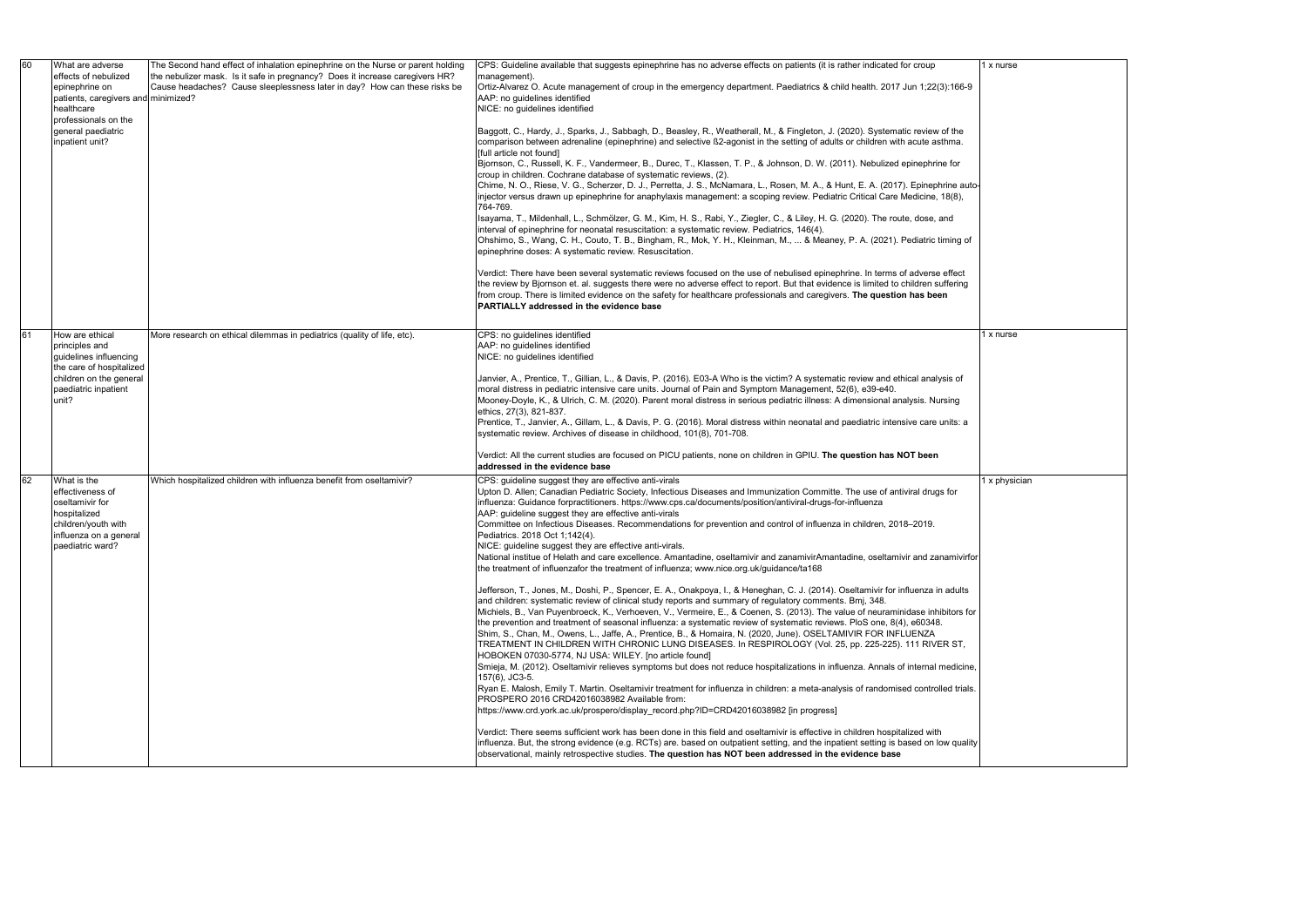| 60 | What are adverse effects of nebulized epinephrine on patients, caregivers and healthcare professionals on the general paediatric inpatient unit? | The Second hand effect of inhalation epinephrine on the Nurse or parent holding the nebulizer mask. Is it safe in pregnancy? Does it increase caregivers HR? Cause headaches? Cause sleeplessness later in day? How can these risks be minimized? | CPS: Guideline available that suggests epinephrine has no adverse effects on patients (it is rather indicated for croup management).<br>Ortiz-Alvarez O. Acute management of croup in the emergency department. Paediatrics & child health. 2017 Jun 1;22(3):166-9<br>AAP: no guidelines identified<br>NICE: no guidelines identified<br><br>Baggott, C., Hardy, J., Sparks, J., Sabbagh, D., Beasley, R., Weatherall, M., & Fingleton, J. (2020). Systematic review of the comparison between adrenaline (epinephrine) and selective ß2-agonist in the setting of adults or children with acute asthma. [full article not found]<br>Bjornson, C., Russell, K. F., Vandermeer, B., Durec, T., Klassen, T. P., & Johnson, D. W. (2011). Nebulized epinephrine for croup in children. Cochrane database of systematic reviews, (2).<br>Chime, N. O., Riese, V. G., Scherzer, D. J., Perretta, J. S., McNamara, L., Rosen, M. A., & Hunt, E. A. (2017). Epinephrine auto-injector versus drawn up epinephrine for anaphylaxis management: a scoping review. Pediatric Critical Care Medicine, 18(8), 764-769.<br>Isayama, T., Mildenhall, L., Schmölzer, G. M., Kim, H. S., Rabi, Y., Ziegler, C., & Liley, H. G. (2020). The route, dose, and interval of epinephrine for neonatal resuscitation: a systematic review. Pediatrics, 146(4).<br>Ohshimo, S., Wang, C. H., Couto, T. B., Bingham, R., Mok, Y. H., Kleinman, M., ... & Meaney, P. A. (2021). Pediatric timing of epinephrine doses: A systematic review. Resuscitation.<br><br>Verdict: There have been several systematic reviews focused on the use of nebulised epinephrine. In terms of adverse effect the review by Bjornson et. al. suggests there were no adverse effect to report. But that evidence is limited to children suffering from croup. There is limited evidence on the safety for healthcare professionals and caregivers. **The question has been PARTIALLY addressed in the evidence base** | 1 x nurse |
| 61 | How are ethical principles and guidelines influencing the care of hospitalized children on the general paediatric inpatient unit? | More research on ethical dilemmas in pediatrics (quality of life, etc). | CPS: no guidelines identified<br>AAP: no guidelines identified<br>NICE: no guidelines identified<br><br>Janvier, A., Prentice, T., Gillian, L., & Davis, P. (2016). E03-A Who is the victim? A systematic review and ethical analysis of moral distress in pediatric intensive care units. Journal of Pain and Symptom Management, 52(6), e39-e40.<br>Mooney-Doyle, K., & Ulrich, C. M. (2020). Parent moral distress in serious pediatric illness: A dimensional analysis. Nursing ethics, 27(3), 821-837.<br>Prentice, T., Janvier, A., Gillam, L., & Davis, P. G. (2016). Moral distress within neonatal and paediatric intensive care units: a systematic review. Archives of disease in childhood, 101(8), 701-708.<br><br>Verdict: All the current studies are focused on PICU patients, none on children in GPIU. **The question has NOT been addressed in the evidence base** | 1 x nurse |
| 62 | What is the effectiveness of oseltamivir for hospitalized children/youth with influenza on a general paediatric ward? | Which hospitalized children with influenza benefit from oseltamivir? | CPS: guideline suggest they are effective anti-virals<br>Upton D. Allen; Canadian Pediatric Society, Infectious Diseases and Immunization Committe. The use of antiviral drugs for influenza: Guidance forpractitioners. https://www.cps.ca/documents/position/antiviral-drugs-for-influenza<br>AAP: guideline suggest they are effective anti-virals<br>Committee on Infectious Diseases. Recommendations for prevention and control of influenza in children, 2018–2019. Pediatrics. 2018 Oct 1;142(4).<br>NICE: guideline suggest they are effective anti-virals.<br>National institue of Helath and care excellence. Amantadine, oseltamivir and zanamivirAmantadine, oseltamivir and zanamivirfor the treatment of influenzafor the treatment of influenza; www.nice.org.uk/guidance/ta168<br><br>Jefferson, T., Jones, M., Doshi, P., Spencer, E. A., Onakpoya, I., & Heneghan, C. J. (2014). Oseltamivir for influenza in adults and children: systematic review of clinical study reports and summary of regulatory comments. Bmj, 348.<br>Michiels, B., Van Puyenbroeck, K., Verhoeven, V., Vermeire, E., & Coenen, S. (2013). The value of neuraminidase inhibitors for the prevention and treatment of seasonal influenza: a systematic review of systematic reviews. PloS one, 8(4), e60348.<br>Shim, S., Chan, M., Owens, L., Jaffe, A., Prentice, B., & Homaira, N. (2020, June). OSELTAMIVIR FOR INFLUENZA TREATMENT IN CHILDREN WITH CHRONIC LUNG DISEASES. In RESPIROLOGY (Vol. 25, pp. 225-225). 111 RIVER ST, HOBOKEN 07030-5774, NJ USA: WILEY. [no article found]<br>Smieja, M. (2012). Oseltamivir relieves symptoms but does not reduce hospitalizations in influenza. Annals of internal medicine, 157(6), JC3-5.<br>Ryan E. Malosh, Emily T. Martin. Oseltamivir treatment for influenza in children: a meta-analysis of randomised controlled trials. PROSPERO 2016 CRD42016038982 Available from: https://www.crd.york.ac.uk/prospero/display_record.php?ID=CRD42016038982 [in progress]<br><br>Verdict: There seems sufficient work has been done in this field and oseltamivir is effective in children hospitalized with influenza. But, the strong evidence (e.g. RCTs) are. based on outpatient setting, and the inpatient setting is based on low quality observational, mainly retrospective studies. **The question has NOT been addressed in the evidence base** | 1 x physician |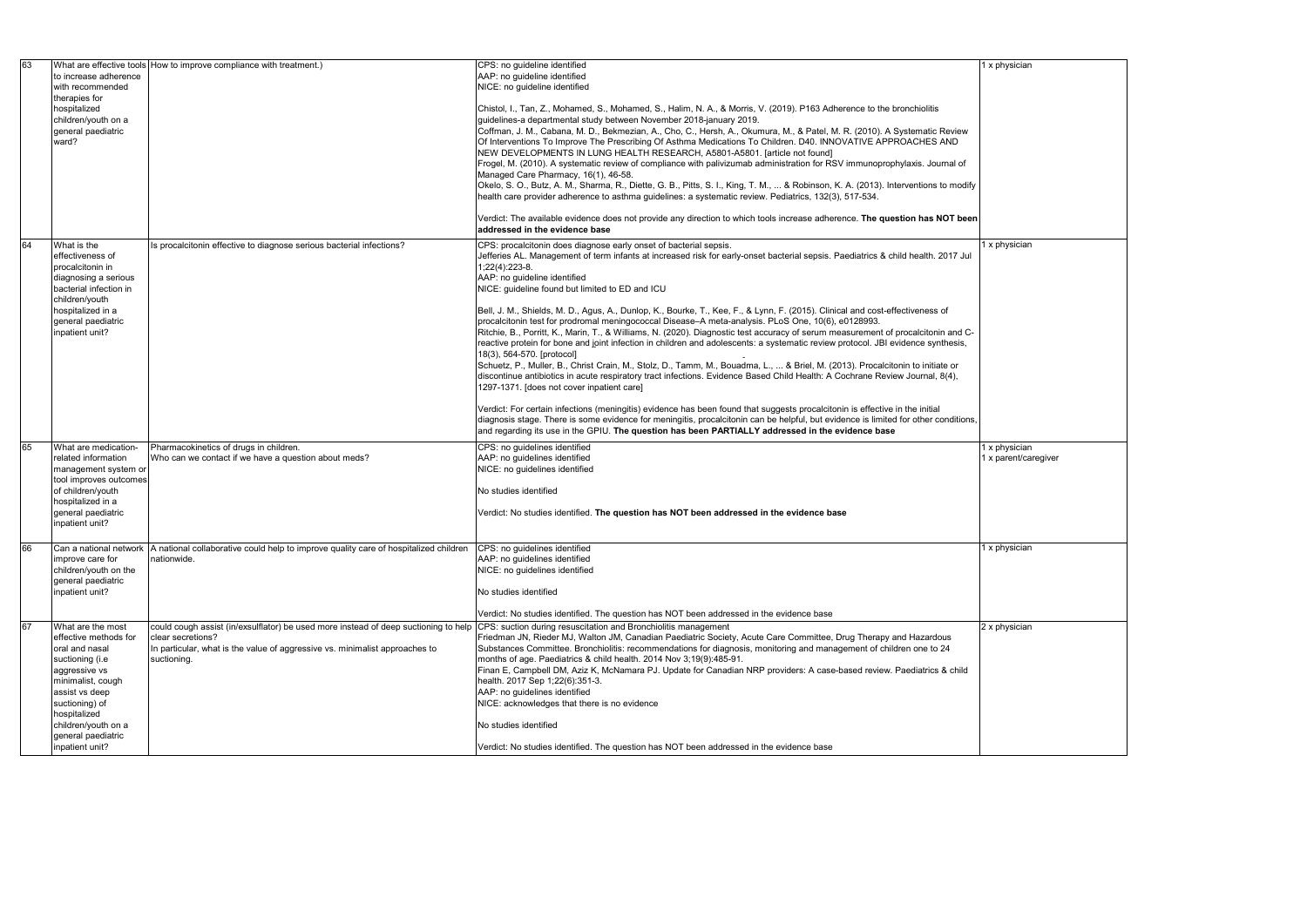| 63 | What are effective tools to increase adherence with recommended therapies for hospitalized children/youth on a general paediatric ward? | How to improve compliance with treatment.) | CPS: no guideline identified<br>AAP: no guideline identified<br>NICE: no guideline identified<br><br>Chistol, I., Tan, Z., Mohamed, S., Mohamed, S., Halim, N. A., & Morris, V. (2019). P163 Adherence to the bronchiolitis guidelines-a departmental study between November 2018-january 2019.<br>Coffman, J. M., Cabana, M. D., Bekmezian, A., Cho, C., Hersh, A., Okumura, M., & Patel, M. R. (2010). A Systematic Review Of Interventions To Improve The Prescribing Of Asthma Medications To Children. D40. INNOVATIVE APPROACHES AND NEW DEVELOPMENTS IN LUNG HEALTH RESEARCH, A5801-A5801. [article not found]<br>Frogel, M. (2010). A systematic review of compliance with palivizumab administration for RSV immunoprophylaxis. Journal of Managed Care Pharmacy, 16(1), 46-58.<br>Okelo, S. O., Butz, A. M., Sharma, R., Diette, G. B., Pitts, S. I., King, T. M., ... & Robinson, K. A. (2013). Interventions to modify health care provider adherence to asthma guidelines: a systematic review. Pediatrics, 132(3), 517-534.<br><br>Verdict: The available evidence does not provide any direction to which tools increase adherence. **The question has NOT been addressed in the evidence base** | 1 x physician |
|---|---|---|---|---|
| 64 | What is the effectiveness of procalcitonin in diagnosing a serious bacterial infection in children/youth hospitalized in a general paediatric inpatient unit? | Is procalcitonin effective to diagnose serious bacterial infections? | CPS: procalcitonin does diagnose early onset of bacterial sepsis.<br>Jefferies AL. Management of term infants at increased risk for early-onset bacterial sepsis. Paediatrics & child health. 2017 Jul 1;22(4):223-8.<br>AAP: no guideline identified<br>NICE: guideline found but limited to ED and ICU<br><br>Bell, J. M., Shields, M. D., Agus, A., Dunlop, K., Bourke, T., Kee, F., & Lynn, F. (2015). Clinical and cost-effectiveness of procalcitonin test for prodromal meningococcal Disease–A meta-analysis. PLoS One, 10(6), e0128993.<br>Ritchie, B., Porritt, K., Marin, T., & Williams, N. (2020). Diagnostic test accuracy of serum measurement of procalcitonin and C-reactive protein for bone and joint infection in children and adolescents: a systematic review protocol. JBI evidence synthesis, 18(3), 564-570. [protocol]<br>Schuetz, P., Muller, B., Christ Crain, M., Stolz, D., Tamm, M., Bouadma, L., ... & Briel, M. (2013). Procalcitonin to initiate or discontinue antibiotics in acute respiratory tract infections. Evidence Based Child Health: A Cochrane Review Journal, 8(4), 1297-1371. [does not cover inpatient care]<br><br>Verdict: For certain infections (meningitis) evidence has been found that suggests procalcitonin is effective in the initial diagnosis stage. There is some evidence for meningitis, procalcitonin can be helpful, but evidence is limited for other conditions, and regarding its use in the GPIU. **The question has been PARTIALLY addressed in the evidence base** | 1 x physician |
| 65 | What are medication-related information management system or tool improves outcomes of children/youth hospitalized in a general paediatric inpatient unit? | Pharmacokinetics of drugs in children.<br>Who can we contact if we have a question about meds? | CPS: no guidelines identified<br>AAP: no guidelines identified<br>NICE: no guidelines identified<br><br>No studies identified<br><br>Verdict: No studies identified. **The question has NOT been addressed in the evidence base** | 1 x physician<br>1 x parent/caregiver |
| 66 | Can a national network improve care for children/youth on the general paediatric inpatient unit? | A national collaborative could help to improve quality care of hospitalized children nationwide. | CPS: no guidelines identified<br>AAP: no guidelines identified<br>NICE: no guidelines identified<br><br>No studies identified<br><br>Verdict: No studies identified. The question has NOT been addressed in the evidence base | 1 x physician |
| 67 | What are the most effective methods for oral and nasal suctioning (i.e aggressive vs minimalist, cough assist vs deep suctioning) of hospitalized children/youth on a general paediatric inpatient unit? | could cough assist (in/exsufflator) be used more instead of deep suctioning to help clear secretions?<br>In particular, what is the value of aggressive vs. minimalist approaches to suctioning. | CPS: suction during resuscitation and Bronchiolitis management<br>Friedman JN, Rieder MJ, Walton JM, Canadian Paediatric Society, Acute Care Committee, Drug Therapy and Hazardous Substances Committee. Bronchiolitis: recommendations for diagnosis, monitoring and management of children one to 24 months of age. Paediatrics & child health. 2014 Nov 3;19(9):485-91.<br>Finan E, Campbell DM, Aziz K, McNamara PJ. Update for Canadian NRP providers: A case-based review. Paediatrics & child health. 2017 Sep 1;22(6):351-3.<br>AAP: no guidelines identified<br>NICE: acknowledges that there is no evidence<br><br>No studies identified<br><br>Verdict: No studies identified. The question has NOT been addressed in the evidence base | 2 x physician |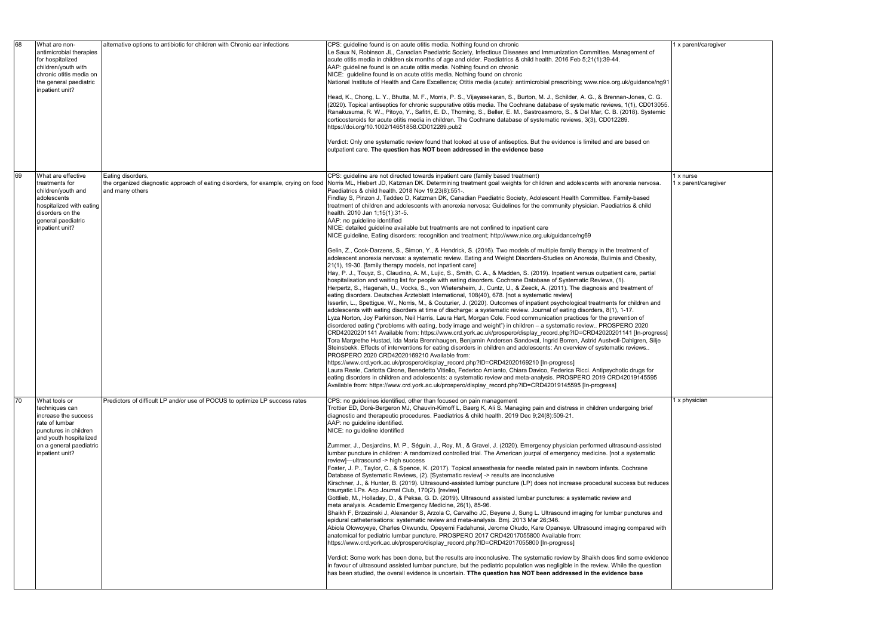| 68 | What are non-antimicrobial therapies for hospitalized children/youth with chronic otitis media on the general paediatric inpatient unit? | alternative options to antibiotic for children with Chronic ear infections | CPS: guideline found is on acute otitis media. Nothing found on chronic<br>Le Saux N, Robinson JL, Canadian Paediatric Society, Infectious Diseases and Immunization Committee. Management of acute otitis media in children six months of age and older. Paediatrics & child health. 2016 Feb 5;21(1):39-44.<br>AAP: guideline found is on acute otitis media. Nothing found on chronic<br>NICE: guideline found is on acute otitis media. Nothing found on chronic<br>National Institute of Health and Care Excellence; Otitis media (acute): antimicrobial prescribing; www.nice.org.uk/guidance/ng91<br><br>Head, K., Chong, L. Y., Bhutta, M. F., Morris, P. S., Vijayasekaran, S., Burton, M. J., Schilder, A. G., & Brennan-Jones, C. G. (2020). Topical antiseptics for chronic suppurative otitis media. The Cochrane database of systematic reviews, 1(1), CD013055.<br>Ranakusuma, R. W., Pitoyo, Y., Safitri, E. D., Thorning, S., Beller, E. M., Sastroasmoro, S., & Del Mar, C. B. (2018). Systemic corticosteroids for acute otitis media in children. The Cochrane database of systematic reviews, 3(3), CD012289. https://doi.org/10.1002/14651858.CD012289.pub2<br><br>Verdict: Only one systematic review found that looked at use of antiseptics. But the evidence is limited and are based on outpatient care. **The question has NOT been addressed in the evidence base** | 1 x parent/caregiver |
|---|---|---|---|---|
| 69 | What are effective treatments for children/youth and adolescents hospitalized with eating disorders on the general paediatric inpatient unit? | Eating disorders,<br>the organized diagnostic approach of eating disorders, for example, crying on food and many others | CPS: guideline are not directed towards inpatient care (family based treatment)<br>Norris ML, Hiebert JD, Katzman DK. Determining treatment goal weights for children and adolescents with anorexia nervosa. Paediatrics & child health. 2018 Nov 19;23(8):551-.<br>Findlay S, Pinzon J, Taddeo D, Katzman DK, Canadian Paediatric Society, Adolescent Health Committee. Family-based treatment of children and adolescents with anorexia nervosa: Guidelines for the community physician. Paediatrics & child health. 2010 Jan 1;15(1):31-5.<br>AAP: no guideline identified<br>NICE: detailed guideline available but treatments are not confined to inpatient care<br>NICE guideline, Eating disorders: recognition and treatment; http://www.nice.org.uk/guidance/ng69<br><br>Gelin, Z., Cook-Darzens, S., Simon, Y., & Hendrick, S. (2016). Two models of multiple family therapy in the treatment of adolescent anorexia nervosa: a systematic review. Eating and Weight Disorders-Studies on Anorexia, Bulimia and Obesity, 21(1), 19-30. [family therapy models, not inpatient care]<br>Hay, P. J., Touyz, S., Claudino, A. M., Lujic, S., Smith, C. A., & Madden, S. (2019). Inpatient versus outpatient care, partial hospitalisation and waiting list for people with eating disorders. Cochrane Database of Systematic Reviews, (1).<br>Herpertz, S., Hagenah, U., Vocks, S., von Wietersheim, J., Cuntz, U., & Zeeck, A. (2011). The diagnosis and treatment of eating disorders. Deutsches Ärzteblatt International, 108(40), 678. [not a systematic review]<br>Isserlin, L., Spettigue, W., Norris, M., & Couturier, J. (2020). Outcomes of inpatient psychological treatments for children and adolescents with eating disorders at time of discharge: a systematic review. Journal of eating disorders, 8(1), 1-17.<br>Lyza Norton, Joy Parkinson, Neil Harris, Laura Hart, Morgan Cole. Food communication practices for the prevention of disordered eating ("problems with eating, body image and weight") in children – a systematic review.. PROSPERO 2020 CRD42020201141 Available from: https://www.crd.york.ac.uk/prospero/display_record.php?ID=CRD42020201141 [In-progress]<br>Tora Margrethe Hustad, Ida Maria Brennhaugen, Benjamin Andersen Sandoval, Ingrid Borren, Astrid Austvoll-Dahlgren, Silje Steinsbekk. Effects of interventions for eating disorders in children and adolescents: An overview of systematic reviews.. PROSPERO 2020 CRD42020169210 Available from: https://www.crd.york.ac.uk/prospero/display_record.php?ID=CRD42020169210 [In-progress]<br>Laura Reale, Carlotta Cirone, Benedetto Vitiello, Federico Amianto, Chiara Davico, Federica Ricci. Antipsychotic drugs for eating disorders in children and adolescents: a systematic review and meta-analysis. PROSPERO 2019 CRD42019145595 Available from: https://www.crd.york.ac.uk/prospero/display_record.php?ID=CRD42019145595 [In-progress] | 1 x nurse<br>1 x parent/caregiver |
| 70 | What tools or techniques can increase the success rate of lumbar punctures in children and youth hospitalized on a general paediatric inpatient unit? | Predictors of difficult LP and/or use of POCUS to optimize LP success rates | CPS: no guidelines identified, other than focused on pain management<br>Trottier ED, Doré-Bergeron MJ, Chauvin-Kimoff L, Baerg K, Ali S. Managing pain and distress in children undergoing brief diagnostic and therapeutic procedures. Paediatrics & child health. 2019 Dec 9;24(8):509-21.<br>AAP: no guideline identified.<br>NICE: no guideline identified<br><br>Zummer, J., Desjardins, M. P., Séguin, J., Roy, M., & Gravel, J. (2020). Emergency physician performed ultrasound-assisted lumbar puncture in children: A randomized controlled trial. The American journal of emergency medicine. [not a systematic review]—ultrasound -> high success<br>Foster, J. P., Taylor, C., & Spence, K. (2017). Topical anaesthesia for needle related pain in newborn infants. Cochrane Database of Systematic Reviews, (2). [Systematic review] -> results are inconclusive<br>Kirschner, J., & Hunter, B. (2019). Ultrasound-assisted lumbar puncture (LP) does not increase procedural success but reduces traumatic LPs. Acp Journal Club, 170(2). [review]<br>Gottlieb, M., Holladay, D., & Peksa, G. D. (2019). Ultrasound assisted lumbar punctures: a systematic review and meta analysis. Academic Emergency Medicine, 26(1), 85-96.<br>Shaikh F, Brzezinski J, Alexander S, Arzola C, Carvalho JC, Beyene J, Sung L. Ultrasound imaging for lumbar punctures and epidural catheterisations: systematic review and meta-analysis. Bmj. 2013 Mar 26;346.<br>Abiola Olowoyeye, Charles Okwundu, Opeyemi Fadahunsi, Jerome Okudo, Kare Opaneye. Ultrasound imaging compared with anatomical for pediatric lumbar puncture. PROSPERO 2017 CRD42017055800 Available from: https://www.crd.york.ac.uk/prospero/display_record.php?ID=CRD42017055800 [In-progress]<br><br>Verdict: Some work has been done, but the results are inconclusive. The systematic review by Shaikh does find some evidence in favour of ultrasound assisted lumbar puncture, but the pediatric population was negligible in the review. While the question has been studied, the overall evidence is uncertain. **TThe question has NOT been addressed in the evidence base** | 1 x physician |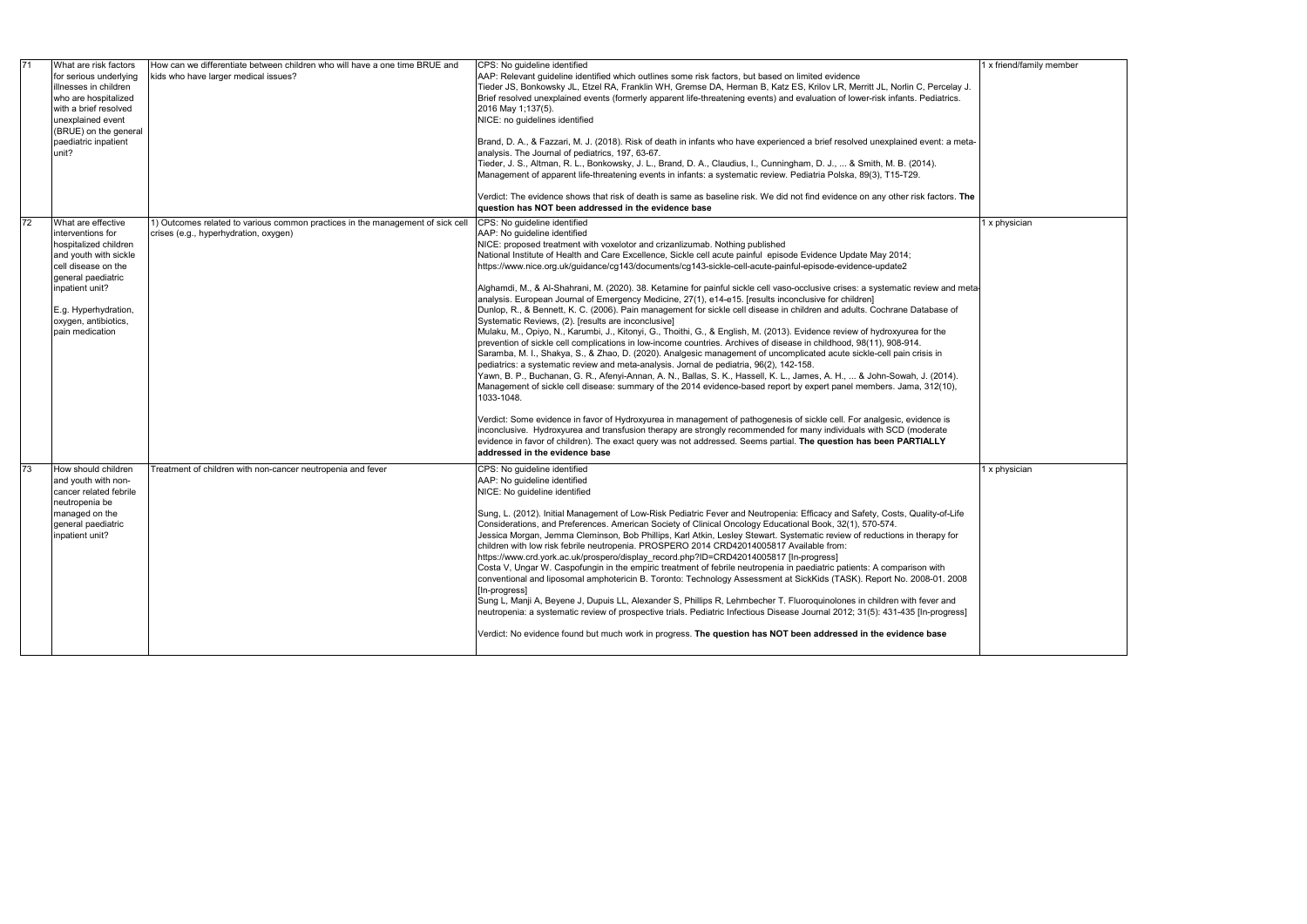| 71 | What are risk factors for serious underlying illnesses in children who are hospitalized with a brief resolved unexplained event (BRUE) on the general paediatric inpatient unit? | How can we differentiate between children who will have a one time BRUE and kids who have larger medical issues? | CPS: No guideline identified<br>AAP: Relevant guideline identified which outlines some risk factors, but based on limited evidence<br>Tieder JS, Bonkowsky JL, Etzel RA, Franklin WH, Gremse DA, Herman B, Katz ES, Krilov LR, Merritt JL, Norlin C, Percelay J. Brief resolved unexplained events (formerly apparent life-threatening events) and evaluation of lower-risk infants. Pediatrics. 2016 May 1;137(5).<br>NICE: no guidelines identified<br><br>Brand, D. A., & Fazzari, M. J. (2018). Risk of death in infants who have experienced a brief resolved unexplained event: a meta-analysis. The Journal of pediatrics, 197, 63-67.<br>Tieder, J. S., Altman, R. L., Bonkowsky, J. L., Brand, D. A., Claudius, I., Cunningham, D. J., ... & Smith, M. B. (2014). Management of apparent life-threatening events in infants: a systematic review. Pediatria Polska, 89(3), T15-T29.<br><br>Verdict: The evidence shows that risk of death is same as baseline risk. We did not find evidence on any other risk factors. **The question has NOT been addressed in the evidence base** | 1 x friend/family member |
|---|---|---|---|---|
| 72 | What are effective interventions for hospitalized children and youth with sickle cell disease on the general paediatric inpatient unit?<br><br>E.g. Hyperhydration, oxygen, antibiotics, pain medication | 1) Outcomes related to various common practices in the management of sick cell crises (e.g., hyperhydration, oxygen) | CPS: No guideline identified<br>AAP: No guideline identified<br>NICE: proposed treatment with voxelotor and crizanlizumab. Nothing published<br>National Institute of Health and Care Excellence, Sickle cell acute painful episode Evidence Update May 2014; https://www.nice.org.uk/guidance/cg143/documents/cg143-sickle-cell-acute-painful-episode-evidence-update2<br><br>Alghamdi, M., & Al-Shahrani, M. (2020). 38. Ketamine for painful sickle cell vaso-occlusive crises: a systematic review and meta-analysis. European Journal of Emergency Medicine, 27(1), e14-e15. [results inconclusive for children]<br>Dunlop, R., & Bennett, K. C. (2006). Pain management for sickle cell disease in children and adults. Cochrane Database of Systematic Reviews, (2). [results are inconclusive]<br>Mulaku, M., Opiyo, N., Karumbi, J., Kitonyi, G., Thoithi, G., & English, M. (2013). Evidence review of hydroxyurea for the prevention of sickle cell complications in low-income countries. Archives of disease in childhood, 98(11), 908-914.<br>Saramba, M. I., Shakya, S., & Zhao, D. (2020). Analgesic management of uncomplicated acute sickle-cell pain crisis in pediatrics: a systematic review and meta-analysis. Jornal de pediatria, 96(2), 142-158.<br>Yawn, B. P., Buchanan, G. R., Afenyi-Annan, A. N., Ballas, S. K., Hassell, K. L., James, A. H., ... & John-Sowah, J. (2014). Management of sickle cell disease: summary of the 2014 evidence-based report by expert panel members. Jama, 312(10), 1033-1048.<br><br>Verdict: Some evidence in favor of Hydroxyurea in management of pathogenesis of sickle cell. For analgesic, evidence is inconclusive. Hydroxyurea and transfusion therapy are strongly recommended for many individuals with SCD (moderate evidence in favor of children). The exact query was not addressed. Seems partial. **The question has been PARTIALLY addressed in the evidence base** | 1 x physician |
| 73 | How should children and youth with non-cancer related febrile neutropenia be managed on the general paediatric inpatient unit? | Treatment of children with non-cancer neutropenia and fever | CPS: No guideline identified<br>AAP: No guideline identified<br>NICE: No guideline identified<br><br>Sung, L. (2012). Initial Management of Low-Risk Pediatric Fever and Neutropenia: Efficacy and Safety, Costs, Quality-of-Life Considerations, and Preferences. American Society of Clinical Oncology Educational Book, 32(1), 570-574.<br>Jessica Morgan, Jemma Cleminson, Bob Phillips, Karl Atkin, Lesley Stewart. Systematic review of reductions in therapy for children with low risk febrile neutropenia. PROSPERO 2014 CRD42014005817 Available from: https://www.crd.york.ac.uk/prospero/display_record.php?ID=CRD42014005817 [In-progress]<br>Costa V, Ungar W. Caspofungin in the empiric treatment of febrile neutropenia in paediatric patients: A comparison with conventional and liposomal amphotericin B. Toronto: Technology Assessment at SickKids (TASK). Report No. 2008-01. 2008 [In-progress]<br>Sung L, Manji A, Beyene J, Dupuis LL, Alexander S, Phillips R, Lehrnbecher T. Fluoroquinolones in children with fever and neutropenia: a systematic review of prospective trials. Pediatric Infectious Disease Journal 2012; 31(5): 431-435 [In-progress]<br><br>Verdict: No evidence found but much work in progress. **The question has NOT been addressed in the evidence base** | 1 x physician |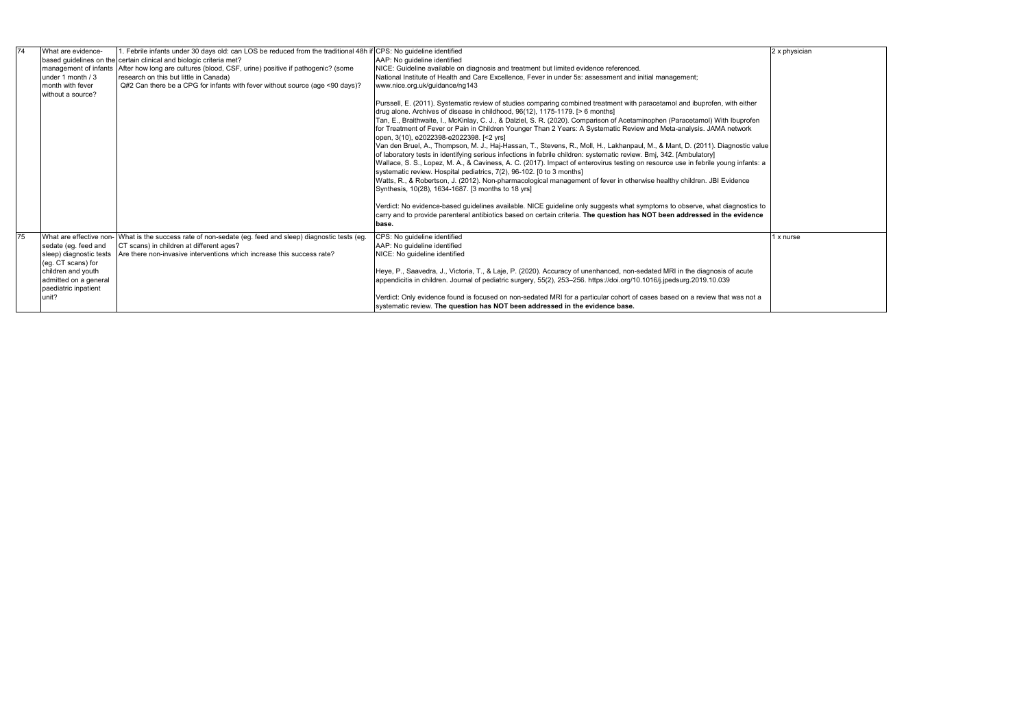| 74 | What are evidence-based guidelines on the management of infants under 1 month / 3 month with fever without a source? | 1. Febrile infants under 30 days old: can LOS be reduced from the traditional 48h if certain clinical and biologic criteria met?<br>After how long are cultures (blood, CSF, urine) positive if pathogenic? (some research on this but little in Canada)<br>Q#2 Can there be a CPG for infants with fever without source (age <90 days)? | CPS: No guideline identified<br>AAP: No guideline identified<br>NICE: Guideline available on diagnosis and treatment but limited evidence referenced.<br>National Institute of Health and Care Excellence, Fever in under 5s: assessment and initial management; www.nice.org.uk/guidance/ng143<br><br>Purssell, E. (2011). Systematic review of studies comparing combined treatment with paracetamol and ibuprofen, with either drug alone. Archives of disease in childhood, 96(12), 1175-1179. [> 6 months]<br>Tan, E., Braithwaite, I., McKinlay, C. J., & Dalziel, S. R. (2020). Comparison of Acetaminophen (Paracetamol) With Ibuprofen for Treatment of Fever or Pain in Children Younger Than 2 Years: A Systematic Review and Meta-analysis. JAMA network open, 3(10), e2022398-e2022398. [<2 yrs]<br>Van den Bruel, A., Thompson, M. J., Haj-Hassan, T., Stevens, R., Moll, H., Lakhanpaul, M., & Mant, D. (2011). Diagnostic value of laboratory tests in identifying serious infections in febrile children: systematic review. Bmj, 342. [Ambulatory]<br>Wallace, S. S., Lopez, M. A., & Caviness, A. C. (2017). Impact of enterovirus testing on resource use in febrile young infants: a systematic review. Hospital pediatrics, 7(2), 96-102. [0 to 3 months]<br>Watts, R., & Robertson, J. (2012). Non-pharmacological management of fever in otherwise healthy children. JBI Evidence Synthesis, 10(28), 1634-1687. [3 months to 18 yrs]<br><br>Verdict: No evidence-based guidelines available. NICE guideline only suggests what symptoms to observe, what diagnostics to carry and to provide parenteral antibiotics based on certain criteria. **The question has NOT been addressed in the evidence base.** | 2 x physician |
|---|---|---|---|---|
| 75 | What are effective non-sedate (eg. feed and sleep) diagnostic tests (eg. CT scans) for children and youth admitted on a general paediatric inpatient unit? | What is the success rate of non-sedate (eg. feed and sleep) diagnostic tests (eg. CT scans) in children at different ages?<br>Are there non-invasive interventions which increase this success rate? | CPS: No guideline identified<br>AAP: No guideline identified<br>NICE: No guideline identified<br><br>Heye, P., Saavedra, J., Victoria, T., & Laje, P. (2020). Accuracy of unenhanced, non-sedated MRI in the diagnosis of acute appendicitis in children. Journal of pediatric surgery, 55(2), 253–256. https://doi.org/10.1016/j.jpedsurg.2019.10.039<br><br>Verdict: Only evidence found is focused on non-sedated MRI for a particular cohort of cases based on a review that was not a systematic review. **The question has NOT been addressed in the evidence base.** | 1 x nurse |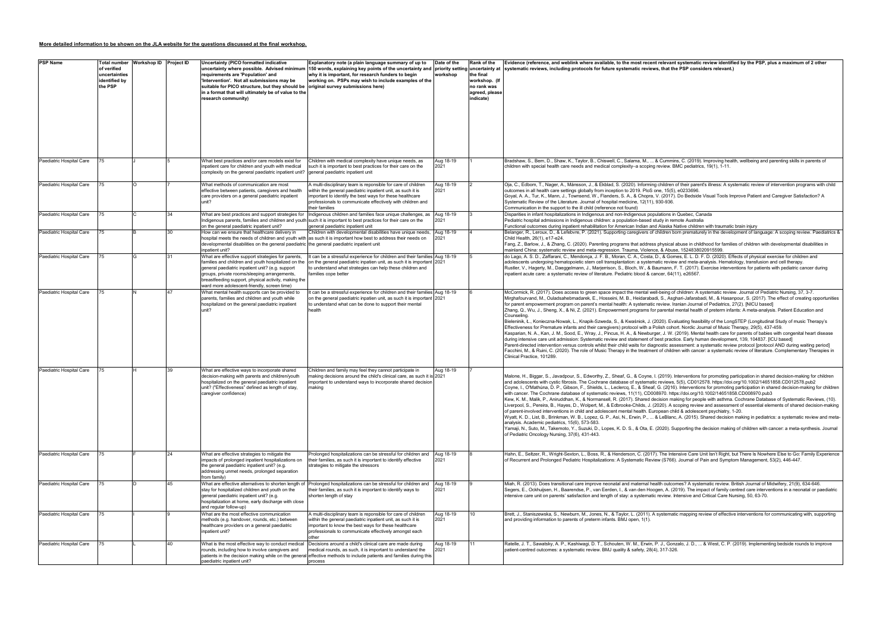**More detailed information to be shown on the JLA website for the questions discussed at the final workshop.**

| PSP Name | Total number of verified uncertainties identified by the PSP | Workshop ID | Project ID | Uncertainty (PICO formatted indicative uncertainty where possible. Advised minimum requirements are 'Population' and 'Intervention'. Not all submissions may be suitable for PICO structure, but they should be in a format that will ultimately be of value to the research community) | Explanatory note (a plain language summary of up to 150 words, explaining key points of the uncertainty and why it is important, for research funders to begin working on. PSPs may wish to include examples of the original survey submissions here) | Date of the priority setting workshop | Rank of the uncertainty at the final workshop. (If no rank was agreed, please indicate) | Evidence (reference, and weblink where available, to the most recent relevant systematic review identified by the PSP, plus a maximum of 2 other systematic reviews, including protocols for future systematic reviews, that the PSP considers relevant.) |
|---|---|---|---|---|---|---|---|---|
| Paediatric Hospital Care | 75 | J | 5 | What best practices and/or care models exist for inpatient care for children and youth with medical complexity on the general paediatric inpatient unit? | Children with medical complexity have unique needs, as such it is important to best practices for their care on the general paediatric inpatient unit | Aug 18-19 2021 | 1 | Bradshaw, S., Bem, D., Shaw, K., Taylor, B., Chiswell, C., Salama, M., ... & Cummins, C. (2019). Improving health, wellbeing and parenting skills in parents of children with special health care needs and medical complexity--a scoping review. BMC pediatrics, 19(1), 1-11. |
| Paediatric Hospital Care | 75 | O | 7 | What methods of communication are most effective between patients, caregivers and health care providers on a general paediatric inpatient unit? | A multi-disciplinary team is reponsible for care of children within the general paediatric inpatient unit, as such it is important to identify the best ways for these healthcare professionals to communicate effectively with children and their families | Aug 18-19 2021 | 2 | Oja, C., Edbom, T., Nager, A., Månsson, J., & Ekblad, S. (2020). Informing children of their parent's illness: A systematic review of intervention programs with child outcomes in all health care settings globally from inception to 2019. PloS one, 15(5), e0233696.<br>Goyal, A. A., Tur, K., Mann, J., Townsend, W., Flanders, S. A., & Chopra, V. (2017). Do Bedside Visual Tools Improve Patient and Caregiver Satisfaction? A Systematic Review of the Literature. Journal of hospital medicine, 12(11), 930-936.<br>Communication in the support to the ill child (reference not found) |
| Paediatric Hospital Care | 75 | C | 34 | What are best practices and support strategies for Indigenous parents, families and children and youth on the general paediatric inpatient unit? | Indigenous children and families face unique challenges, as such it is important to best practices for their care on the general paediatric inpatient unit | Aug 18-19 2021 | 3 | Disparities in infant hospitalizations in Indigenous and non-Indigenous populations in Quebec, Canada<br>Pediatric hospital admissions in Indigenous children: a population-based study in remote Australia<br>Functional outcomes during inpatient rehabilitation for American Indian and Alaska Native children with traumatic brain injury |
| Paediatric Hospital Care | 75 | B | 30 | How can we ensure that healthcare delivery in hospital meets the needs of children and youth with developmental disabilities on the general paediatric inpatient unit? | Children with developmental disabilities have unique needs, as such it is important how best to address their needs on the general paediatric inpatient unit | Aug 18-19 2021 | 4 | Belanger, R., Leroux, D., & Lefebvre, P. (2021). Supporting caregivers of children born prematurely in the development of language: A scoping review. Paediatrics & Child Health, 26(1), e17-e24.<br>Fang, Z., Barlow, J., & Zhang, C. (2020). Parenting programs that address physical abuse in childhood for families of children with developmental disabilities in mainland China: systematic review and meta-regression. Trauma, Violence, & Abuse, 1524838020915599. |
| Paediatric Hospital Care | 75 | G | 31 | What are effective support strategies for parents, families and children and youth hospitalized on the general paediatric inpatient unit? (e.g. support groups, private rooms/sleeping arrangements, breastfeeding support, physical activity, making the ward more adolescent-friendly, screen time) | It can be a stressful experience for children and their families on the general paediatric inpatien unit, as such it is important to understand what strategies can help these children and families cope better | Aug 18-19 2021 | 5 | do Lago, A. S. D., Zaffarani, C., Mendonça, J. F. B., Moran, C. A., Costa, D., & Gomes, E. L. D. F. D. (2020). Effects of physical exercise for children and adolescents undergoing hematopoietic stem cell transplantation: a systematic review and meta-analysis. Hematology, transfusion and cell therapy.<br>Rustler, V., Hagerty, M., Daeggelmann, J., Marjerrison, S., Bloch, W., & Baumann, F. T. (2017). Exercise interventions for patients with pediatric cancer during inpatient acute care: a systematic review of literature. Pediatric blood & cancer, 64(11), e26567. |
| Paediatric Hospital Care | 75 | N | 47 | What mental health supports can be provided to parents, families and children and youth while hospitalized on the general paediatric inpatient unit? | It can be a stressful experience for children and their families on the general paediatric inpatien unit, as such it is important to understand what can be done to support their mental health | Aug 18-19 2021 | 6 | McCormick, R. (2017). Does access to green space impact the mental well-being of children: A systematic review. Journal of Pediatric Nursing, 37, 3-7.<br>Mirghafourvand, M., Ouladsahebmadarek, E., Hosseini, M. B., Heidarabadi, S., Asghari-Jafarabadi, M., & Hasanpour, S. (2017). The effect of creating opportunities for parent empowerment program on parent's mental health: A systematic review. Iranian Journal of Pediatrics, 27(2). [NICU based]<br>Zhang, Q., Wu, J., Sheng, X., & Ni, Z. (2021). Empowerment programs for parental mental health of preterm infants: A meta-analysis. Patient Education and Counseling.<br>Bieleninik, Ł., Konieczna-Nowak, L., Knapik-Szweda, S., & Kwaśniok, J. (2020). Evaluating feasibility of the LongSTEP (Longitudinal Study of music Therapy's Effectiveness for Premature infants and their caregivers) protocol with a Polish cohort. Nordic Journal of Music Therapy, 29(5), 437-459.<br>Kasparian, N. A., Kan, J. M., Sood, E., Wray, J., Pincus, H. A., & Newburger, J. W. (2019). Mental health care for parents of babies with congenital heart disease during intensive care unit admission: Systematic review and statement of best practice. Early human development, 139, 104837. [ICU based]<br>Parent-directed intervention versus controls whilst their child waits for diagnostic assessment: a systematic review protocol [protocol AND during waiting period]<br>Facchini, M., & Ruini, C. (2020). The role of Music Therapy in the treatment of children with cancer: a systematic review of literature. Complementary Therapies in Clinical Practice, 101289. |
| Paediatric Hospital Care | 75 | H | 39 | What are effective ways to incorporate shared decision-making with parents and children/youth hospitalized on the general paediatric inpatient unit? ("Effectiveness" defined as length of stay, caregiver confidence) | Children and family may feel they cannot participate in making decisions around the child's clinical care, as such it is important to understand ways to incorporate shared decision making | Aug 18-19 2021 | 7 | Malone, H., Biggar, S., Javadpour, S., Edworthy, Z., Sheaf, G., & Coyne, I. (2019). Interventions for promoting participation in shared decision-making for children and adolescents with cystic fibrosis. The Cochrane database of systematic reviews, 5(5), CD012578. https://doi.org/10.1002/14651858.CD012578.pub2<br>Coyne, I., O'Mathúna, D. P., Gibson, F., Shields, L., Leclercq, E., & Sheaf, G. (2016). Interventions for promoting participation in shared decision-making for children with cancer. The Cochrane database of systematic reviews, 11(11), CD008970. https://doi.org/10.1002/14651858.CD008970.pub3<br>Kew, K. M., Malik, P., Aniruddhan, K., & Normansell, R. (2017). Shared decision making for people with asthma. Cochrane Database of Systematic Reviews, (10).<br>Liverpool, S., Pereira, B., Hayes, D., Wolpert, M., & Edbrooke-Childs, J. (2020). A scoping review and assessment of essential elements of shared decision-making of parent-involved interventions in child and adolescent mental health. European child & adolescent psychiatry, 1-20.<br>Wyatt, K. D., List, B., Brinkman, W. B., Lopez, G. P., Asi, N., Erwin, P., ... & LeBlanc, A. (2015). Shared decision making in pediatrics: a systematic review and meta-analysis. Academic pediatrics, 15(6), 573-583.<br>Yamaji, N., Suto, M., Takemoto, Y., Suzuki, D., Lopes, K. D. S., & Ota, E. (2020). Supporting the decision making of children with cancer: a meta-synthesis. Journal of Pediatric Oncology Nursing, 37(6), 431-443. |
| Paediatric Hospital Care | 75 | F | 24 | What are effective strategies to mitigate the impacts of prolonged inpatient hospitalizations on the general paediatric inpatient unit? (e.g. addressing unmet needs, prolonged separation from family) | Prolonged hospitalizations can be stressful for children and their families, as such it is important to identify effective strategies to mitigate the stressors | Aug 18-19 2021 | 8 | Hahn, E., Seltzer, R., Wright-Sexton, L., Boss, R., & Henderson, C. (2017). The Intensive Care Unit Isn't Right, but There Is Nowhere Else to Go: Family Experience of Recurrent and Prolonged Pediatric Hospitalizations: A Systematic Review (S766). Journal of Pain and Symptom Management, 53(2), 446-447. |
| Paediatric Hospital Care | 75 | D | 45 | What are effective alternatives to shorten length of stay for hospitalized children and youth on the general paediatric inpatient unit? (e.g. hospitalization at home, early discharge with close and regular follow-up) | Prolonged hospitalizations can be stressful for children and their families, as such it is important to identify ways to shorten length of stay | Aug 18-19 2021 | 9 | Miah, R. (2013). Does transitional care improve neonatal and maternal health outcomes? A systematic review. British Journal of Midwifery, 21(9), 634-646.<br>Segers, E., Ockhuijsen, H., Baarendse, P., van Eerden, I., & van den Hoogen, A. (2019). The impact of family centred care interventions in a neonatal or paediatric intensive care unit on parents' satisfaction and length of stay: a systematic review. Intensive and Critical Care Nursing, 50, 63-70. |
| Paediatric Hospital Care | 75 | I | 9 | What are the most effective communication methods (e.g. handover, rounds, etc.) between healthcare providers on a general paediatric inpatient unit? | A multi-disciplinary team is reponsible for care of children within the general paediatric inpatient unit, as such it is important to know the best ways for these healthcare professionals to communicate effectively amongst each other | Aug 18-19 2021 | 10 | Brett, J., Staniszewska, S., Newburn, M., Jones, N., & Taylor, L. (2011). A systematic mapping review of effective interventions for communicating with, supporting and providing information to parents of preterm infants. BMJ open, 1(1). |
| Paediatric Hospital Care | 75 | L | 40 | What is the most effective way to conduct medical rounds, including how to involve caregivers and patients in the decision making while on the general paediatric inpatient unit? | Decisions around a child's clinical care are made during medical rounds, as such, it is important to understand the effective methods to include patients and families during this process | Aug 18-19 2021 | 11 | Ratelle, J. T., Sawatsky, A. P., Kashiwagi, D. T., Schouten, W. M., Erwin, P. J., Gonzalo, J. D., ... & West, C. P. (2019). Implementing bedside rounds to improve patient-centred outcomes: a systematic review. BMJ quality & safety, 28(4), 317-326. |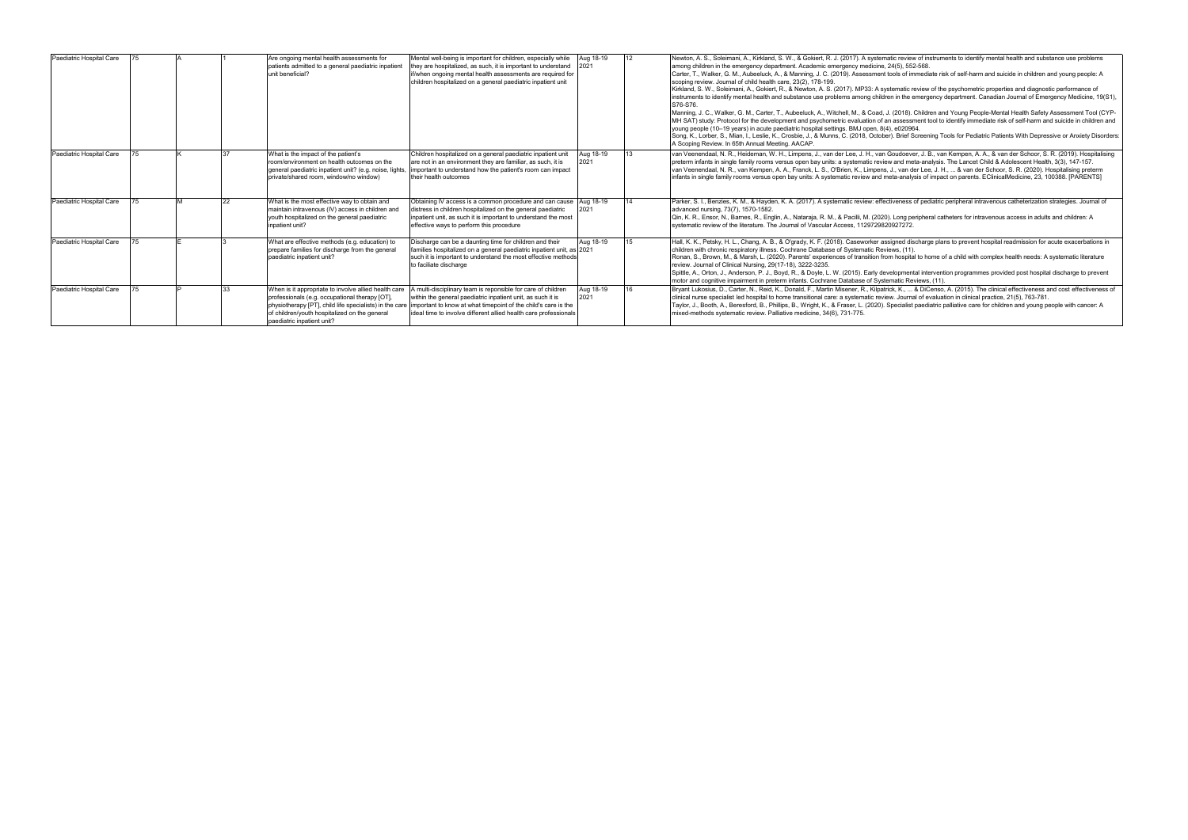| | | | | | | | | |
|---|---|---|---|---|---|---|---|---|
| Paediatric Hospital Care | 75 | A | 1 | Are ongoing mental health assessments for patients admitted to a general paediatric inpatient unit beneficial? | Mental well-being is important for children, especially while they are hospitalized, as such, it is important to understand if/when ongoing mental health assessments are required for children hospitalized on a general paediatric inpatient unit | Aug 18-19 2021 | 12 | Newton, A. S., Soleimani, A., Kirkland, S. W., & Gokiert, R. J. (2017). A systematic review of instruments to identify mental health and substance use problems among children in the emergency department. Academic emergency medicine, 24(5), 552-568.<br>Carter, T., Walker, G. M., Aubeeluck, A., & Manning, J. C. (2019). Assessment tools of immediate risk of self-harm and suicide in children and young people: A scoping review. Journal of child health care, 23(2), 178-199.<br>Kirkland, S. W., Soleimani, A., Gokiert, R., & Newton, A. S. (2017). MP33: A systematic review of the psychometric properties and diagnostic performance of instruments to identify mental health and substance use problems among children in the emergency department. Canadian Journal of Emergency Medicine, 19(S1), S76-S76.<br>Manning, J. C., Walker, G. M., Carter, T., Aubeeluck, A., Witchell, M., & Coad, J. (2018). Children and Young People-Mental Health Safety Assessment Tool (CYP-MH SAT) study: Protocol for the development and psychometric evaluation of an assessment tool to identify immediate risk of self-harm and suicide in children and young people (10–19 years) in acute paediatric hospital settings. BMJ open, 8(4), e020964.<br>Song, K., Lorber, S., Mian, I., Leslie, K., Crosbie, J., & Munns, C. (2018, October). Brief Screening Tools for Pediatric Patients With Depressive or Anxiety Disorders: A Scoping Review. In 65th Annual Meeting. AACAP. |
| Paediatric Hospital Care | 75 | K | 37 | What is the impact of the patient's room/environment on health outcomes on the general paediatric inpatient unit? (e.g. noise, lights, private/shared room, window/no window) | Children hospitalized on a general paediatric inpatient unit are not in an environment they are familiar with, as such, it is important to understand how the patient's room can impact their health outcomes | Aug 18-19 2021 | 13 | van Veenendaal, N. R., Heideman, W. H., Limpens, J., van der Lee, J. H., van Goudoever, J. B., van Kempen, A. A., & van der Schoor, S. R. (2019). Hospitalising preterm infants in single family rooms versus open bay units: a systematic review and meta-analysis. The Lancet Child & Adolescent Health, 3(3), 147-157.<br>van Veenendaal, N. R., van Kempen, A. A., Franck, L. S., O'Brien, K., Limpens, J., van der Lee, J. H., ... & van der Schoor, S. R. (2020). Hospitalising preterm infants in single family rooms versus open bay units: A systematic review and meta-analysis of impact on parents. EClinicalMedicine, 23, 100388. [PARENTS] |
| Paediatric Hospital Care | 75 | M | 22 | What is the most effective way to obtain and maintain intravenous (IV) access in children and youth hospitalized on the general paediatric inpatient unit? | Obtaining IV access is a common procedure and can cause distress in children hospitalized on the general paediatric inpatient unit, as such it is important to understand the most effective ways to perform this procedure | Aug 18-19 2021 | 14 | Parker, S. I., Benzies, K. M., & Hayden, K. A. (2017). A systematic review: effectiveness of pediatric peripheral intravenous catheterization strategies. Journal of advanced nursing, 73(7), 1570-1582.<br>Qin, K. R., Ensor, N., Barnes, R., Englin, A., Nataraja, R. M., & Pacilli, M. (2020). Long peripheral catheters for intravenous access in adults and children: A systematic review of the literature. The Journal of Vascular Access, 1129729820927272. |
| Paediatric Hospital Care | 75 | E | 3 | What are effective methods (e.g. education) to prepare families for discharge from the general paediatric inpatient unit? | Discharge can be a daunting time for children and their families hospitalized on a general paediatric inpatient unit, as such it is important to understand the most effective methods to faciliate discharge | Aug 18-19 2021 | 15 | Hall, K. K., Petsky, H. L., Chang, A. B., & O'grady, K. F. (2018). Caseworker assigned discharge plans to prevent hospital readmission for acute exacerbations in children with chronic respiratory illness. Cochrane Database of Systematic Reviews, (11).<br>Ronan, S., Brown, M., & Marsh, L. (2020). Parents' experiences of transition from hospital to home of a child with complex health needs: A systematic literature review. Journal of Clinical Nursing, 29(17-18), 3222-3235.<br>Spittle, A., Orton, J., Anderson, P. J., Boyd, R., & Doyle, L. W. (2015). Early developmental intervention programmes provided post hospital discharge to prevent motor and cognitive impairment in preterm infants. Cochrane Database of Systematic Reviews, (11). |
| Paediatric Hospital Care | 75 | P | 33 | When is it appropriate to involve allied health care professionals (e.g. occupational therapy [OT], physiotherapy [PT], child life specialists) in the care of children/youth hospitalized on the general paediatric inpatient unit? | A multi-disciplinary team is reponsible for care of children within the general paediatric inpatient unit, as such it is important to know at what timepoint of the child's care is the ideal time to involve different allied health care professionals | Aug 18-19 2021 | 16 | Bryant Lukosius, D., Carter, N., Reid, K., Donald, F., Martin Misener, R., Kilpatrick, K., ... & DiCenso, A. (2015). The clinical effectiveness and cost effectiveness of clinical nurse specialist led hospital to home transitional care: a systematic review. Journal of evaluation in clinical practice, 21(5), 763-781.<br>Taylor, J., Booth, A., Beresford, B., Phillips, B., Wright, K., & Fraser, L. (2020). Specialist paediatric palliative care for children and young people with cancer: A mixed-methods systematic review. Palliative medicine, 34(6), 731-775. |